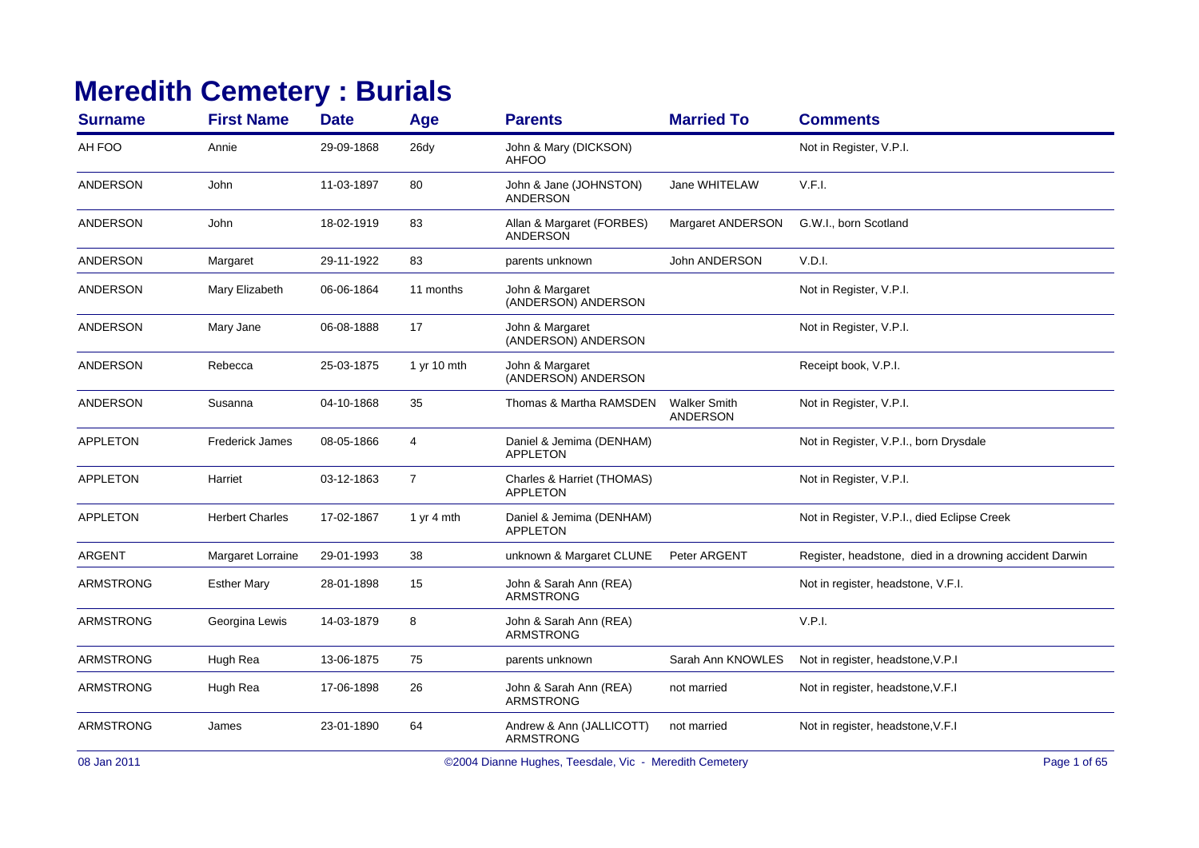# Meredith Cemetery : Burials

| Surname | First Name | Date | Age | Parents | Married To | Comments |
|---|---|---|---|---|---|---|
| AH FOO | Annie | 29-09-1868 | 26dy | John & Mary (DICKSON) AHFOO | | Not in Register, V.P.I. |
| ANDERSON | John | 11-03-1897 | 80 | John & Jane (JOHNSTON) ANDERSON | Jane WHITELAW | V.F.I. |
| ANDERSON | John | 18-02-1919 | 83 | Allan & Margaret (FORBES) ANDERSON | Margaret ANDERSON | G.W.I., born Scotland |
| ANDERSON | Margaret | 29-11-1922 | 83 | parents unknown | John ANDERSON | V.D.I. |
| ANDERSON | Mary Elizabeth | 06-06-1864 | 11 months | John & Margaret (ANDERSON) ANDERSON | | Not in Register, V.P.I. |
| ANDERSON | Mary Jane | 06-08-1888 | 17 | John & Margaret (ANDERSON) ANDERSON | | Not in Register, V.P.I. |
| ANDERSON | Rebecca | 25-03-1875 | 1 yr 10 mth | John & Margaret (ANDERSON) ANDERSON | | Receipt book, V.P.I. |
| ANDERSON | Susanna | 04-10-1868 | 35 | Thomas & Martha RAMSDEN | Walker Smith ANDERSON | Not in Register, V.P.I. |
| APPLETON | Frederick James | 08-05-1866 | 4 | Daniel & Jemima (DENHAM) APPLETON | | Not in Register, V.P.I., born Drysdale |
| APPLETON | Harriet | 03-12-1863 | 7 | Charles & Harriet (THOMAS) APPLETON | | Not in Register, V.P.I. |
| APPLETON | Herbert Charles | 17-02-1867 | 1 yr 4 mth | Daniel & Jemima (DENHAM) APPLETON | | Not in Register, V.P.I., died Eclipse Creek |
| ARGENT | Margaret Lorraine | 29-01-1993 | 38 | unknown & Margaret CLUNE | Peter ARGENT | Register, headstone, died in a drowning accident Darwin |
| ARMSTRONG | Esther Mary | 28-01-1898 | 15 | John & Sarah Ann (REA) ARMSTRONG | | Not in register, headstone, V.F.I. |
| ARMSTRONG | Georgina Lewis | 14-03-1879 | 8 | John & Sarah Ann (REA) ARMSTRONG | | V.P.I. |
| ARMSTRONG | Hugh Rea | 13-06-1875 | 75 | parents unknown | Sarah Ann KNOWLES | Not in register, headstone,V.P.I |
| ARMSTRONG | Hugh Rea | 17-06-1898 | 26 | John & Sarah Ann (REA) ARMSTRONG | not married | Not in register, headstone,V.F.I |
| ARMSTRONG | James | 23-01-1890 | 64 | Andrew & Ann (JALLICOTT) ARMSTRONG | not married | Not in register, headstone,V.F.I |

08 Jan 2011 — ©2004 Dianne Hughes, Teesdale, Vic - Meredith Cemetery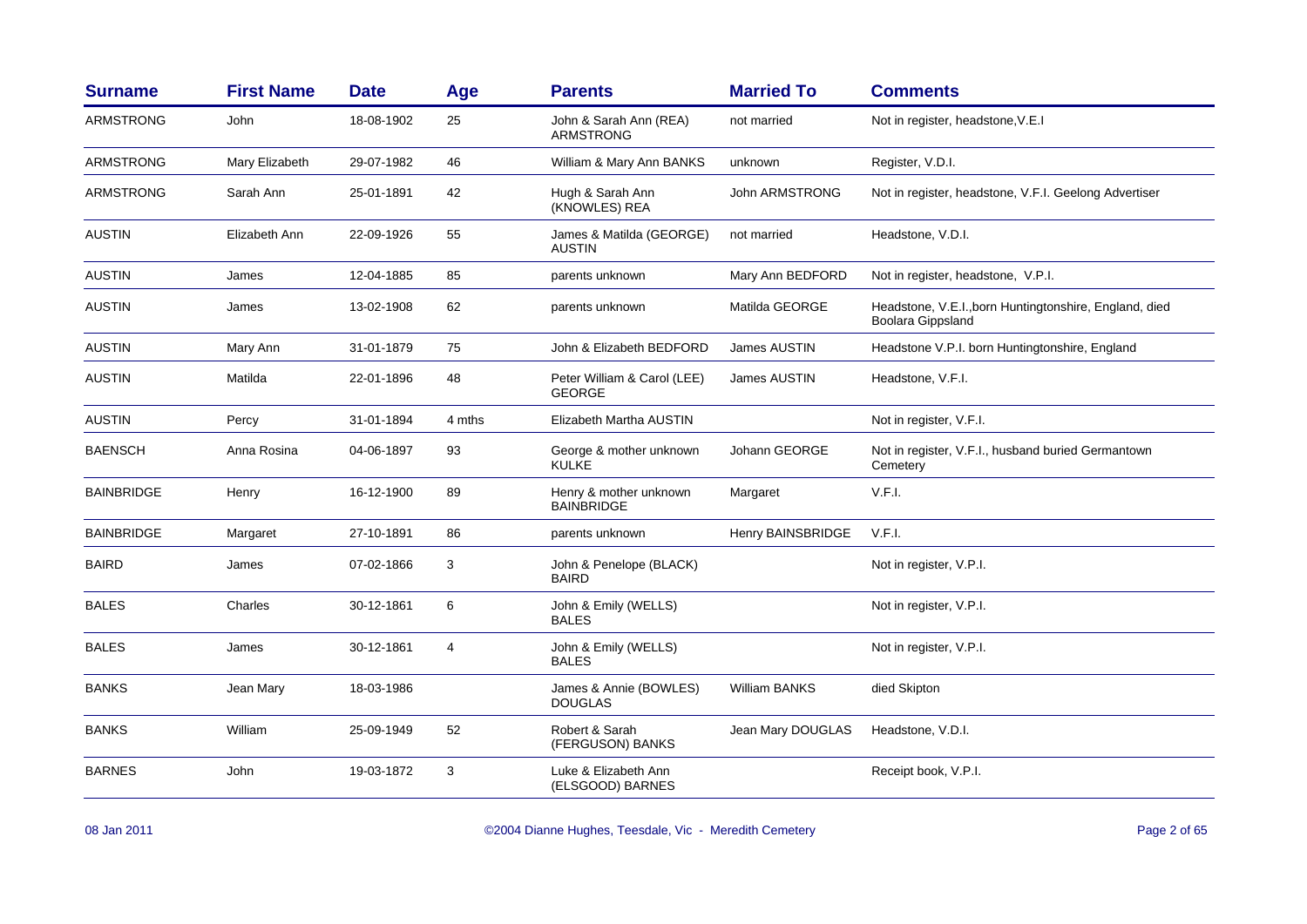| Surname | First Name | Date | Age | Parents | Married To | Comments |
|---|---|---|---|---|---|---|
| ARMSTRONG | John | 18-08-1902 | 25 | John & Sarah Ann (REA) ARMSTRONG | not married | Not in register, headstone,V.E.I |
| ARMSTRONG | Mary Elizabeth | 29-07-1982 | 46 | William & Mary Ann BANKS | unknown | Register, V.D.I. |
| ARMSTRONG | Sarah Ann | 25-01-1891 | 42 | Hugh & Sarah Ann (KNOWLES) REA | John ARMSTRONG | Not in register, headstone, V.F.I. Geelong Advertiser |
| AUSTIN | Elizabeth Ann | 22-09-1926 | 55 | James & Matilda (GEORGE) AUSTIN | not married | Headstone, V.D.I. |
| AUSTIN | James | 12-04-1885 | 85 | parents unknown | Mary Ann BEDFORD | Not in register, headstone, V.P.I. |
| AUSTIN | James | 13-02-1908 | 62 | parents unknown | Matilda GEORGE | Headstone, V.E.I.,born Huntingtonshire, England, died Boolara Gippsland |
| AUSTIN | Mary Ann | 31-01-1879 | 75 | John & Elizabeth BEDFORD | James AUSTIN | Headstone V.P.I. born Huntingtonshire, England |
| AUSTIN | Matilda | 22-01-1896 | 48 | Peter William & Carol (LEE) GEORGE | James AUSTIN | Headstone, V.F.I. |
| AUSTIN | Percy | 31-01-1894 | 4 mths | Elizabeth Martha AUSTIN | | Not in register, V.F.I. |
| BAENSCH | Anna Rosina | 04-06-1897 | 93 | George & mother unknown KULKE | Johann GEORGE | Not in register, V.F.I., husband buried Germantown Cemetery |
| BAINBRIDGE | Henry | 16-12-1900 | 89 | Henry & mother unknown BAINBRIDGE | Margaret | V.F.I. |
| BAINBRIDGE | Margaret | 27-10-1891 | 86 | parents unknown | Henry BAINSBRIDGE | V.F.I. |
| BAIRD | James | 07-02-1866 | 3 | John & Penelope (BLACK) BAIRD | | Not in register, V.P.I. |
| BALES | Charles | 30-12-1861 | 6 | John & Emily (WELLS) BALES | | Not in register, V.P.I. |
| BALES | James | 30-12-1861 | 4 | John & Emily (WELLS) BALES | | Not in register, V.P.I. |
| BANKS | Jean Mary | 18-03-1986 | | James & Annie (BOWLES) DOUGLAS | William BANKS | died Skipton |
| BANKS | William | 25-09-1949 | 52 | Robert & Sarah (FERGUSON) BANKS | Jean Mary DOUGLAS | Headstone, V.D.I. |
| BARNES | John | 19-03-1872 | 3 | Luke & Elizabeth Ann (ELSGOOD) BARNES | | Receipt book, V.P.I. |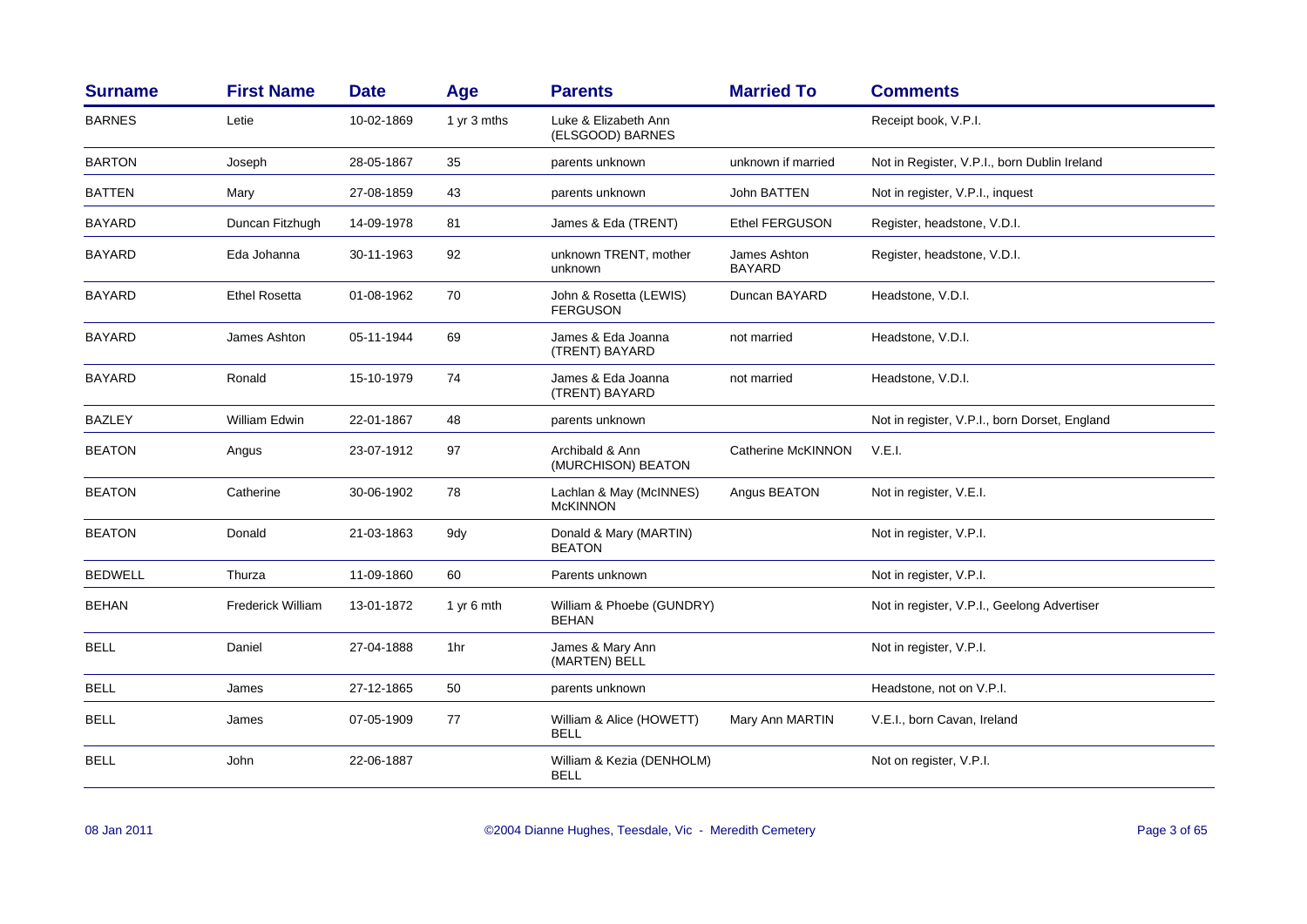| Surname | First Name | Date | Age | Parents | Married To | Comments |
|---|---|---|---|---|---|---|
| BARNES | Letie | 10-02-1869 | 1 yr 3 mths | Luke & Elizabeth Ann (ELSGOOD) BARNES | | Receipt book, V.P.I. |
| BARTON | Joseph | 28-05-1867 | 35 | parents unknown | unknown if married | Not in Register, V.P.I., born Dublin Ireland |
| BATTEN | Mary | 27-08-1859 | 43 | parents unknown | John BATTEN | Not in register, V.P.I., inquest |
| BAYARD | Duncan Fitzhugh | 14-09-1978 | 81 | James & Eda (TRENT) | Ethel FERGUSON | Register, headstone, V.D.I. |
| BAYARD | Eda Johanna | 30-11-1963 | 92 | unknown TRENT, mother unknown | James Ashton BAYARD | Register, headstone, V.D.I. |
| BAYARD | Ethel Rosetta | 01-08-1962 | 70 | John & Rosetta (LEWIS) FERGUSON | Duncan BAYARD | Headstone, V.D.I. |
| BAYARD | James Ashton | 05-11-1944 | 69 | James & Eda Joanna (TRENT) BAYARD | not married | Headstone, V.D.I. |
| BAYARD | Ronald | 15-10-1979 | 74 | James & Eda Joanna (TRENT) BAYARD | not married | Headstone, V.D.I. |
| BAZLEY | William Edwin | 22-01-1867 | 48 | parents unknown | | Not in register, V.P.I., born Dorset, England |
| BEATON | Angus | 23-07-1912 | 97 | Archibald & Ann (MURCHISON) BEATON | Catherine McKINNON | V.E.I. |
| BEATON | Catherine | 30-06-1902 | 78 | Lachlan & May (McINNES) McKINNON | Angus BEATON | Not in register, V.E.I. |
| BEATON | Donald | 21-03-1863 | 9dy | Donald & Mary (MARTIN) BEATON | | Not in register, V.P.I. |
| BEDWELL | Thurza | 11-09-1860 | 60 | Parents unknown | | Not in register, V.P.I. |
| BEHAN | Frederick William | 13-01-1872 | 1 yr 6 mth | William & Phoebe (GUNDRY) BEHAN | | Not in register, V.P.I., Geelong Advertiser |
| BELL | Daniel | 27-04-1888 | 1hr | James & Mary Ann (MARTEN) BELL | | Not in register, V.P.I. |
| BELL | James | 27-12-1865 | 50 | parents unknown | | Headstone, not on V.P.I. |
| BELL | James | 07-05-1909 | 77 | William & Alice (HOWETT) BELL | Mary Ann MARTIN | V.E.I., born Cavan, Ireland |
| BELL | John | 22-06-1887 | | William & Kezia (DENHOLM) BELL | | Not on register, V.P.I. |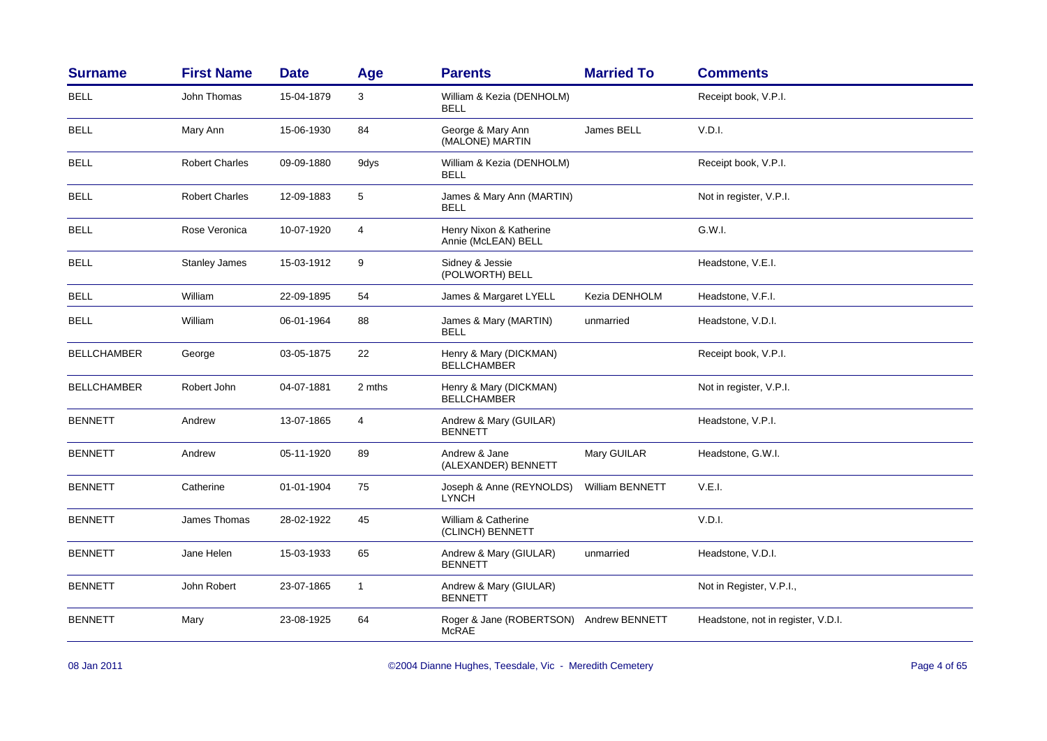| Surname | First Name | Date | Age | Parents | Married To | Comments |
|---|---|---|---|---|---|---|
| BELL | John Thomas | 15-04-1879 | 3 | William & Kezia (DENHOLM) BELL | | Receipt book, V.P.I. |
| BELL | Mary Ann | 15-06-1930 | 84 | George & Mary Ann (MALONE) MARTIN | James BELL | V.D.I. |
| BELL | Robert Charles | 09-09-1880 | 9dys | William & Kezia (DENHOLM) BELL | | Receipt book, V.P.I. |
| BELL | Robert Charles | 12-09-1883 | 5 | James & Mary Ann (MARTIN) BELL | | Not in register, V.P.I. |
| BELL | Rose Veronica | 10-07-1920 | 4 | Henry Nixon & Katherine Annie (McLEAN) BELL | | G.W.I. |
| BELL | Stanley James | 15-03-1912 | 9 | Sidney & Jessie (POLWORTH) BELL | | Headstone, V.E.I. |
| BELL | William | 22-09-1895 | 54 | James & Margaret LYELL | Kezia DENHOLM | Headstone, V.F.I. |
| BELL | William | 06-01-1964 | 88 | James & Mary (MARTIN) BELL | unmarried | Headstone, V.D.I. |
| BELLCHAMBER | George | 03-05-1875 | 22 | Henry & Mary (DICKMAN) BELLCHAMBER | | Receipt book, V.P.I. |
| BELLCHAMBER | Robert John | 04-07-1881 | 2 mths | Henry & Mary (DICKMAN) BELLCHAMBER | | Not in register, V.P.I. |
| BENNETT | Andrew | 13-07-1865 | 4 | Andrew & Mary (GUILAR) BENNETT | | Headstone, V.P.I. |
| BENNETT | Andrew | 05-11-1920 | 89 | Andrew & Jane (ALEXANDER) BENNETT | Mary GUILAR | Headstone, G.W.I. |
| BENNETT | Catherine | 01-01-1904 | 75 | Joseph & Anne (REYNOLDS) LYNCH | William BENNETT | V.E.I. |
| BENNETT | James Thomas | 28-02-1922 | 45 | William & Catherine (CLINCH) BENNETT | | V.D.I. |
| BENNETT | Jane Helen | 15-03-1933 | 65 | Andrew & Mary (GIULAR) BENNETT | unmarried | Headstone, V.D.I. |
| BENNETT | John Robert | 23-07-1865 | 1 | Andrew & Mary (GIULAR) BENNETT | | Not in Register, V.P.I., |
| BENNETT | Mary | 23-08-1925 | 64 | Roger & Jane (ROBERTSON) McRAE | Andrew BENNETT | Headstone, not in register, V.D.I. |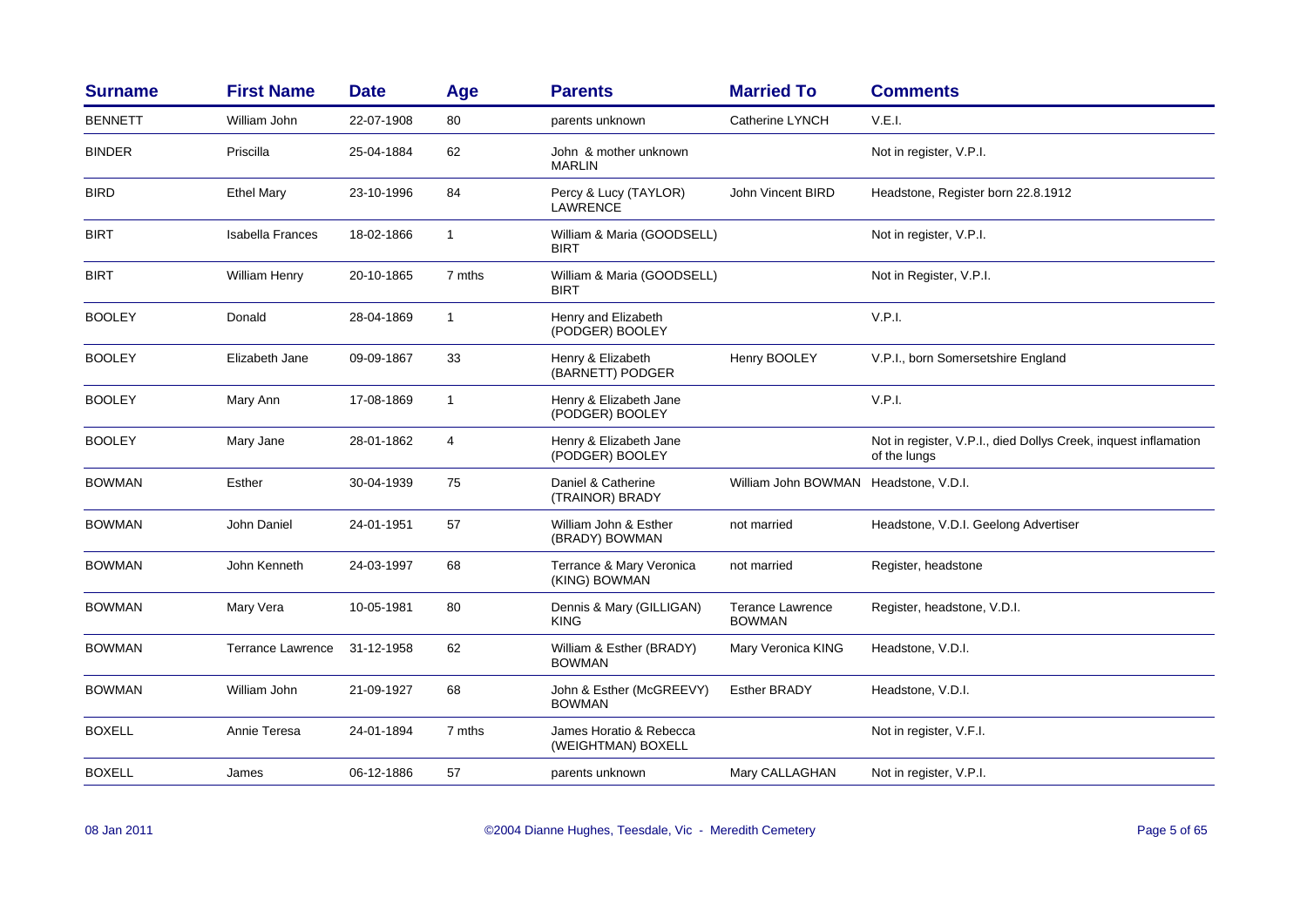| Surname | First Name | Date | Age | Parents | Married To | Comments |
|---|---|---|---|---|---|---|
| BENNETT | William John | 22-07-1908 | 80 | parents unknown | Catherine LYNCH | V.E.I. |
| BINDER | Priscilla | 25-04-1884 | 62 | John & mother unknown MARLIN | | Not in register, V.P.I. |
| BIRD | Ethel Mary | 23-10-1996 | 84 | Percy & Lucy (TAYLOR) LAWRENCE | John Vincent BIRD | Headstone, Register born 22.8.1912 |
| BIRT | Isabella Frances | 18-02-1866 | 1 | William & Maria (GOODSELL) BIRT | | Not in register, V.P.I. |
| BIRT | William Henry | 20-10-1865 | 7 mths | William & Maria (GOODSELL) BIRT | | Not in Register, V.P.I. |
| BOOLEY | Donald | 28-04-1869 | 1 | Henry and Elizabeth (PODGER) BOOLEY | | V.P.I. |
| BOOLEY | Elizabeth Jane | 09-09-1867 | 33 | Henry & Elizabeth (BARNETT) PODGER | Henry BOOLEY | V.P.I., born Somersetshire England |
| BOOLEY | Mary Ann | 17-08-1869 | 1 | Henry & Elizabeth Jane (PODGER) BOOLEY | | V.P.I. |
| BOOLEY | Mary Jane | 28-01-1862 | 4 | Henry & Elizabeth Jane (PODGER) BOOLEY | | Not in register, V.P.I., died Dollys Creek, inquest inflamation of the lungs |
| BOWMAN | Esther | 30-04-1939 | 75 | Daniel & Catherine (TRAINOR) BRADY | William John BOWMAN | Headstone, V.D.I. |
| BOWMAN | John Daniel | 24-01-1951 | 57 | William John & Esther (BRADY) BOWMAN | not married | Headstone, V.D.I. Geelong Advertiser |
| BOWMAN | John Kenneth | 24-03-1997 | 68 | Terrance & Mary Veronica (KING) BOWMAN | not married | Register, headstone |
| BOWMAN | Mary Vera | 10-05-1981 | 80 | Dennis & Mary (GILLIGAN) KING | Terance Lawrence BOWMAN | Register, headstone, V.D.I. |
| BOWMAN | Terrance Lawrence | 31-12-1958 | 62 | William & Esther (BRADY) BOWMAN | Mary Veronica KING | Headstone, V.D.I. |
| BOWMAN | William John | 21-09-1927 | 68 | John & Esther (McGREEVY) BOWMAN | Esther BRADY | Headstone, V.D.I. |
| BOXELL | Annie Teresa | 24-01-1894 | 7 mths | James Horatio & Rebecca (WEIGHTMAN) BOXELL | | Not in register, V.F.I. |
| BOXELL | James | 06-12-1886 | 57 | parents unknown | Mary CALLAGHAN | Not in register, V.P.I. |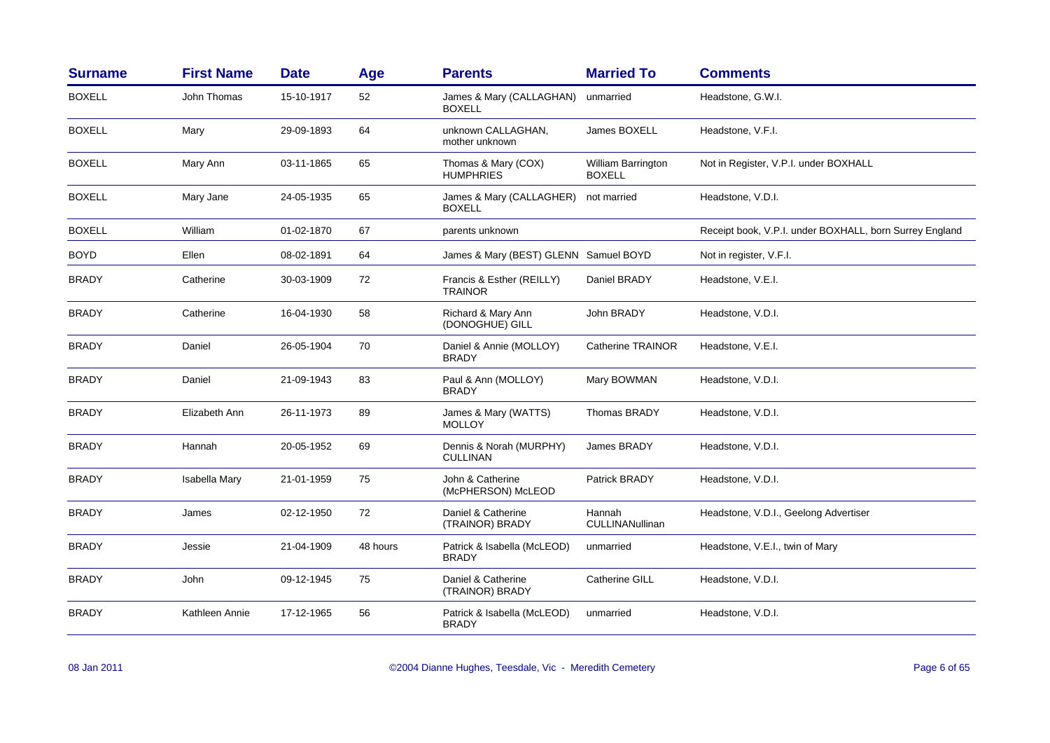| Surname | First Name | Date | Age | Parents | Married To | Comments |
|---|---|---|---|---|---|---|
| BOXELL | John Thomas | 15-10-1917 | 52 | James & Mary (CALLAGHAN) BOXELL | unmarried | Headstone, G.W.I. |
| BOXELL | Mary | 29-09-1893 | 64 | unknown CALLAGHAN, mother unknown | James BOXELL | Headstone, V.F.I. |
| BOXELL | Mary Ann | 03-11-1865 | 65 | Thomas & Mary (COX) HUMPHRIES | William Barrington BOXELL | Not in Register, V.P.I. under BOXHALL |
| BOXELL | Mary Jane | 24-05-1935 | 65 | James & Mary (CALLAGHER) BOXELL | not married | Headstone, V.D.I. |
| BOXELL | William | 01-02-1870 | 67 | parents unknown | | Receipt book, V.P.I. under BOXHALL, born Surrey England |
| BOYD | Ellen | 08-02-1891 | 64 | James & Mary (BEST) GLENN | Samuel BOYD | Not in register, V.F.I. |
| BRADY | Catherine | 30-03-1909 | 72 | Francis & Esther (REILLY) TRAINOR | Daniel BRADY | Headstone, V.E.I. |
| BRADY | Catherine | 16-04-1930 | 58 | Richard & Mary Ann (DONOGHUE) GILL | John BRADY | Headstone, V.D.I. |
| BRADY | Daniel | 26-05-1904 | 70 | Daniel & Annie (MOLLOY) BRADY | Catherine TRAINOR | Headstone, V.E.I. |
| BRADY | Daniel | 21-09-1943 | 83 | Paul & Ann (MOLLOY) BRADY | Mary BOWMAN | Headstone, V.D.I. |
| BRADY | Elizabeth Ann | 26-11-1973 | 89 | James & Mary (WATTS) MOLLOY | Thomas BRADY | Headstone, V.D.I. |
| BRADY | Hannah | 20-05-1952 | 69 | Dennis & Norah (MURPHY) CULLINAN | James BRADY | Headstone, V.D.I. |
| BRADY | Isabella Mary | 21-01-1959 | 75 | John & Catherine (McPHERSON) McLEOD | Patrick BRADY | Headstone, V.D.I. |
| BRADY | James | 02-12-1950 | 72 | Daniel & Catherine (TRAINOR) BRADY | Hannah CULLINANullinan | Headstone, V.D.I., Geelong Advertiser |
| BRADY | Jessie | 21-04-1909 | 48 hours | Patrick & Isabella (McLEOD) BRADY | unmarried | Headstone, V.E.I., twin of Mary |
| BRADY | John | 09-12-1945 | 75 | Daniel & Catherine (TRAINOR) BRADY | Catherine GILL | Headstone, V.D.I. |
| BRADY | Kathleen Annie | 17-12-1965 | 56 | Patrick & Isabella (McLEOD) BRADY | unmarried | Headstone, V.D.I. |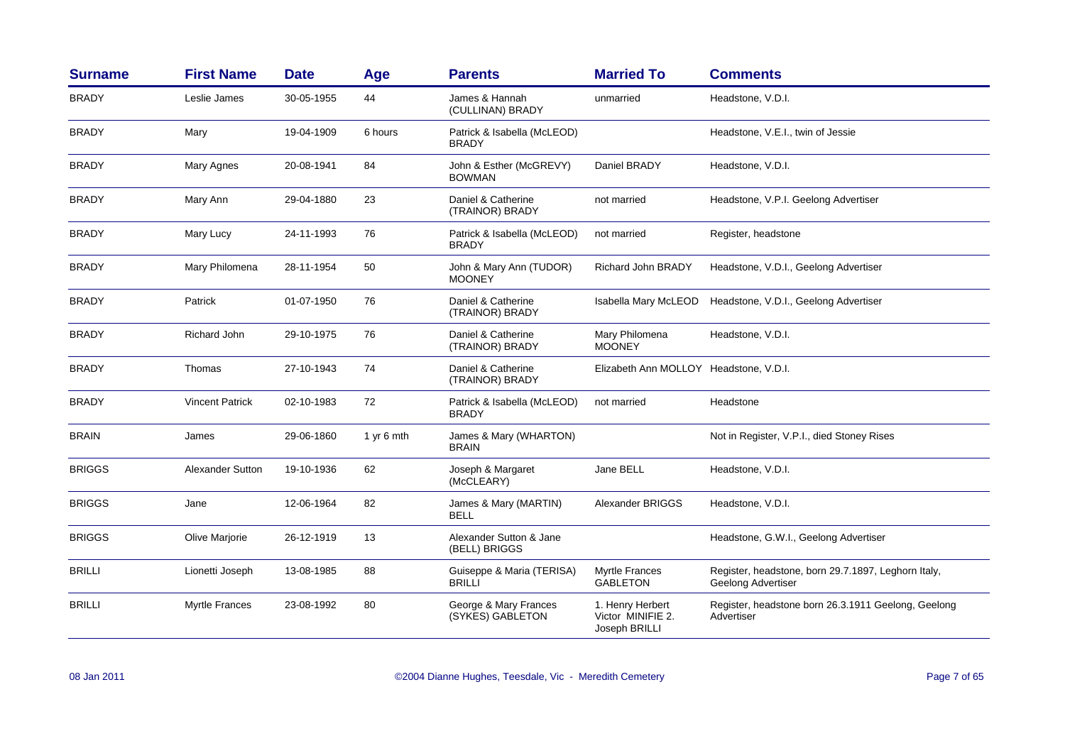| Surname | First Name | Date | Age | Parents | Married To | Comments |
|---|---|---|---|---|---|---|
| BRADY | Leslie James | 30-05-1955 | 44 | James & Hannah (CULLINAN) BRADY | unmarried | Headstone, V.D.I. |
| BRADY | Mary | 19-04-1909 | 6 hours | Patrick & Isabella (McLEOD) BRADY | | Headstone, V.E.I., twin of Jessie |
| BRADY | Mary Agnes | 20-08-1941 | 84 | John & Esther (McGREVY) BOWMAN | Daniel BRADY | Headstone, V.D.I. |
| BRADY | Mary Ann | 29-04-1880 | 23 | Daniel & Catherine (TRAINOR) BRADY | not married | Headstone, V.P.I. Geelong Advertiser |
| BRADY | Mary Lucy | 24-11-1993 | 76 | Patrick & Isabella (McLEOD) BRADY | not married | Register, headstone |
| BRADY | Mary Philomena | 28-11-1954 | 50 | John & Mary Ann (TUDOR) MOONEY | Richard John BRADY | Headstone, V.D.I., Geelong Advertiser |
| BRADY | Patrick | 01-07-1950 | 76 | Daniel & Catherine (TRAINOR) BRADY | Isabella Mary McLEOD | Headstone, V.D.I., Geelong Advertiser |
| BRADY | Richard John | 29-10-1975 | 76 | Daniel & Catherine (TRAINOR) BRADY | Mary Philomena MOONEY | Headstone, V.D.I. |
| BRADY | Thomas | 27-10-1943 | 74 | Daniel & Catherine (TRAINOR) BRADY | Elizabeth Ann MOLLOY | Headstone, V.D.I. |
| BRADY | Vincent Patrick | 02-10-1983 | 72 | Patrick & Isabella (McLEOD) BRADY | not married | Headstone |
| BRAIN | James | 29-06-1860 | 1 yr 6 mth | James & Mary (WHARTON) BRAIN | | Not in Register, V.P.I., died Stoney Rises |
| BRIGGS | Alexander Sutton | 19-10-1936 | 62 | Joseph & Margaret (McCLEARY) | Jane BELL | Headstone, V.D.I. |
| BRIGGS | Jane | 12-06-1964 | 82 | James & Mary (MARTIN) BELL | Alexander BRIGGS | Headstone, V.D.I. |
| BRIGGS | Olive Marjorie | 26-12-1919 | 13 | Alexander Sutton & Jane (BELL) BRIGGS | | Headstone, G.W.I., Geelong Advertiser |
| BRILLI | Lionetti Joseph | 13-08-1985 | 88 | Guiseppe & Maria (TERISA) BRILLI | Myrtle Frances GABLETON | Register, headstone, born 29.7.1897, Leghorn Italy, Geelong Advertiser |
| BRILLI | Myrtle Frances | 23-08-1992 | 80 | George & Mary Frances (SYKES) GABLETON | 1. Henry Herbert Victor MINIFIE 2. Joseph BRILLI | Register, headstone born 26.3.1911 Geelong, Geelong Advertiser |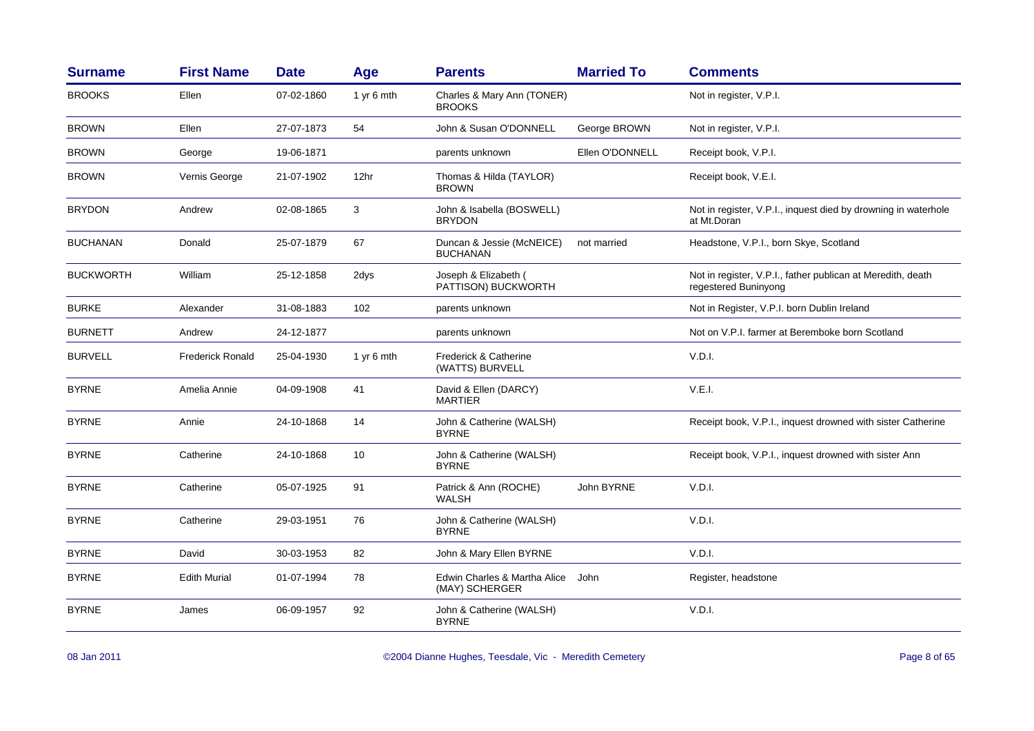| Surname | First Name | Date | Age | Parents | Married To | Comments |
|---|---|---|---|---|---|---|
| BROOKS | Ellen | 07-02-1860 | 1 yr 6 mth | Charles & Mary Ann (TONER) BROOKS | | Not in register, V.P.I. |
| BROWN | Ellen | 27-07-1873 | 54 | John & Susan O'DONNELL | George BROWN | Not in register, V.P.I. |
| BROWN | George | 19-06-1871 | | parents unknown | Ellen O'DONNELL | Receipt book, V.P.I. |
| BROWN | Vernis George | 21-07-1902 | 12hr | Thomas & Hilda (TAYLOR) BROWN | | Receipt book, V.E.I. |
| BRYDON | Andrew | 02-08-1865 | 3 | John & Isabella (BOSWELL) BRYDON | | Not in register, V.P.I., inquest died by drowning in waterhole at Mt.Doran |
| BUCHANAN | Donald | 25-07-1879 | 67 | Duncan & Jessie (McNEICE) BUCHANAN | not married | Headstone, V.P.I., born Skye, Scotland |
| BUCKWORTH | William | 25-12-1858 | 2dys | Joseph & Elizabeth ( PATTISON) BUCKWORTH | | Not in register, V.P.I., father publican at Meredith, death regestered Buninyong |
| BURKE | Alexander | 31-08-1883 | 102 | parents unknown | | Not in Register, V.P.I. born Dublin Ireland |
| BURNETT | Andrew | 24-12-1877 | | parents unknown | | Not on V.P.I. farmer at Beremboke born Scotland |
| BURVELL | Frederick Ronald | 25-04-1930 | 1 yr 6 mth | Frederick & Catherine (WATTS) BURVELL | | V.D.I. |
| BYRNE | Amelia Annie | 04-09-1908 | 41 | David & Ellen (DARCY) MARTIER | | V.E.I. |
| BYRNE | Annie | 24-10-1868 | 14 | John & Catherine (WALSH) BYRNE | | Receipt book, V.P.I., inquest drowned with sister Catherine |
| BYRNE | Catherine | 24-10-1868 | 10 | John & Catherine (WALSH) BYRNE | | Receipt book, V.P.I., inquest drowned with sister Ann |
| BYRNE | Catherine | 05-07-1925 | 91 | Patrick & Ann (ROCHE) WALSH | John BYRNE | V.D.I. |
| BYRNE | Catherine | 29-03-1951 | 76 | John & Catherine (WALSH) BYRNE | | V.D.I. |
| BYRNE | David | 30-03-1953 | 82 | John & Mary Ellen BYRNE | | V.D.I. |
| BYRNE | Edith Murial | 01-07-1994 | 78 | Edwin Charles & Martha Alice (MAY) SCHERGER | John | Register, headstone |
| BYRNE | James | 06-09-1957 | 92 | John & Catherine (WALSH) BYRNE | | V.D.I. |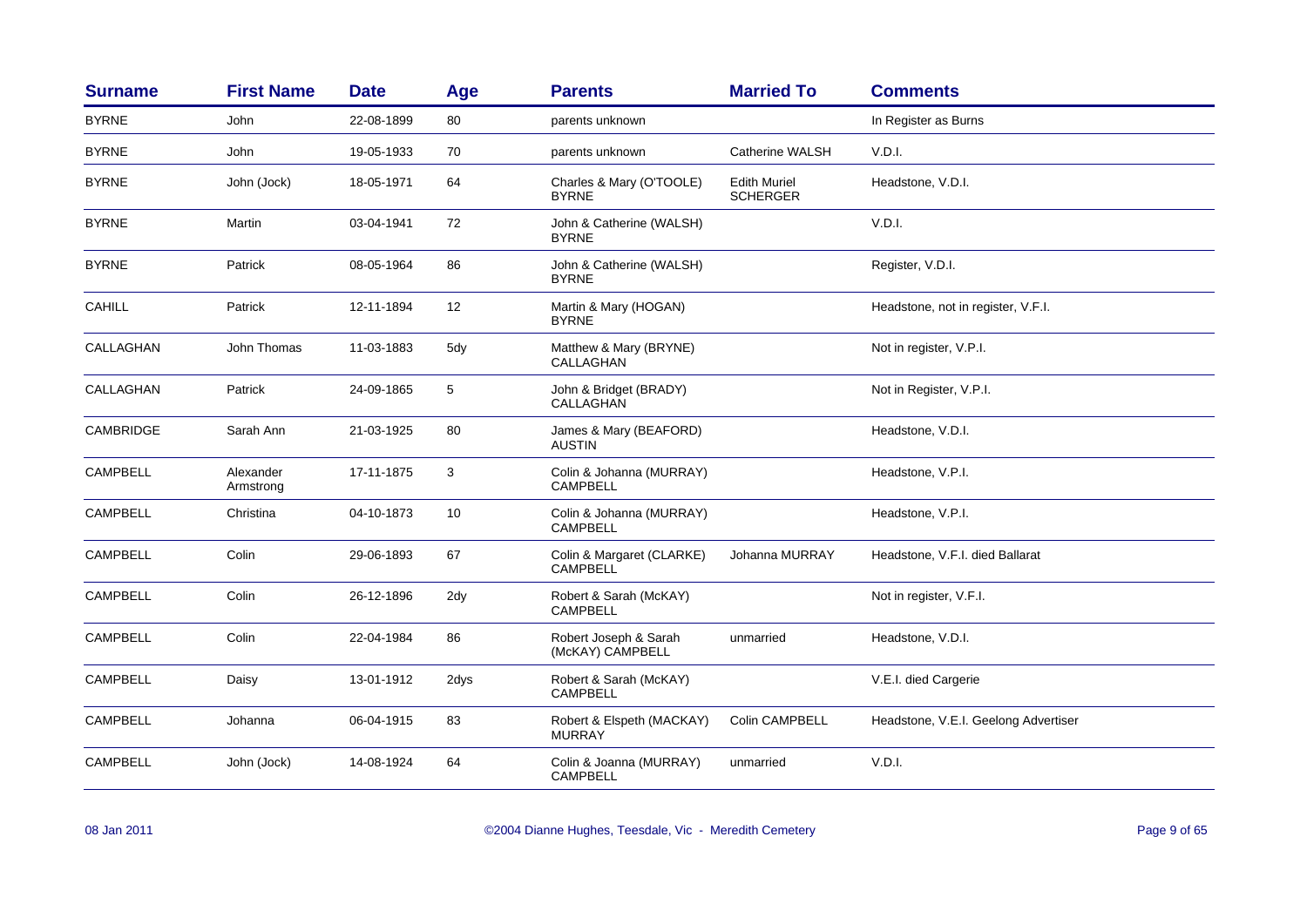| Surname | First Name | Date | Age | Parents | Married To | Comments |
|---|---|---|---|---|---|---|
| BYRNE | John | 22-08-1899 | 80 | parents unknown | | In Register as Burns |
| BYRNE | John | 19-05-1933 | 70 | parents unknown | Catherine WALSH | V.D.I. |
| BYRNE | John (Jock) | 18-05-1971 | 64 | Charles & Mary (O'TOOLE) BYRNE | Edith Muriel SCHERGER | Headstone, V.D.I. |
| BYRNE | Martin | 03-04-1941 | 72 | John & Catherine (WALSH) BYRNE | | V.D.I. |
| BYRNE | Patrick | 08-05-1964 | 86 | John & Catherine (WALSH) BYRNE | | Register, V.D.I. |
| CAHILL | Patrick | 12-11-1894 | 12 | Martin & Mary (HOGAN) BYRNE | | Headstone, not in register, V.F.I. |
| CALLAGHAN | John Thomas | 11-03-1883 | 5dy | Matthew & Mary (BRYNE) CALLAGHAN | | Not in register, V.P.I. |
| CALLAGHAN | Patrick | 24-09-1865 | 5 | John & Bridget (BRADY) CALLAGHAN | | Not in Register, V.P.I. |
| CAMBRIDGE | Sarah Ann | 21-03-1925 | 80 | James & Mary (BEAFORD) AUSTIN | | Headstone, V.D.I. |
| CAMPBELL | Alexander Armstrong | 17-11-1875 | 3 | Colin & Johanna (MURRAY) CAMPBELL | | Headstone, V.P.I. |
| CAMPBELL | Christina | 04-10-1873 | 10 | Colin & Johanna (MURRAY) CAMPBELL | | Headstone, V.P.I. |
| CAMPBELL | Colin | 29-06-1893 | 67 | Colin & Margaret (CLARKE) CAMPBELL | Johanna MURRAY | Headstone, V.F.I. died Ballarat |
| CAMPBELL | Colin | 26-12-1896 | 2dy | Robert & Sarah (McKAY) CAMPBELL | | Not in register, V.F.I. |
| CAMPBELL | Colin | 22-04-1984 | 86 | Robert Joseph & Sarah (McKAY) CAMPBELL | unmarried | Headstone, V.D.I. |
| CAMPBELL | Daisy | 13-01-1912 | 2dys | Robert & Sarah (McKAY) CAMPBELL | | V.E.I. died Cargerie |
| CAMPBELL | Johanna | 06-04-1915 | 83 | Robert & Elspeth (MACKAY) MURRAY | Colin CAMPBELL | Headstone, V.E.I. Geelong Advertiser |
| CAMPBELL | John (Jock) | 14-08-1924 | 64 | Colin & Joanna (MURRAY) CAMPBELL | unmarried | V.D.I. |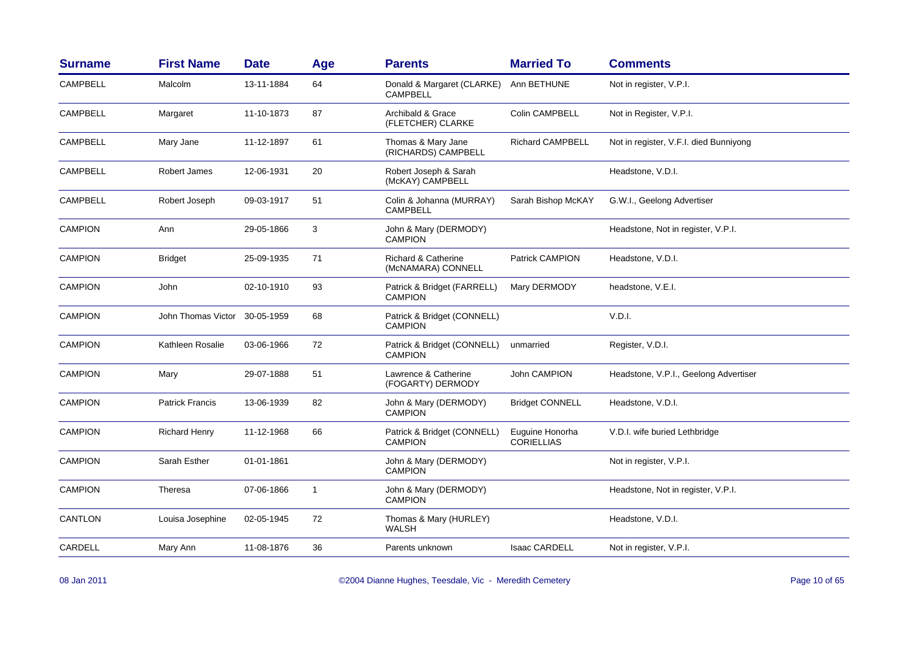| Surname | First Name | Date | Age | Parents | Married To | Comments |
|---|---|---|---|---|---|---|
| CAMPBELL | Malcolm | 13-11-1884 | 64 | Donald & Margaret (CLARKE) CAMPBELL | Ann BETHUNE | Not in register, V.P.I. |
| CAMPBELL | Margaret | 11-10-1873 | 87 | Archibald & Grace (FLETCHER) CLARKE | Colin CAMPBELL | Not in Register, V.P.I. |
| CAMPBELL | Mary Jane | 11-12-1897 | 61 | Thomas & Mary Jane (RICHARDS) CAMPBELL | Richard CAMPBELL | Not in register, V.F.I. died Bunniyong |
| CAMPBELL | Robert James | 12-06-1931 | 20 | Robert Joseph & Sarah (McKAY) CAMPBELL | | Headstone, V.D.I. |
| CAMPBELL | Robert Joseph | 09-03-1917 | 51 | Colin & Johanna (MURRAY) CAMPBELL | Sarah Bishop McKAY | G.W.I., Geelong Advertiser |
| CAMPION | Ann | 29-05-1866 | 3 | John & Mary (DERMODY) CAMPION | | Headstone, Not in register, V.P.I. |
| CAMPION | Bridget | 25-09-1935 | 71 | Richard & Catherine (McNAMARA) CONNELL | Patrick CAMPION | Headstone, V.D.I. |
| CAMPION | John | 02-10-1910 | 93 | Patrick & Bridget (FARRELL) CAMPION | Mary DERMODY | headstone, V.E.I. |
| CAMPION | John Thomas Victor | 30-05-1959 | 68 | Patrick & Bridget (CONNELL) CAMPION | | V.D.I. |
| CAMPION | Kathleen Rosalie | 03-06-1966 | 72 | Patrick & Bridget (CONNELL) CAMPION | unmarried | Register, V.D.I. |
| CAMPION | Mary | 29-07-1888 | 51 | Lawrence & Catherine (FOGARTY) DERMODY | John CAMPION | Headstone, V.P.I., Geelong Advertiser |
| CAMPION | Patrick Francis | 13-06-1939 | 82 | John & Mary (DERMODY) CAMPION | Bridget CONNELL | Headstone, V.D.I. |
| CAMPION | Richard Henry | 11-12-1968 | 66 | Patrick & Bridget (CONNELL) CAMPION | Euguine Honorha CORIELLIAS | V.D.I. wife buried Lethbridge |
| CAMPION | Sarah Esther | 01-01-1861 | | John & Mary (DERMODY) CAMPION | | Not in register, V.P.I. |
| CAMPION | Theresa | 07-06-1866 | 1 | John & Mary (DERMODY) CAMPION | | Headstone, Not in register, V.P.I. |
| CANTLON | Louisa Josephine | 02-05-1945 | 72 | Thomas & Mary (HURLEY) WALSH | | Headstone, V.D.I. |
| CARDELL | Mary Ann | 11-08-1876 | 36 | Parents unknown | Isaac CARDELL | Not in register, V.P.I. |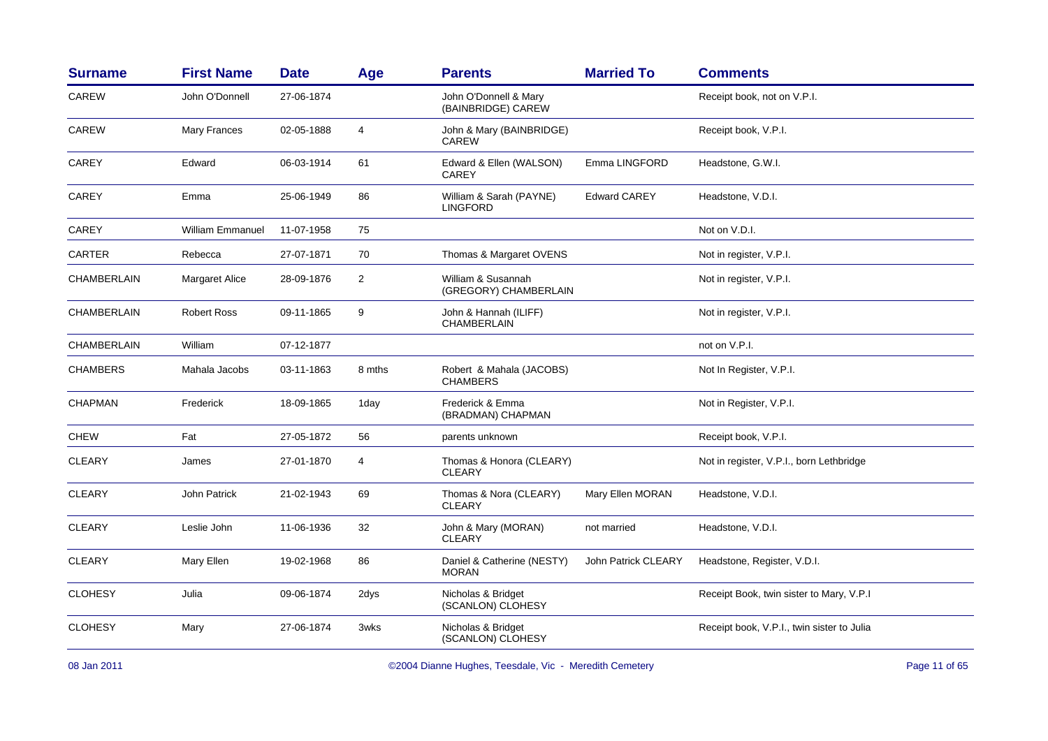| Surname | First Name | Date | Age | Parents | Married To | Comments |
|---|---|---|---|---|---|---|
| CAREW | John O'Donnell | 27-06-1874 | | John O'Donnell & Mary (BAINBRIDGE) CAREW | | Receipt book, not on V.P.I. |
| CAREW | Mary Frances | 02-05-1888 | 4 | John & Mary (BAINBRIDGE) CAREW | | Receipt book, V.P.I. |
| CAREY | Edward | 06-03-1914 | 61 | Edward & Ellen (WALSON) CAREY | Emma LINGFORD | Headstone, G.W.I. |
| CAREY | Emma | 25-06-1949 | 86 | William & Sarah (PAYNE) LINGFORD | Edward CAREY | Headstone, V.D.I. |
| CAREY | William Emmanuel | 11-07-1958 | 75 | | | Not on V.D.I. |
| CARTER | Rebecca | 27-07-1871 | 70 | Thomas & Margaret OVENS | | Not in register, V.P.I. |
| CHAMBERLAIN | Margaret Alice | 28-09-1876 | 2 | William & Susannah (GREGORY) CHAMBERLAIN | | Not in register, V.P.I. |
| CHAMBERLAIN | Robert Ross | 09-11-1865 | 9 | John & Hannah (ILIFF) CHAMBERLAIN | | Not in register, V.P.I. |
| CHAMBERLAIN | William | 07-12-1877 | | | | not on V.P.I. |
| CHAMBERS | Mahala Jacobs | 03-11-1863 | 8 mths | Robert & Mahala (JACOBS) CHAMBERS | | Not In Register, V.P.I. |
| CHAPMAN | Frederick | 18-09-1865 | 1day | Frederick & Emma (BRADMAN) CHAPMAN | | Not in Register, V.P.I. |
| CHEW | Fat | 27-05-1872 | 56 | parents unknown | | Receipt book, V.P.I. |
| CLEARY | James | 27-01-1870 | 4 | Thomas & Honora (CLEARY) CLEARY | | Not in register, V.P.I., born Lethbridge |
| CLEARY | John Patrick | 21-02-1943 | 69 | Thomas & Nora (CLEARY) CLEARY | Mary Ellen MORAN | Headstone, V.D.I. |
| CLEARY | Leslie John | 11-06-1936 | 32 | John & Mary (MORAN) CLEARY | not married | Headstone, V.D.I. |
| CLEARY | Mary Ellen | 19-02-1968 | 86 | Daniel & Catherine (NESTY) MORAN | John Patrick CLEARY | Headstone, Register, V.D.I. |
| CLOHESY | Julia | 09-06-1874 | 2dys | Nicholas & Bridget (SCANLON) CLOHESY | | Receipt Book, twin sister to Mary, V.P.I |
| CLOHESY | Mary | 27-06-1874 | 3wks | Nicholas & Bridget (SCANLON) CLOHESY | | Receipt book, V.P.I., twin sister to Julia |

08 Jan 2011 ©2004 Dianne Hughes, Teesdale, Vic - Meredith Cemetery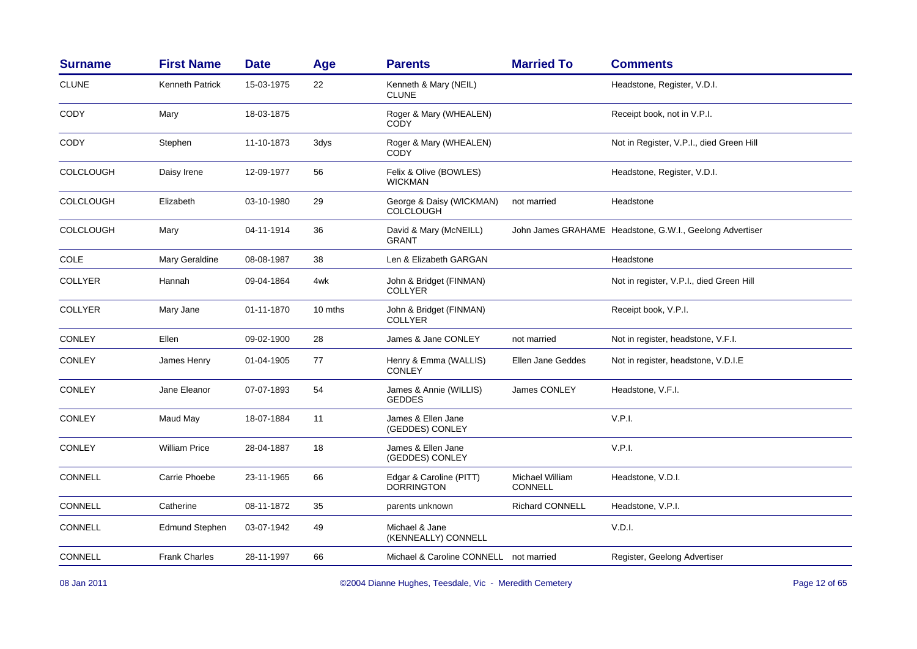| Surname | First Name | Date | Age | Parents | Married To | Comments |
|---|---|---|---|---|---|---|
| CLUNE | Kenneth Patrick | 15-03-1975 | 22 | Kenneth & Mary (NEIL) CLUNE | | Headstone, Register, V.D.I. |
| CODY | Mary | 18-03-1875 | | Roger & Mary (WHEALEN) CODY | | Receipt book, not in V.P.I. |
| CODY | Stephen | 11-10-1873 | 3dys | Roger & Mary (WHEALEN) CODY | | Not in Register, V.P.I., died Green Hill |
| COLCLOUGH | Daisy Irene | 12-09-1977 | 56 | Felix & Olive (BOWLES) WICKMAN | | Headstone, Register, V.D.I. |
| COLCLOUGH | Elizabeth | 03-10-1980 | 29 | George & Daisy (WICKMAN) COLCLOUGH | not married | Headstone |
| COLCLOUGH | Mary | 04-11-1914 | 36 | David & Mary (McNEILL) GRANT | John James GRAHAME | Headstone, G.W.I., Geelong Advertiser |
| COLE | Mary Geraldine | 08-08-1987 | 38 | Len & Elizabeth GARGAN | | Headstone |
| COLLYER | Hannah | 09-04-1864 | 4wk | John & Bridget (FINMAN) COLLYER | | Not in register, V.P.I., died Green Hill |
| COLLYER | Mary Jane | 01-11-1870 | 10 mths | John & Bridget (FINMAN) COLLYER | | Receipt book, V.P.I. |
| CONLEY | Ellen | 09-02-1900 | 28 | James & Jane CONLEY | not married | Not in register, headstone, V.F.I. |
| CONLEY | James Henry | 01-04-1905 | 77 | Henry & Emma (WALLIS) CONLEY | Ellen Jane Geddes | Not in register, headstone, V.D.I.E |
| CONLEY | Jane Eleanor | 07-07-1893 | 54 | James & Annie (WILLIS) GEDDES | James CONLEY | Headstone, V.F.I. |
| CONLEY | Maud May | 18-07-1884 | 11 | James & Ellen Jane (GEDDES) CONLEY | | V.P.I. |
| CONLEY | William Price | 28-04-1887 | 18 | James & Ellen Jane (GEDDES) CONLEY | | V.P.I. |
| CONNELL | Carrie Phoebe | 23-11-1965 | 66 | Edgar & Caroline (PITT) DORRINGTON | Michael William CONNELL | Headstone, V.D.I. |
| CONNELL | Catherine | 08-11-1872 | 35 | parents unknown | Richard CONNELL | Headstone, V.P.I. |
| CONNELL | Edmund Stephen | 03-07-1942 | 49 | Michael & Jane (KENNEALLY) CONNELL | | V.D.I. |
| CONNELL | Frank Charles | 28-11-1997 | 66 | Michael & Caroline CONNELL | not married | Register, Geelong Advertiser |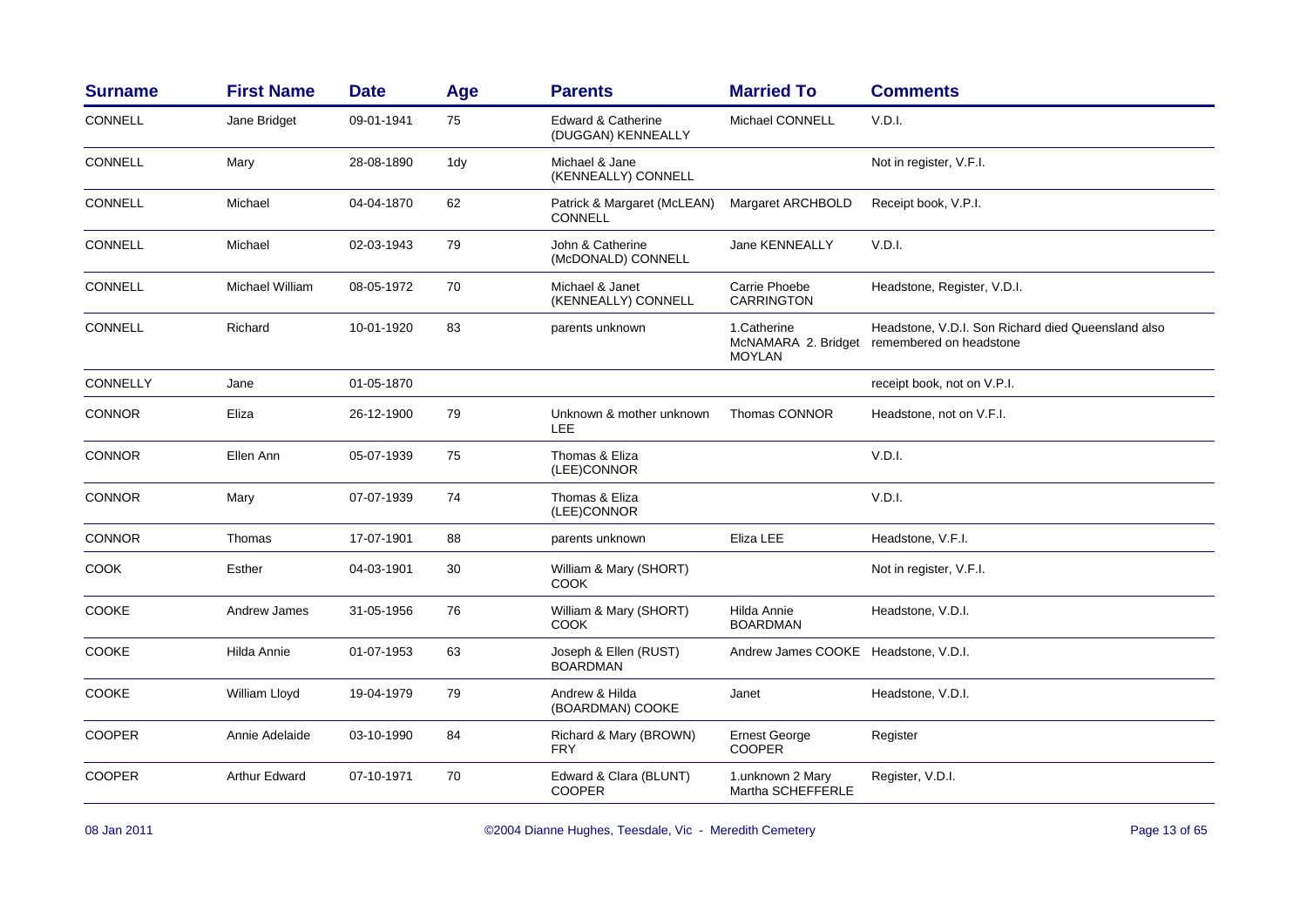| Surname | First Name | Date | Age | Parents | Married To | Comments |
|---|---|---|---|---|---|---|
| CONNELL | Jane Bridget | 09-01-1941 | 75 | Edward & Catherine (DUGGAN) KENNEALLY | Michael CONNELL | V.D.I. |
| CONNELL | Mary | 28-08-1890 | 1dy | Michael & Jane (KENNEALLY) CONNELL | | Not in register, V.F.I. |
| CONNELL | Michael | 04-04-1870 | 62 | Patrick & Margaret (McLEAN) CONNELL | Margaret ARCHBOLD | Receipt book, V.P.I. |
| CONNELL | Michael | 02-03-1943 | 79 | John & Catherine (McDONALD) CONNELL | Jane KENNEALLY | V.D.I. |
| CONNELL | Michael William | 08-05-1972 | 70 | Michael & Janet (KENNEALLY) CONNELL | Carrie Phoebe CARRINGTON | Headstone, Register, V.D.I. |
| CONNELL | Richard | 10-01-1920 | 83 | parents unknown | 1.Catherine McNAMARA 2. Bridget MOYLAN | Headstone, V.D.I. Son Richard died Queensland also remembered on headstone |
| CONNELLY | Jane | 01-05-1870 | | | | receipt book, not on V.P.I. |
| CONNOR | Eliza | 26-12-1900 | 79 | Unknown & mother unknown LEE | Thomas CONNOR | Headstone, not on V.F.I. |
| CONNOR | Ellen Ann | 05-07-1939 | 75 | Thomas & Eliza (LEE)CONNOR | | V.D.I. |
| CONNOR | Mary | 07-07-1939 | 74 | Thomas & Eliza (LEE)CONNOR | | V.D.I. |
| CONNOR | Thomas | 17-07-1901 | 88 | parents unknown | Eliza LEE | Headstone, V.F.I. |
| COOK | Esther | 04-03-1901 | 30 | William & Mary (SHORT) COOK | | Not in register, V.F.I. |
| COOKE | Andrew James | 31-05-1956 | 76 | William & Mary (SHORT) COOK | Hilda Annie BOARDMAN | Headstone, V.D.I. |
| COOKE | Hilda Annie | 01-07-1953 | 63 | Joseph & Ellen (RUST) BOARDMAN | Andrew James COOKE | Headstone, V.D.I. |
| COOKE | William Lloyd | 19-04-1979 | 79 | Andrew & Hilda (BOARDMAN) COOKE | Janet | Headstone, V.D.I. |
| COOPER | Annie Adelaide | 03-10-1990 | 84 | Richard & Mary (BROWN) FRY | Ernest George COOPER | Register |
| COOPER | Arthur Edward | 07-10-1971 | 70 | Edward & Clara (BLUNT) COOPER | 1.unknown 2 Mary Martha SCHEFFERLE | Register, V.D.I. |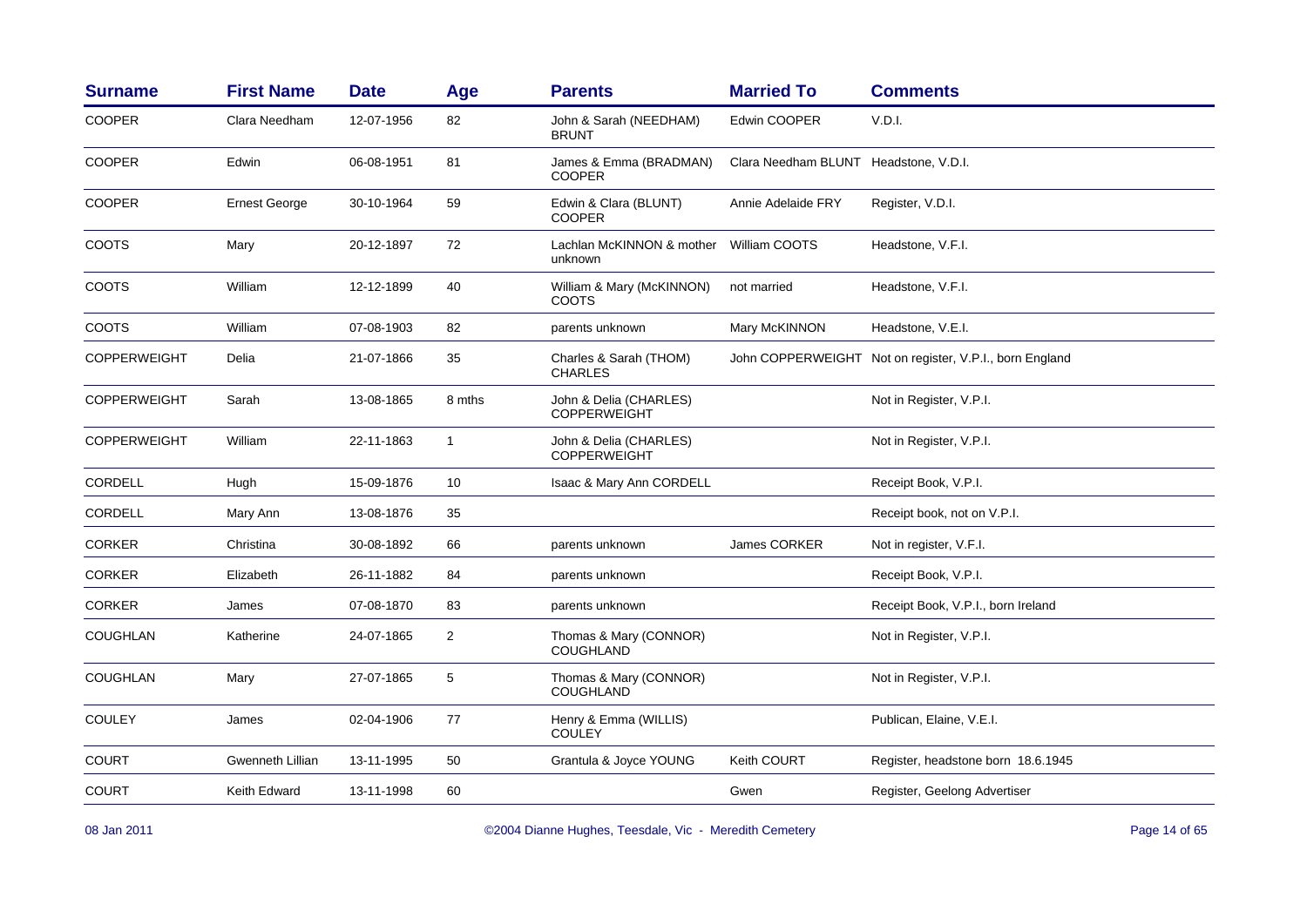| Surname | First Name | Date | Age | Parents | Married To | Comments |
|---|---|---|---|---|---|---|
| COOPER | Clara Needham | 12-07-1956 | 82 | John & Sarah (NEEDHAM) BRUNT | Edwin COOPER | V.D.I. |
| COOPER | Edwin | 06-08-1951 | 81 | James & Emma (BRADMAN) COOPER | Clara Needham BLUNT | Headstone, V.D.I. |
| COOPER | Ernest George | 30-10-1964 | 59 | Edwin & Clara (BLUNT) COOPER | Annie Adelaide FRY | Register, V.D.I. |
| COOTS | Mary | 20-12-1897 | 72 | Lachlan McKINNON & mother unknown | William COOTS | Headstone, V.F.I. |
| COOTS | William | 12-12-1899 | 40 | William & Mary (McKINNON) COOTS | not married | Headstone, V.F.I. |
| COOTS | William | 07-08-1903 | 82 | parents unknown | Mary McKINNON | Headstone, V.E.I. |
| COPPERWEIGHT | Delia | 21-07-1866 | 35 | Charles & Sarah (THOM) CHARLES | John COPPERWEIGHT | Not on register, V.P.I., born England |
| COPPERWEIGHT | Sarah | 13-08-1865 | 8 mths | John & Delia (CHARLES) COPPERWEIGHT | | Not in Register, V.P.I. |
| COPPERWEIGHT | William | 22-11-1863 | 1 | John & Delia (CHARLES) COPPERWEIGHT | | Not in Register, V.P.I. |
| CORDELL | Hugh | 15-09-1876 | 10 | Isaac & Mary Ann CORDELL | | Receipt Book, V.P.I. |
| CORDELL | Mary Ann | 13-08-1876 | 35 | | | Receipt book, not on V.P.I. |
| CORKER | Christina | 30-08-1892 | 66 | parents unknown | James CORKER | Not in register, V.F.I. |
| CORKER | Elizabeth | 26-11-1882 | 84 | parents unknown | | Receipt Book, V.P.I. |
| CORKER | James | 07-08-1870 | 83 | parents unknown | | Receipt Book, V.P.I., born Ireland |
| COUGHLAN | Katherine | 24-07-1865 | 2 | Thomas & Mary (CONNOR) COUGHLAND | | Not in Register, V.P.I. |
| COUGHLAN | Mary | 27-07-1865 | 5 | Thomas & Mary (CONNOR) COUGHLAND | | Not in Register, V.P.I. |
| COULEY | James | 02-04-1906 | 77 | Henry & Emma (WILLIS) COULEY | | Publican, Elaine, V.E.I. |
| COURT | Gwenneth Lillian | 13-11-1995 | 50 | Grantula & Joyce YOUNG | Keith COURT | Register, headstone born 18.6.1945 |
| COURT | Keith Edward | 13-11-1998 | 60 | | Gwen | Register, Geelong Advertiser |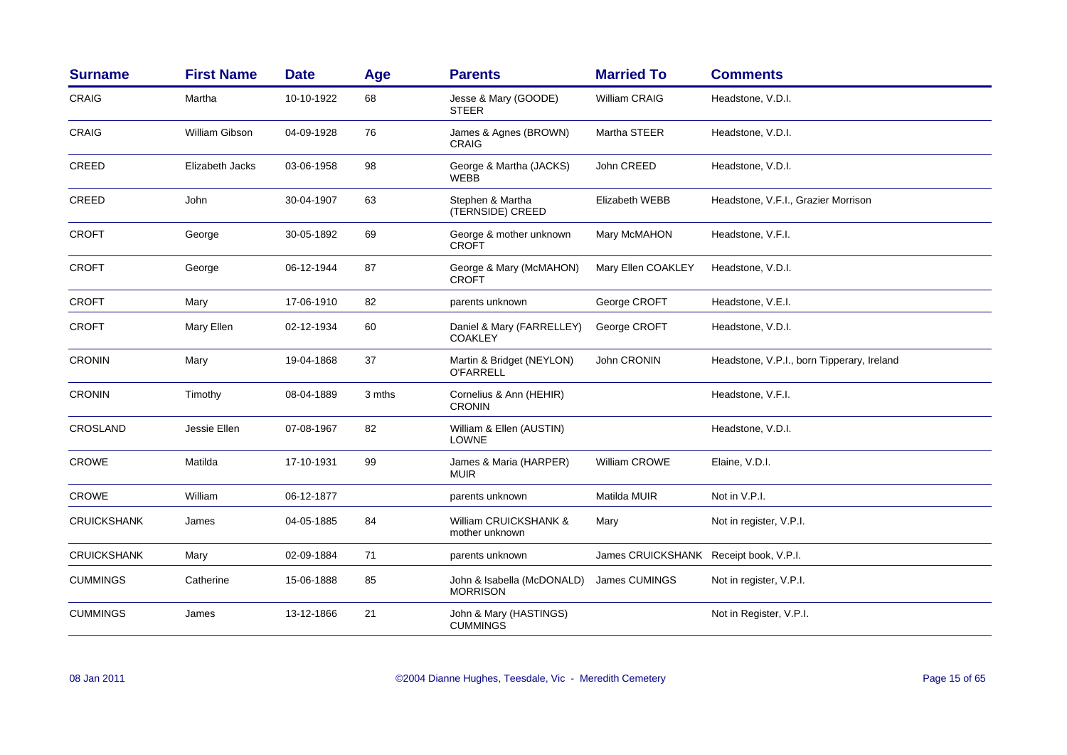| Surname | First Name | Date | Age | Parents | Married To | Comments |
|---|---|---|---|---|---|---|
| CRAIG | Martha | 10-10-1922 | 68 | Jesse & Mary (GOODE) STEER | William CRAIG | Headstone, V.D.I. |
| CRAIG | William Gibson | 04-09-1928 | 76 | James & Agnes (BROWN) CRAIG | Martha STEER | Headstone, V.D.I. |
| CREED | Elizabeth Jacks | 03-06-1958 | 98 | George & Martha (JACKS) WEBB | John CREED | Headstone, V.D.I. |
| CREED | John | 30-04-1907 | 63 | Stephen & Martha (TERNSIDE) CREED | Elizabeth WEBB | Headstone, V.F.I., Grazier Morrison |
| CROFT | George | 30-05-1892 | 69 | George & mother unknown CROFT | Mary McMAHON | Headstone, V.F.I. |
| CROFT | George | 06-12-1944 | 87 | George & Mary (McMAHON) CROFT | Mary Ellen COAKLEY | Headstone, V.D.I. |
| CROFT | Mary | 17-06-1910 | 82 | parents unknown | George CROFT | Headstone, V.E.I. |
| CROFT | Mary Ellen | 02-12-1934 | 60 | Daniel & Mary (FARRELLEY) COAKLEY | George CROFT | Headstone, V.D.I. |
| CRONIN | Mary | 19-04-1868 | 37 | Martin & Bridget (NEYLON) O'FARRELL | John CRONIN | Headstone, V.P.I., born Tipperary, Ireland |
| CRONIN | Timothy | 08-04-1889 | 3 mths | Cornelius & Ann (HEHIR) CRONIN | | Headstone, V.F.I. |
| CROSLAND | Jessie Ellen | 07-08-1967 | 82 | William & Ellen (AUSTIN) LOWNE | | Headstone, V.D.I. |
| CROWE | Matilda | 17-10-1931 | 99 | James & Maria (HARPER) MUIR | William CROWE | Elaine, V.D.I. |
| CROWE | William | 06-12-1877 | | parents unknown | Matilda MUIR | Not in V.P.I. |
| CRUICKSHANK | James | 04-05-1885 | 84 | William CRUICKSHANK & mother unknown | Mary | Not in register, V.P.I. |
| CRUICKSHANK | Mary | 02-09-1884 | 71 | parents unknown | James CRUICKSHANK | Receipt book, V.P.I. |
| CUMMINGS | Catherine | 15-06-1888 | 85 | John & Isabella (McDONALD) MORRISON | James CUMINGS | Not in register, V.P.I. |
| CUMMINGS | James | 13-12-1866 | 21 | John & Mary (HASTINGS) CUMMINGS | | Not in Register, V.P.I. |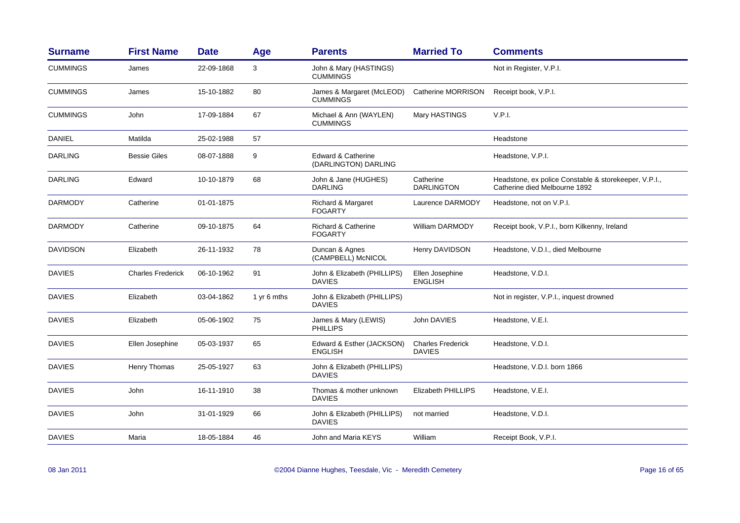| Surname | First Name | Date | Age | Parents | Married To | Comments |
|---|---|---|---|---|---|---|
| CUMMINGS | James | 22-09-1868 | 3 | John & Mary (HASTINGS) CUMMINGS | | Not in Register, V.P.I. |
| CUMMINGS | James | 15-10-1882 | 80 | James & Margaret (McLEOD) CUMMINGS | Catherine MORRISON | Receipt book, V.P.I. |
| CUMMINGS | John | 17-09-1884 | 67 | Michael & Ann (WAYLEN) CUMMINGS | Mary HASTINGS | V.P.I. |
| DANIEL | Matilda | 25-02-1988 | 57 | | | Headstone |
| DARLING | Bessie Giles | 08-07-1888 | 9 | Edward & Catherine (DARLINGTON) DARLING | | Headstone, V.P.I. |
| DARLING | Edward | 10-10-1879 | 68 | John & Jane (HUGHES) DARLING | Catherine DARLINGTON | Headstone, ex police Constable & storekeeper, V.P.I., Catherine died Melbourne 1892 |
| DARMODY | Catherine | 01-01-1875 | | Richard & Margaret FOGARTY | Laurence DARMODY | Headstone, not on V.P.I. |
| DARMODY | Catherine | 09-10-1875 | 64 | Richard & Catherine FOGARTY | William DARMODY | Receipt book, V.P.I., born Kilkenny, Ireland |
| DAVIDSON | Elizabeth | 26-11-1932 | 78 | Duncan & Agnes (CAMPBELL) McNICOL | Henry DAVIDSON | Headstone, V.D.I., died Melbourne |
| DAVIES | Charles Frederick | 06-10-1962 | 91 | John & Elizabeth (PHILLIPS) DAVIES | Ellen Josephine ENGLISH | Headstone, V.D.I. |
| DAVIES | Elizabeth | 03-04-1862 | 1 yr 6 mths | John & Elizabeth (PHILLIPS) DAVIES | | Not in register, V.P.I., inquest drowned |
| DAVIES | Elizabeth | 05-06-1902 | 75 | James & Mary (LEWIS) PHILLIPS | John DAVIES | Headstone, V.E.I. |
| DAVIES | Ellen Josephine | 05-03-1937 | 65 | Edward & Esther (JACKSON) ENGLISH | Charles Frederick DAVIES | Headstone, V.D.I. |
| DAVIES | Henry Thomas | 25-05-1927 | 63 | John & Elizabeth (PHILLIPS) DAVIES | | Headstone, V.D.I. born 1866 |
| DAVIES | John | 16-11-1910 | 38 | Thomas & mother unknown DAVIES | Elizabeth PHILLIPS | Headstone, V.E.I. |
| DAVIES | John | 31-01-1929 | 66 | John & Elizabeth (PHILLIPS) DAVIES | not married | Headstone, V.D.I. |
| DAVIES | Maria | 18-05-1884 | 46 | John and Maria KEYS | William | Receipt Book, V.P.I. |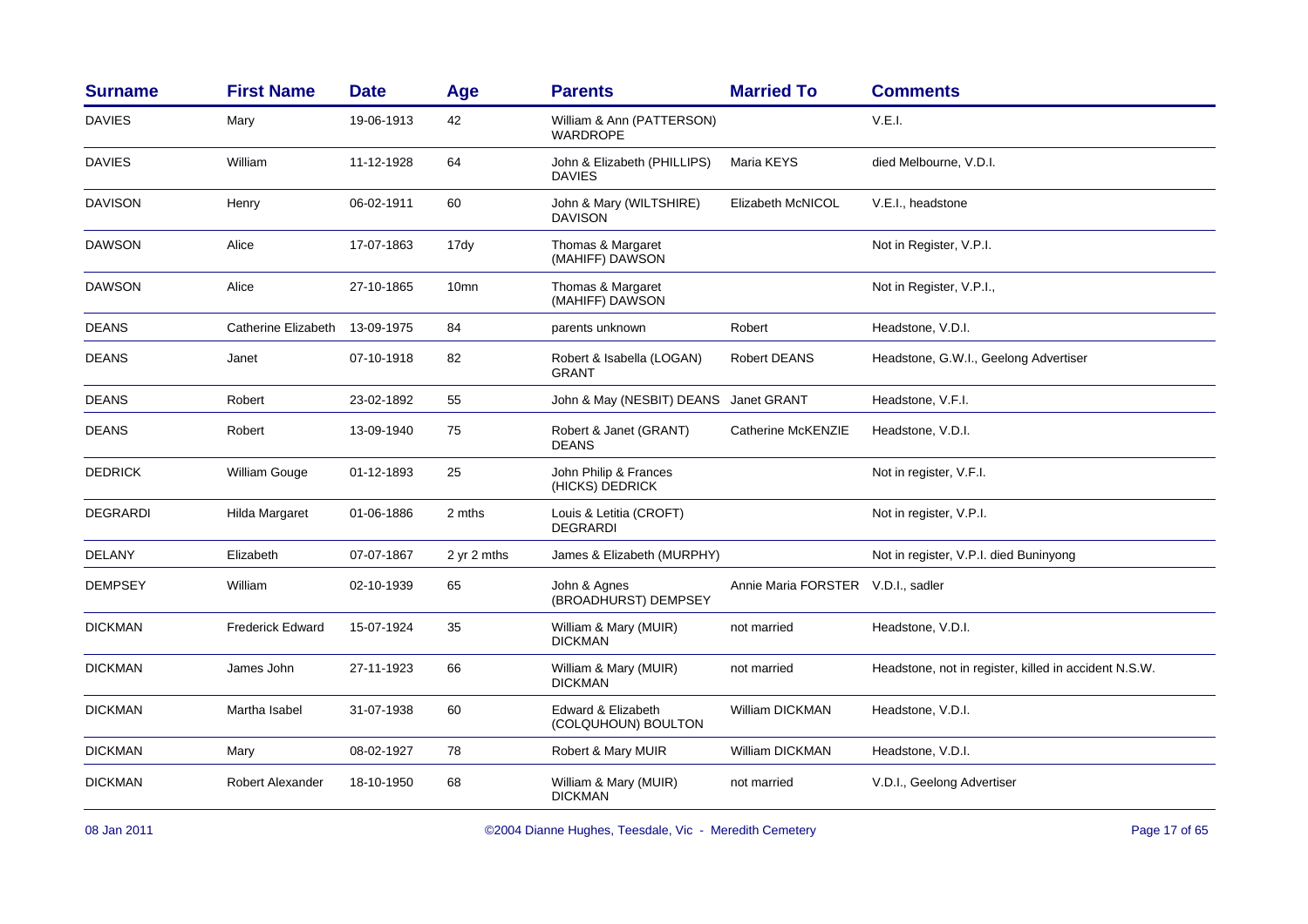| Surname | First Name | Date | Age | Parents | Married To | Comments |
|---|---|---|---|---|---|---|
| DAVIES | Mary | 19-06-1913 | 42 | William & Ann (PATTERSON) WARDROPE | | V.E.I. |
| DAVIES | William | 11-12-1928 | 64 | John & Elizabeth (PHILLIPS) DAVIES | Maria KEYS | died Melbourne, V.D.I. |
| DAVISON | Henry | 06-02-1911 | 60 | John & Mary (WILTSHIRE) DAVISON | Elizabeth McNICOL | V.E.I., headstone |
| DAWSON | Alice | 17-07-1863 | 17dy | Thomas & Margaret (MAHIFF) DAWSON | | Not in Register, V.P.I. |
| DAWSON | Alice | 27-10-1865 | 10mn | Thomas & Margaret (MAHIFF) DAWSON | | Not in Register, V.P.I., |
| DEANS | Catherine Elizabeth | 13-09-1975 | 84 | parents unknown | Robert | Headstone, V.D.I. |
| DEANS | Janet | 07-10-1918 | 82 | Robert & Isabella (LOGAN) GRANT | Robert DEANS | Headstone, G.W.I., Geelong Advertiser |
| DEANS | Robert | 23-02-1892 | 55 | John & May (NESBIT) DEANS | Janet GRANT | Headstone, V.F.I. |
| DEANS | Robert | 13-09-1940 | 75 | Robert & Janet (GRANT) DEANS | Catherine McKENZIE | Headstone, V.D.I. |
| DEDRICK | William Gouge | 01-12-1893 | 25 | John Philip & Frances (HICKS) DEDRICK | | Not in register, V.F.I. |
| DEGRARDI | Hilda Margaret | 01-06-1886 | 2 mths | Louis & Letitia (CROFT) DEGRARDI | | Not in register, V.P.I. |
| DELANY | Elizabeth | 07-07-1867 | 2 yr 2 mths | James & Elizabeth (MURPHY) | | Not in register, V.P.I. died Buninyong |
| DEMPSEY | William | 02-10-1939 | 65 | John & Agnes (BROADHURST) DEMPSEY | Annie Maria FORSTER | V.D.I., sadler |
| DICKMAN | Frederick Edward | 15-07-1924 | 35 | William & Mary (MUIR) DICKMAN | not married | Headstone, V.D.I. |
| DICKMAN | James John | 27-11-1923 | 66 | William & Mary (MUIR) DICKMAN | not married | Headstone, not in register, killed in accident N.S.W. |
| DICKMAN | Martha Isabel | 31-07-1938 | 60 | Edward & Elizabeth (COLQUHOUN) BOULTON | William DICKMAN | Headstone, V.D.I. |
| DICKMAN | Mary | 08-02-1927 | 78 | Robert & Mary MUIR | William DICKMAN | Headstone, V.D.I. |
| DICKMAN | Robert Alexander | 18-10-1950 | 68 | William & Mary (MUIR) DICKMAN | not married | V.D.I., Geelong Advertiser |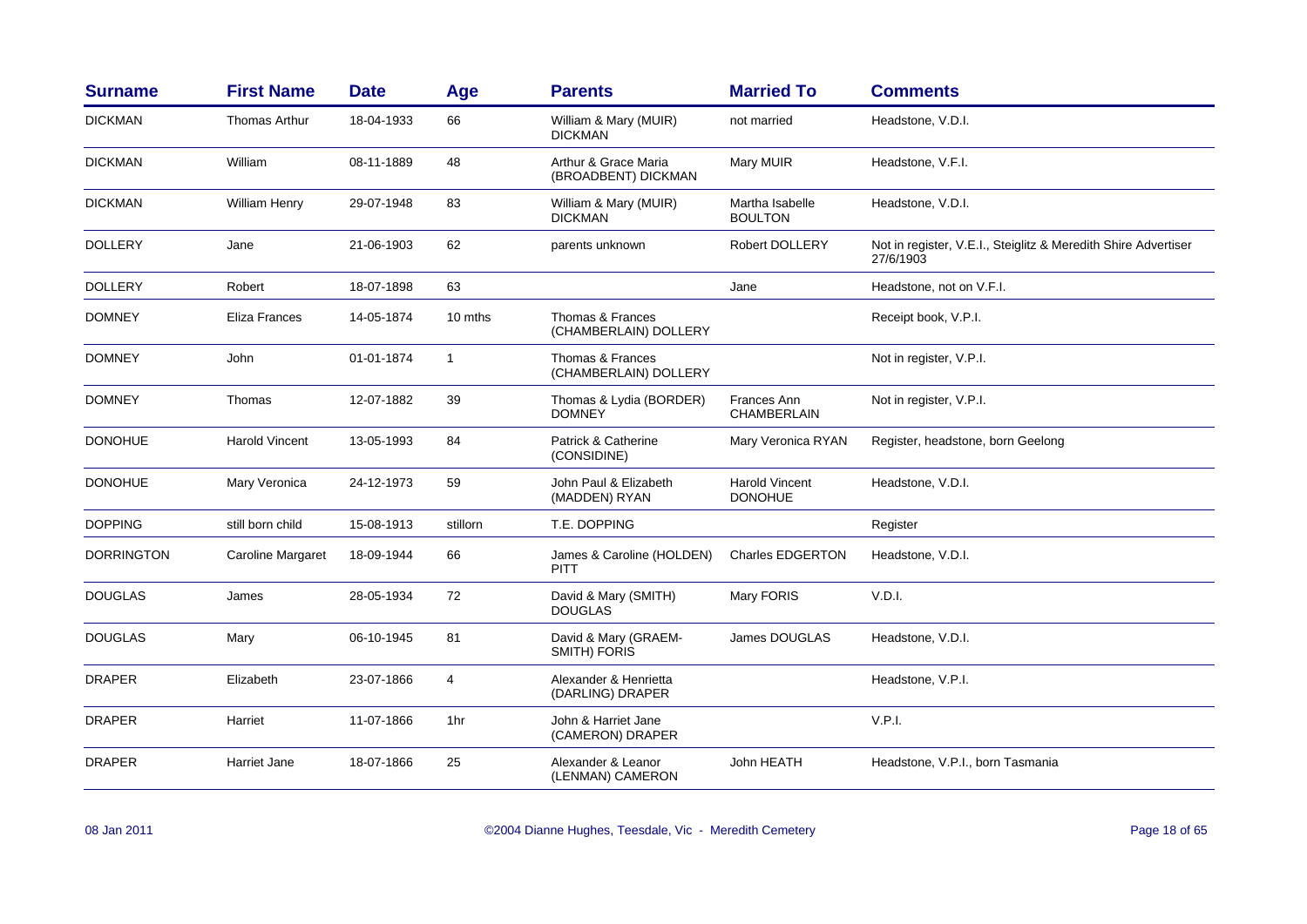| Surname | First Name | Date | Age | Parents | Married To | Comments |
|---|---|---|---|---|---|---|
| DICKMAN | Thomas Arthur | 18-04-1933 | 66 | William & Mary (MUIR) DICKMAN | not married | Headstone, V.D.I. |
| DICKMAN | William | 08-11-1889 | 48 | Arthur & Grace Maria (BROADBENT) DICKMAN | Mary MUIR | Headstone, V.F.I. |
| DICKMAN | William Henry | 29-07-1948 | 83 | William & Mary (MUIR) DICKMAN | Martha Isabelle BOULTON | Headstone, V.D.I. |
| DOLLERY | Jane | 21-06-1903 | 62 | parents unknown | Robert DOLLERY | Not in register, V.E.I., Steiglitz & Meredith Shire Advertiser 27/6/1903 |
| DOLLERY | Robert | 18-07-1898 | 63 | | Jane | Headstone, not on V.F.I. |
| DOMNEY | Eliza Frances | 14-05-1874 | 10 mths | Thomas & Frances (CHAMBERLAIN) DOLLERY | | Receipt book, V.P.I. |
| DOMNEY | John | 01-01-1874 | 1 | Thomas & Frances (CHAMBERLAIN) DOLLERY | | Not in register, V.P.I. |
| DOMNEY | Thomas | 12-07-1882 | 39 | Thomas & Lydia (BORDER) DOMNEY | Frances Ann CHAMBERLAIN | Not in register, V.P.I. |
| DONOHUE | Harold Vincent | 13-05-1993 | 84 | Patrick & Catherine (CONSIDINE) | Mary Veronica RYAN | Register, headstone, born Geelong |
| DONOHUE | Mary Veronica | 24-12-1973 | 59 | John Paul & Elizabeth (MADDEN) RYAN | Harold Vincent DONOHUE | Headstone, V.D.I. |
| DOPPING | still born child | 15-08-1913 | stillorn | T.E. DOPPING | | Register |
| DORRINGTON | Caroline Margaret | 18-09-1944 | 66 | James & Caroline (HOLDEN) PITT | Charles EDGERTON | Headstone, V.D.I. |
| DOUGLAS | James | 28-05-1934 | 72 | David & Mary (SMITH) DOUGLAS | Mary FORIS | V.D.I. |
| DOUGLAS | Mary | 06-10-1945 | 81 | David & Mary (GRAEM-SMITH) FORIS | James DOUGLAS | Headstone, V.D.I. |
| DRAPER | Elizabeth | 23-07-1866 | 4 | Alexander & Henrietta (DARLING) DRAPER | | Headstone, V.P.I. |
| DRAPER | Harriet | 11-07-1866 | 1hr | John & Harriet Jane (CAMERON) DRAPER | | V.P.I. |
| DRAPER | Harriet Jane | 18-07-1866 | 25 | Alexander & Leanor (LENMAN) CAMERON | John HEATH | Headstone, V.P.I., born Tasmania |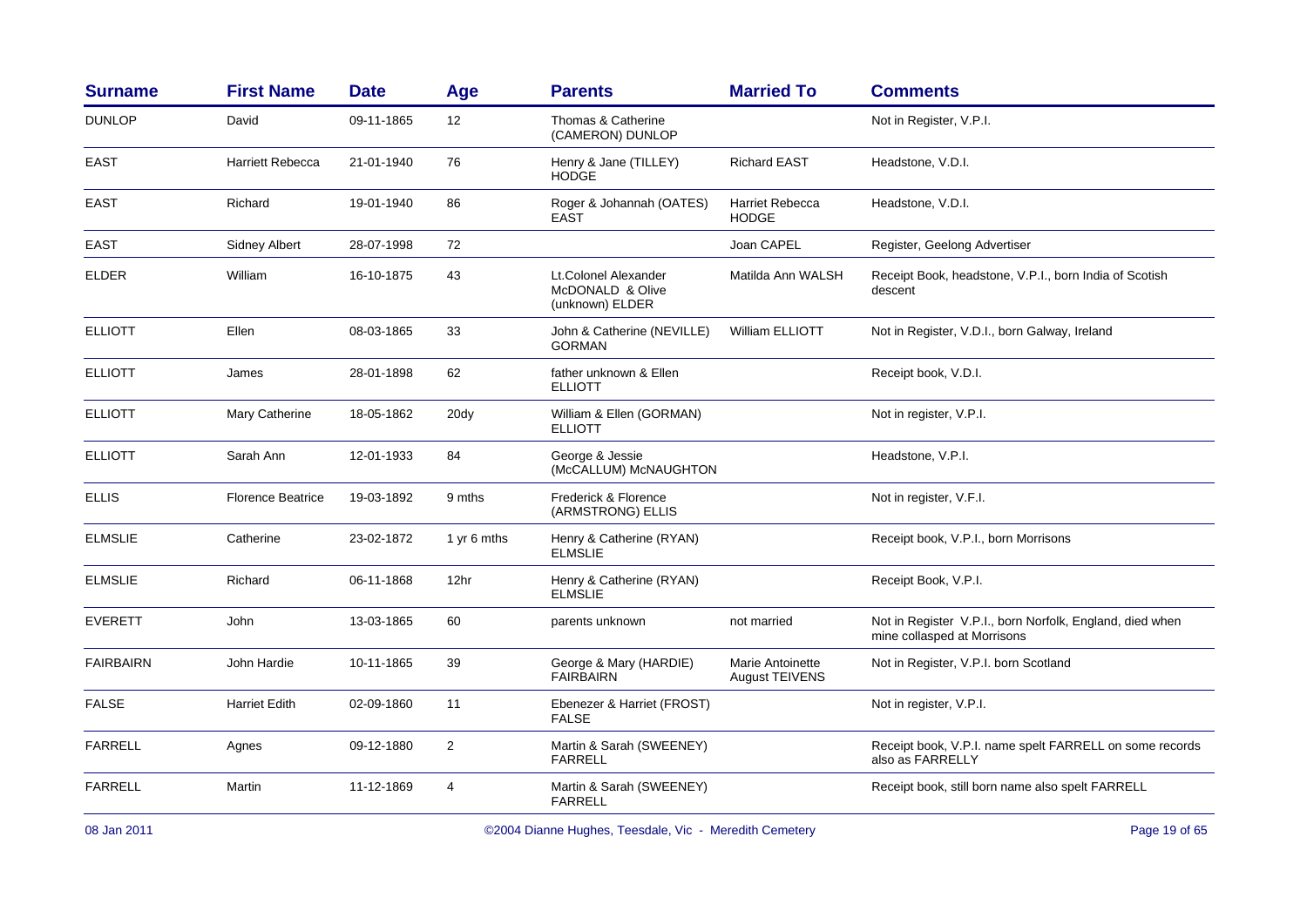| Surname | First Name | Date | Age | Parents | Married To | Comments |
|---|---|---|---|---|---|---|
| DUNLOP | David | 09-11-1865 | 12 | Thomas & Catherine (CAMERON) DUNLOP | | Not in Register, V.P.I. |
| EAST | Harriett Rebecca | 21-01-1940 | 76 | Henry & Jane (TILLEY) HODGE | Richard EAST | Headstone, V.D.I. |
| EAST | Richard | 19-01-1940 | 86 | Roger & Johannah (OATES) EAST | Harriet Rebecca HODGE | Headstone, V.D.I. |
| EAST | Sidney Albert | 28-07-1998 | 72 | | Joan CAPEL | Register, Geelong Advertiser |
| ELDER | William | 16-10-1875 | 43 | Lt.Colonel Alexander McDONALD & Olive (unknown) ELDER | Matilda Ann WALSH | Receipt Book, headstone, V.P.I., born India of Scotish descent |
| ELLIOTT | Ellen | 08-03-1865 | 33 | John & Catherine (NEVILLE) GORMAN | William ELLIOTT | Not in Register, V.D.I., born Galway, Ireland |
| ELLIOTT | James | 28-01-1898 | 62 | father unknown & Ellen ELLIOTT | | Receipt book, V.D.I. |
| ELLIOTT | Mary Catherine | 18-05-1862 | 20dy | William & Ellen (GORMAN) ELLIOTT | | Not in register, V.P.I. |
| ELLIOTT | Sarah Ann | 12-01-1933 | 84 | George & Jessie (McCALLUM) McNAUGHTON | | Headstone, V.P.I. |
| ELLIS | Florence Beatrice | 19-03-1892 | 9 mths | Frederick & Florence (ARMSTRONG) ELLIS | | Not in register, V.F.I. |
| ELMSLIE | Catherine | 23-02-1872 | 1 yr 6 mths | Henry & Catherine (RYAN) ELMSLIE | | Receipt book, V.P.I., born Morrisons |
| ELMSLIE | Richard | 06-11-1868 | 12hr | Henry & Catherine (RYAN) ELMSLIE | | Receipt Book, V.P.I. |
| EVERETT | John | 13-03-1865 | 60 | parents unknown | not married | Not in Register V.P.I., born Norfolk, England, died when mine collasped at Morrisons |
| FAIRBAIRN | John Hardie | 10-11-1865 | 39 | George & Mary (HARDIE) FAIRBAIRN | Marie Antoinette August TEIVENS | Not in Register, V.P.I. born Scotland |
| FALSE | Harriet Edith | 02-09-1860 | 11 | Ebenezer & Harriet (FROST) FALSE | | Not in register, V.P.I. |
| FARRELL | Agnes | 09-12-1880 | 2 | Martin & Sarah (SWEENEY) FARRELL | | Receipt book, V.P.I. name spelt FARRELL on some records also as FARRELLY |
| FARRELL | Martin | 11-12-1869 | 4 | Martin & Sarah (SWEENEY) FARRELL | | Receipt book, still born name also spelt FARRELL |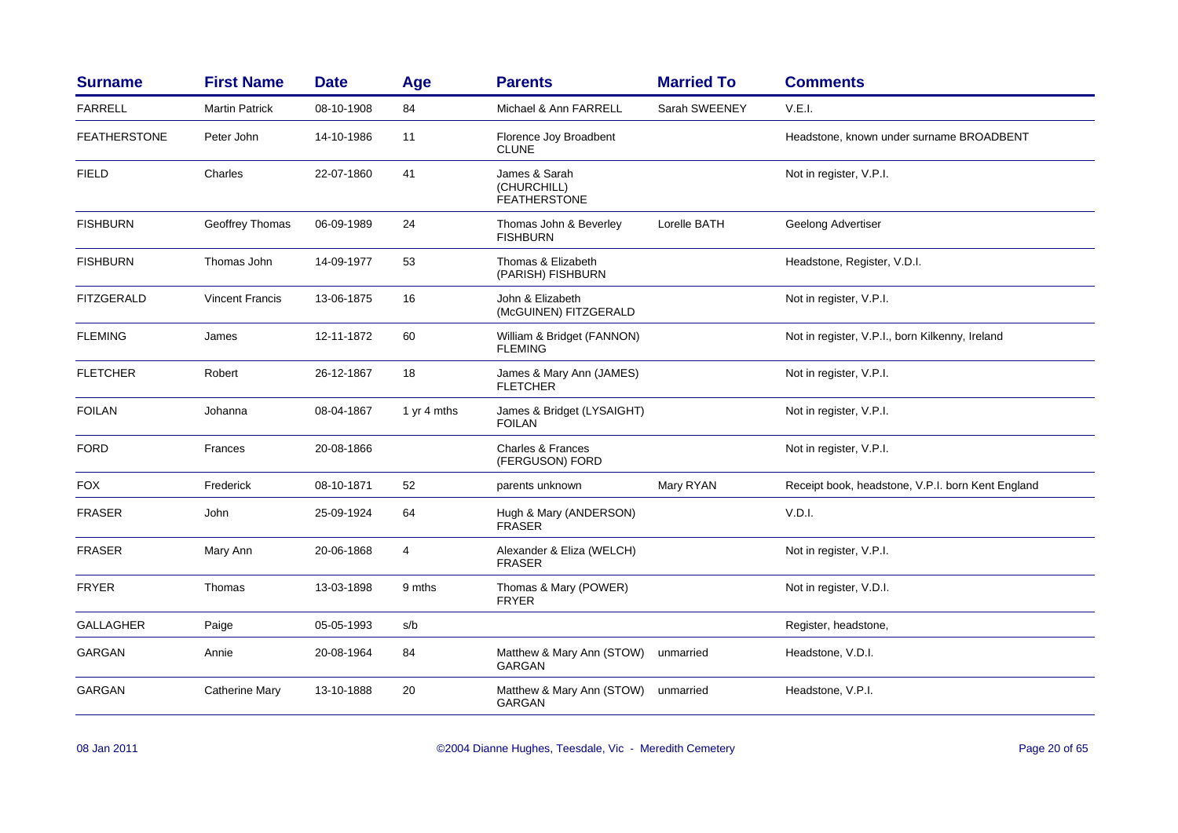| Surname | First Name | Date | Age | Parents | Married To | Comments |
|---|---|---|---|---|---|---|
| FARRELL | Martin Patrick | 08-10-1908 | 84 | Michael & Ann FARRELL | Sarah SWEENEY | V.E.I. |
| FEATHERSTONE | Peter John | 14-10-1986 | 11 | Florence Joy Broadbent CLUNE | | Headstone, known under surname BROADBENT |
| FIELD | Charles | 22-07-1860 | 41 | James & Sarah (CHURCHILL) FEATHERSTONE | | Not in register, V.P.I. |
| FISHBURN | Geoffrey Thomas | 06-09-1989 | 24 | Thomas John & Beverley FISHBURN | Lorelle BATH | Geelong Advertiser |
| FISHBURN | Thomas John | 14-09-1977 | 53 | Thomas & Elizabeth (PARISH) FISHBURN | | Headstone, Register, V.D.I. |
| FITZGERALD | Vincent Francis | 13-06-1875 | 16 | John & Elizabeth (McGUINEN) FITZGERALD | | Not in register, V.P.I. |
| FLEMING | James | 12-11-1872 | 60 | William & Bridget (FANNON) FLEMING | | Not in register, V.P.I., born Kilkenny, Ireland |
| FLETCHER | Robert | 26-12-1867 | 18 | James & Mary Ann (JAMES) FLETCHER | | Not in register, V.P.I. |
| FOILAN | Johanna | 08-04-1867 | 1 yr 4 mths | James & Bridget (LYSAIGHT) FOILAN | | Not in register, V.P.I. |
| FORD | Frances | 20-08-1866 | | Charles & Frances (FERGUSON) FORD | | Not in register, V.P.I. |
| FOX | Frederick | 08-10-1871 | 52 | parents unknown | Mary RYAN | Receipt book, headstone, V.P.I. born Kent England |
| FRASER | John | 25-09-1924 | 64 | Hugh & Mary (ANDERSON) FRASER | | V.D.I. |
| FRASER | Mary Ann | 20-06-1868 | 4 | Alexander & Eliza (WELCH) FRASER | | Not in register, V.P.I. |
| FRYER | Thomas | 13-03-1898 | 9 mths | Thomas & Mary (POWER) FRYER | | Not in register, V.D.I. |
| GALLAGHER | Paige | 05-05-1993 | s/b | | | Register, headstone, |
| GARGAN | Annie | 20-08-1964 | 84 | Matthew & Mary Ann (STOW) GARGAN | unmarried | Headstone, V.D.I. |
| GARGAN | Catherine Mary | 13-10-1888 | 20 | Matthew & Mary Ann (STOW) GARGAN | unmarried | Headstone, V.P.I. |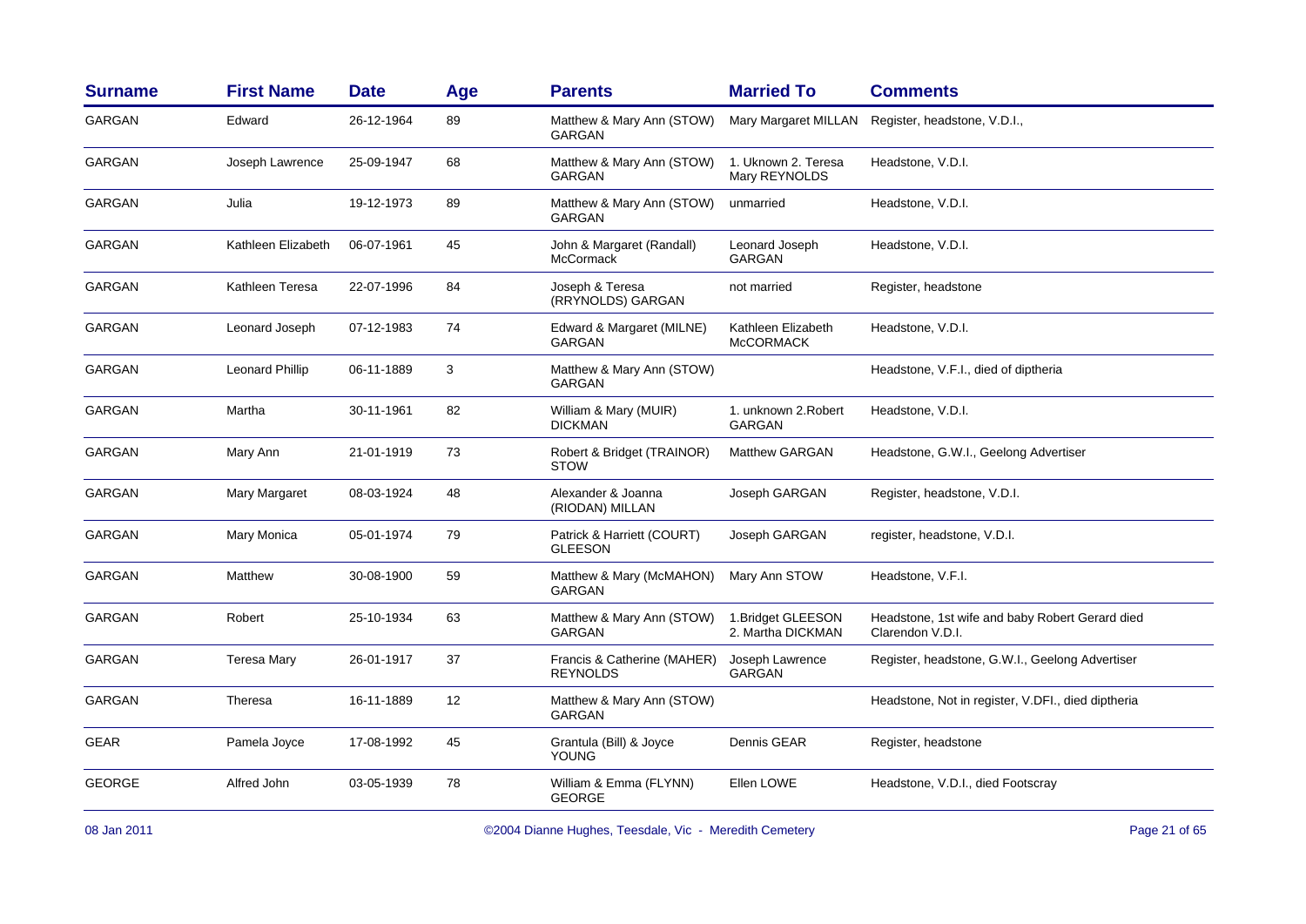| Surname | First Name | Date | Age | Parents | Married To | Comments |
|---|---|---|---|---|---|---|
| GARGAN | Edward | 26-12-1964 | 89 | Matthew & Mary Ann (STOW) GARGAN | Mary Margaret MILLAN | Register, headstone, V.D.I., |
| GARGAN | Joseph Lawrence | 25-09-1947 | 68 | Matthew & Mary Ann (STOW) GARGAN | 1. Uknown 2. Teresa Mary REYNOLDS | Headstone, V.D.I. |
| GARGAN | Julia | 19-12-1973 | 89 | Matthew & Mary Ann (STOW) GARGAN | unmarried | Headstone, V.D.I. |
| GARGAN | Kathleen Elizabeth | 06-07-1961 | 45 | John & Margaret (Randall) McCormack | Leonard Joseph GARGAN | Headstone, V.D.I. |
| GARGAN | Kathleen Teresa | 22-07-1996 | 84 | Joseph & Teresa (RRYNOLDS) GARGAN | not married | Register, headstone |
| GARGAN | Leonard Joseph | 07-12-1983 | 74 | Edward & Margaret (MILNE) GARGAN | Kathleen Elizabeth McCORMACK | Headstone, V.D.I. |
| GARGAN | Leonard Phillip | 06-11-1889 | 3 | Matthew & Mary Ann (STOW) GARGAN | | Headstone, V.F.I., died of diptheria |
| GARGAN | Martha | 30-11-1961 | 82 | William & Mary (MUIR) DICKMAN | 1. unknown 2.Robert GARGAN | Headstone, V.D.I. |
| GARGAN | Mary Ann | 21-01-1919 | 73 | Robert & Bridget (TRAINOR) STOW | Matthew GARGAN | Headstone, G.W.I., Geelong Advertiser |
| GARGAN | Mary Margaret | 08-03-1924 | 48 | Alexander & Joanna (RIODAN) MILLAN | Joseph GARGAN | Register, headstone, V.D.I. |
| GARGAN | Mary Monica | 05-01-1974 | 79 | Patrick & Harriett (COURT) GLEESON | Joseph GARGAN | register, headstone, V.D.I. |
| GARGAN | Matthew | 30-08-1900 | 59 | Matthew & Mary (McMAHON) GARGAN | Mary Ann STOW | Headstone, V.F.I. |
| GARGAN | Robert | 25-10-1934 | 63 | Matthew & Mary Ann (STOW) GARGAN | 1.Bridget GLEESON 2. Martha DICKMAN | Headstone, 1st wife and baby Robert Gerard died Clarendon V.D.I. |
| GARGAN | Teresa Mary | 26-01-1917 | 37 | Francis & Catherine (MAHER) REYNOLDS | Joseph Lawrence GARGAN | Register, headstone, G.W.I., Geelong Advertiser |
| GARGAN | Theresa | 16-11-1889 | 12 | Matthew & Mary Ann (STOW) GARGAN | | Headstone, Not in register, V.DFI., died diptheria |
| GEAR | Pamela Joyce | 17-08-1992 | 45 | Grantula (Bill) & Joyce YOUNG | Dennis GEAR | Register, headstone |
| GEORGE | Alfred John | 03-05-1939 | 78 | William & Emma (FLYNN) GEORGE | Ellen LOWE | Headstone, V.D.I., died Footscray |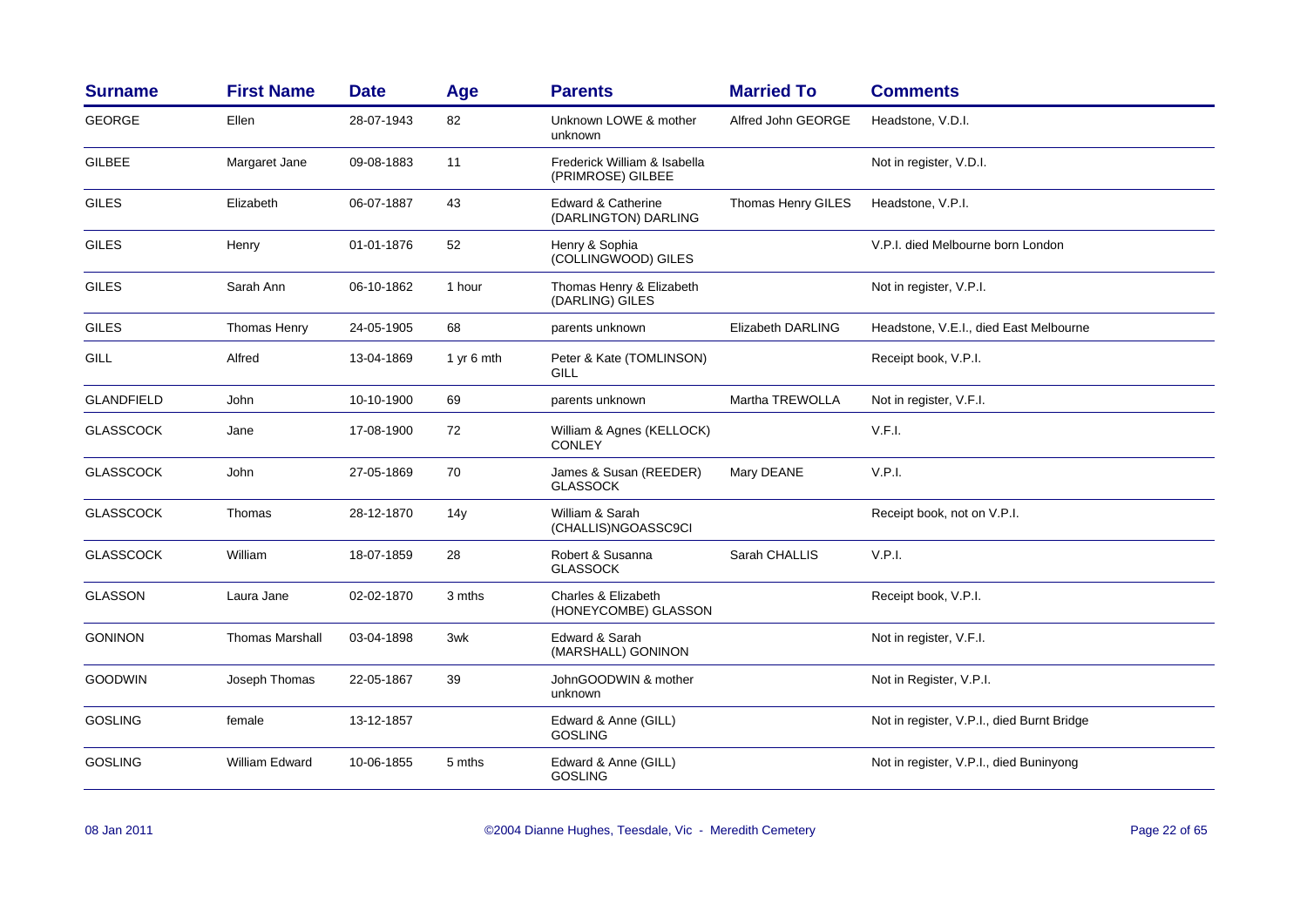| Surname | First Name | Date | Age | Parents | Married To | Comments |
|---|---|---|---|---|---|---|
| GEORGE | Ellen | 28-07-1943 | 82 | Unknown LOWE & mother unknown | Alfred John GEORGE | Headstone, V.D.I. |
| GILBEE | Margaret Jane | 09-08-1883 | 11 | Frederick William & Isabella (PRIMROSE) GILBEE | | Not in register, V.D.I. |
| GILES | Elizabeth | 06-07-1887 | 43 | Edward & Catherine (DARLINGTON) DARLING | Thomas Henry GILES | Headstone, V.P.I. |
| GILES | Henry | 01-01-1876 | 52 | Henry & Sophia (COLLINGWOOD) GILES | | V.P.I. died Melbourne born London |
| GILES | Sarah Ann | 06-10-1862 | 1 hour | Thomas Henry & Elizabeth (DARLING) GILES | | Not in register, V.P.I. |
| GILES | Thomas Henry | 24-05-1905 | 68 | parents unknown | Elizabeth DARLING | Headstone, V.E.I., died East Melbourne |
| GILL | Alfred | 13-04-1869 | 1 yr 6 mth | Peter & Kate (TOMLINSON) GILL | | Receipt book, V.P.I. |
| GLANDFIELD | John | 10-10-1900 | 69 | parents unknown | Martha TREWOLLA | Not in register, V.F.I. |
| GLASSCOCK | Jane | 17-08-1900 | 72 | William & Agnes (KELLOCK) CONLEY | | V.F.I. |
| GLASSCOCK | John | 27-05-1869 | 70 | James & Susan (REEDER) GLASSOCK | Mary DEANE | V.P.I. |
| GLASSCOCK | Thomas | 28-12-1870 | 14y | William & Sarah (CHALLIS)NGOASSC9CI | | Receipt book, not on V.P.I. |
| GLASSCOCK | William | 18-07-1859 | 28 | Robert & Susanna GLASSOCK | Sarah CHALLIS | V.P.I. |
| GLASSON | Laura Jane | 02-02-1870 | 3 mths | Charles & Elizabeth (HONEYCOMBE) GLASSON | | Receipt book, V.P.I. |
| GONINON | Thomas Marshall | 03-04-1898 | 3wk | Edward & Sarah (MARSHALL) GONINON | | Not in register, V.F.I. |
| GOODWIN | Joseph Thomas | 22-05-1867 | 39 | JohnGOODWIN & mother unknown | | Not in Register, V.P.I. |
| GOSLING | female | 13-12-1857 | | Edward & Anne (GILL) GOSLING | | Not in register, V.P.I., died Burnt Bridge |
| GOSLING | William Edward | 10-06-1855 | 5 mths | Edward & Anne (GILL) GOSLING | | Not in register, V.P.I., died Buninyong |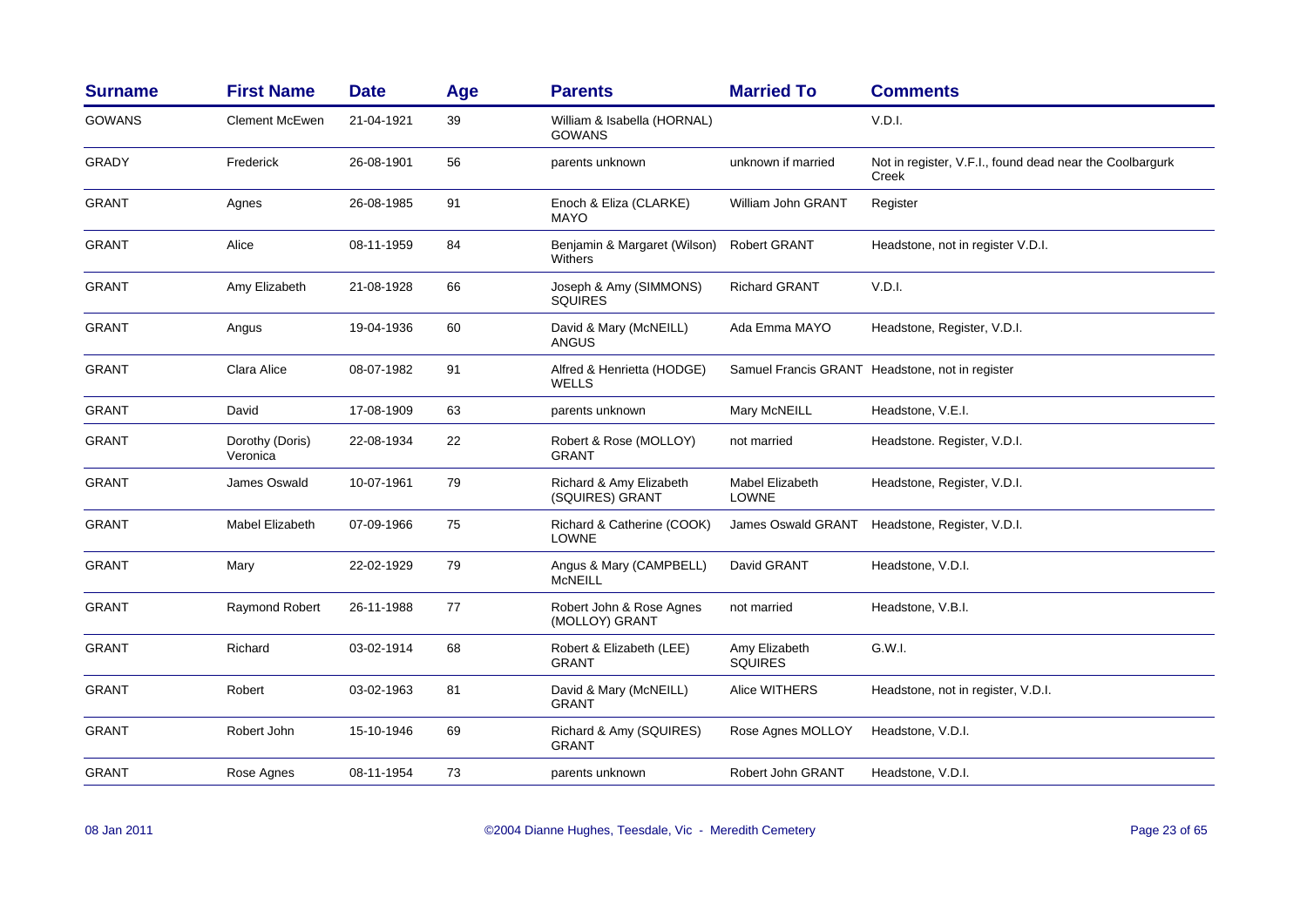| Surname | First Name | Date | Age | Parents | Married To | Comments |
|---|---|---|---|---|---|---|
| GOWANS | Clement McEwen | 21-04-1921 | 39 | William & Isabella (HORNAL) GOWANS | | V.D.I. |
| GRADY | Frederick | 26-08-1901 | 56 | parents unknown | unknown if married | Not in register, V.F.I., found dead near the Coolbargurk Creek |
| GRANT | Agnes | 26-08-1985 | 91 | Enoch & Eliza (CLARKE) MAYO | William John GRANT | Register |
| GRANT | Alice | 08-11-1959 | 84 | Benjamin & Margaret (Wilson) Withers | Robert GRANT | Headstone, not in register V.D.I. |
| GRANT | Amy Elizabeth | 21-08-1928 | 66 | Joseph & Amy (SIMMONS) SQUIRES | Richard GRANT | V.D.I. |
| GRANT | Angus | 19-04-1936 | 60 | David & Mary (McNEILL) ANGUS | Ada Emma MAYO | Headstone, Register, V.D.I. |
| GRANT | Clara Alice | 08-07-1982 | 91 | Alfred & Henrietta (HODGE) WELLS | Samuel Francis GRANT | Headstone, not in register |
| GRANT | David | 17-08-1909 | 63 | parents unknown | Mary McNEILL | Headstone, V.E.I. |
| GRANT | Dorothy (Doris) Veronica | 22-08-1934 | 22 | Robert & Rose (MOLLOY) GRANT | not married | Headstone. Register, V.D.I. |
| GRANT | James Oswald | 10-07-1961 | 79 | Richard & Amy Elizabeth (SQUIRES) GRANT | Mabel Elizabeth LOWNE | Headstone, Register, V.D.I. |
| GRANT | Mabel Elizabeth | 07-09-1966 | 75 | Richard & Catherine (COOK) LOWNE | James Oswald GRANT | Headstone, Register, V.D.I. |
| GRANT | Mary | 22-02-1929 | 79 | Angus & Mary (CAMPBELL) McNEILL | David GRANT | Headstone, V.D.I. |
| GRANT | Raymond Robert | 26-11-1988 | 77 | Robert John & Rose Agnes (MOLLOY) GRANT | not married | Headstone, V.B.I. |
| GRANT | Richard | 03-02-1914 | 68 | Robert & Elizabeth (LEE) GRANT | Amy Elizabeth SQUIRES | G.W.I. |
| GRANT | Robert | 03-02-1963 | 81 | David & Mary (McNEILL) GRANT | Alice WITHERS | Headstone, not in register, V.D.I. |
| GRANT | Robert John | 15-10-1946 | 69 | Richard & Amy (SQUIRES) GRANT | Rose Agnes MOLLOY | Headstone, V.D.I. |
| GRANT | Rose Agnes | 08-11-1954 | 73 | parents unknown | Robert John GRANT | Headstone, V.D.I. |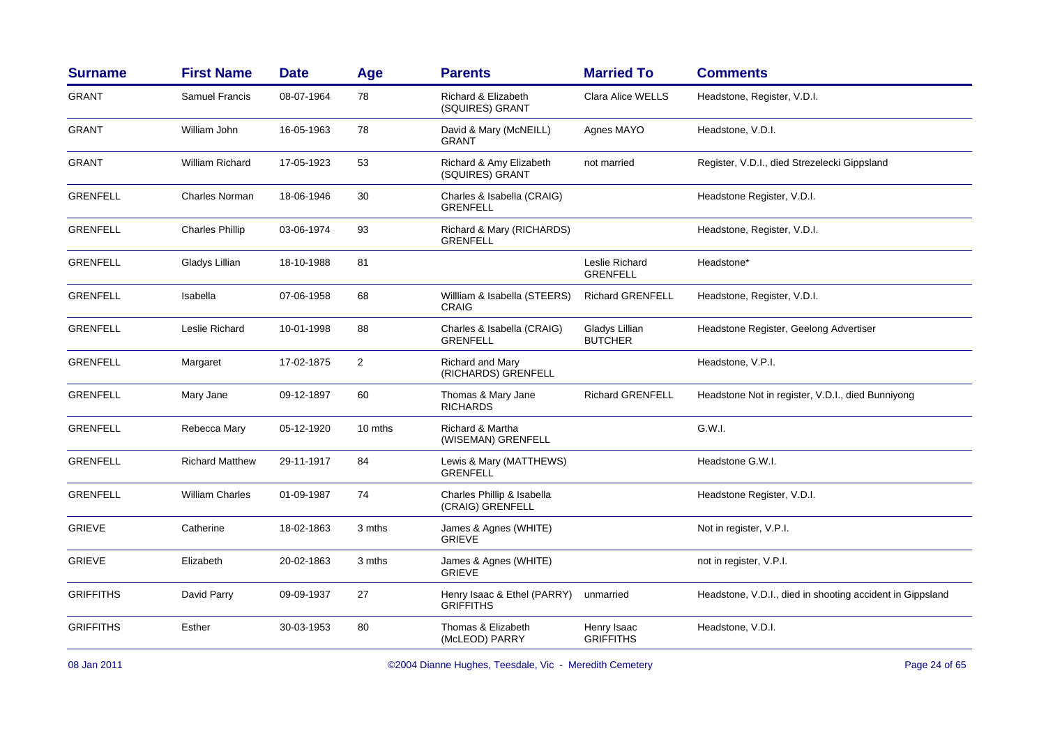| Surname | First Name | Date | Age | Parents | Married To | Comments |
|---|---|---|---|---|---|---|
| GRANT | Samuel Francis | 08-07-1964 | 78 | Richard & Elizabeth (SQUIRES) GRANT | Clara Alice WELLS | Headstone, Register, V.D.I. |
| GRANT | William John | 16-05-1963 | 78 | David & Mary (McNEILL) GRANT | Agnes MAYO | Headstone, V.D.I. |
| GRANT | William Richard | 17-05-1923 | 53 | Richard & Amy Elizabeth (SQUIRES) GRANT | not married | Register, V.D.I., died Strezelecki Gippsland |
| GRENFELL | Charles Norman | 18-06-1946 | 30 | Charles & Isabella (CRAIG) GRENFELL | | Headstone Register, V.D.I. |
| GRENFELL | Charles Phillip | 03-06-1974 | 93 | Richard & Mary (RICHARDS) GRENFELL | | Headstone, Register, V.D.I. |
| GRENFELL | Gladys Lillian | 18-10-1988 | 81 | | Leslie Richard GRENFELL | Headstone* |
| GRENFELL | Isabella | 07-06-1958 | 68 | Willliam & Isabella (STEERS) CRAIG | Richard GRENFELL | Headstone, Register, V.D.I. |
| GRENFELL | Leslie Richard | 10-01-1998 | 88 | Charles & Isabella (CRAIG) GRENFELL | Gladys Lillian BUTCHER | Headstone Register, Geelong Advertiser |
| GRENFELL | Margaret | 17-02-1875 | 2 | Richard and Mary (RICHARDS) GRENFELL | | Headstone, V.P.I. |
| GRENFELL | Mary Jane | 09-12-1897 | 60 | Thomas & Mary Jane RICHARDS | Richard GRENFELL | Headstone Not in register, V.D.I., died Bunniyong |
| GRENFELL | Rebecca Mary | 05-12-1920 | 10 mths | Richard & Martha (WISEMAN) GRENFELL | | G.W.I. |
| GRENFELL | Richard Matthew | 29-11-1917 | 84 | Lewis & Mary (MATTHEWS) GRENFELL | | Headstone G.W.I. |
| GRENFELL | William Charles | 01-09-1987 | 74 | Charles Phillip & Isabella (CRAIG) GRENFELL | | Headstone Register, V.D.I. |
| GRIEVE | Catherine | 18-02-1863 | 3 mths | James & Agnes (WHITE) GRIEVE | | Not in register, V.P.I. |
| GRIEVE | Elizabeth | 20-02-1863 | 3 mths | James & Agnes (WHITE) GRIEVE | | not in register, V.P.I. |
| GRIFFITHS | David Parry | 09-09-1937 | 27 | Henry Isaac & Ethel (PARRY) GRIFFITHS | unmarried | Headstone, V.D.I., died in shooting accident in Gippsland |
| GRIFFITHS | Esther | 30-03-1953 | 80 | Thomas & Elizabeth (McLEOD) PARRY | Henry Isaac GRIFFITHS | Headstone, V.D.I. |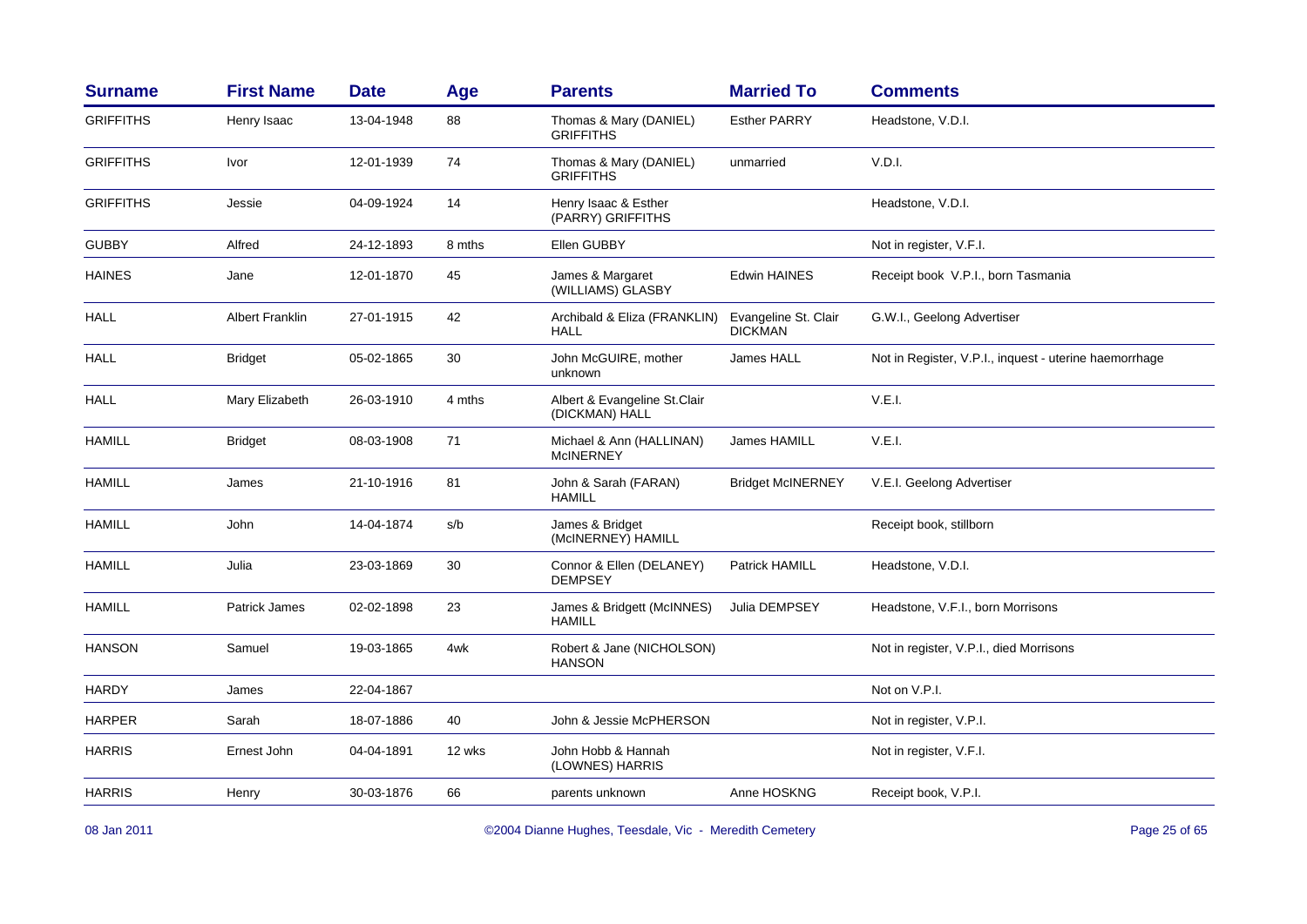| Surname | First Name | Date | Age | Parents | Married To | Comments |
|---|---|---|---|---|---|---|
| GRIFFITHS | Henry Isaac | 13-04-1948 | 88 | Thomas & Mary (DANIEL) GRIFFITHS | Esther PARRY | Headstone, V.D.I. |
| GRIFFITHS | Ivor | 12-01-1939 | 74 | Thomas & Mary (DANIEL) GRIFFITHS | unmarried | V.D.I. |
| GRIFFITHS | Jessie | 04-09-1924 | 14 | Henry Isaac & Esther (PARRY) GRIFFITHS | | Headstone, V.D.I. |
| GUBBY | Alfred | 24-12-1893 | 8 mths | Ellen GUBBY | | Not in register, V.F.I. |
| HAINES | Jane | 12-01-1870 | 45 | James & Margaret (WILLIAMS) GLASBY | Edwin HAINES | Receipt book V.P.I., born Tasmania |
| HALL | Albert Franklin | 27-01-1915 | 42 | Archibald & Eliza (FRANKLIN) HALL | Evangeline St. Clair DICKMAN | G.W.I., Geelong Advertiser |
| HALL | Bridget | 05-02-1865 | 30 | John McGUIRE, mother unknown | James HALL | Not in Register, V.P.I., inquest - uterine haemorrhage |
| HALL | Mary Elizabeth | 26-03-1910 | 4 mths | Albert & Evangeline St.Clair (DICKMAN) HALL | | V.E.I. |
| HAMILL | Bridget | 08-03-1908 | 71 | Michael & Ann (HALLINAN) McINERNEY | James HAMILL | V.E.I. |
| HAMILL | James | 21-10-1916 | 81 | John & Sarah (FARAN) HAMILL | Bridget McINERNEY | V.E.I. Geelong Advertiser |
| HAMILL | John | 14-04-1874 | s/b | James & Bridget (McINERNEY) HAMILL | | Receipt book, stillborn |
| HAMILL | Julia | 23-03-1869 | 30 | Connor & Ellen (DELANEY) DEMPSEY | Patrick HAMILL | Headstone, V.D.I. |
| HAMILL | Patrick James | 02-02-1898 | 23 | James & Bridgett (McINNES) HAMILL | Julia DEMPSEY | Headstone, V.F.I., born Morrisons |
| HANSON | Samuel | 19-03-1865 | 4wk | Robert & Jane (NICHOLSON) HANSON | | Not in register, V.P.I., died Morrisons |
| HARDY | James | 22-04-1867 | | | | Not on V.P.I. |
| HARPER | Sarah | 18-07-1886 | 40 | John & Jessie McPHERSON | | Not in register, V.P.I. |
| HARRIS | Ernest John | 04-04-1891 | 12 wks | John Hobb & Hannah (LOWNES) HARRIS | | Not in register, V.F.I. |
| HARRIS | Henry | 30-03-1876 | 66 | parents unknown | Anne HOSKNG | Receipt book, V.P.I. |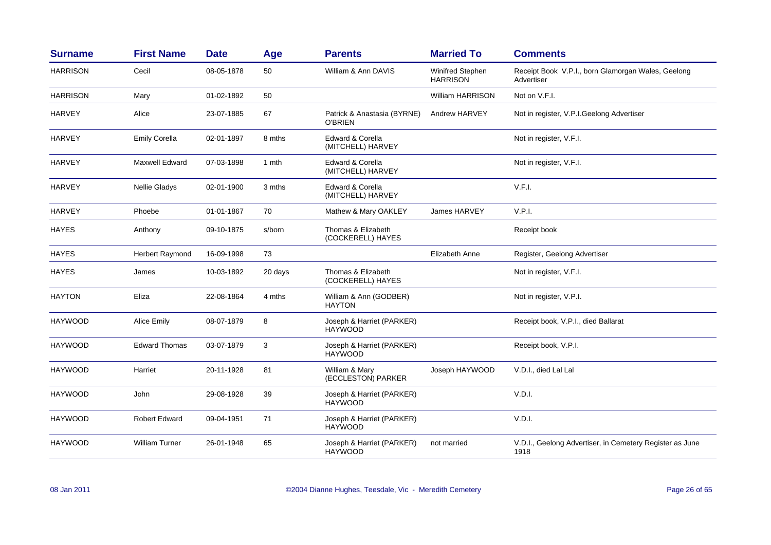| Surname | First Name | Date | Age | Parents | Married To | Comments |
|---|---|---|---|---|---|---|
| HARRISON | Cecil | 08-05-1878 | 50 | William & Ann DAVIS | Winifred Stephen HARRISON | Receipt Book V.P.I., born Glamorgan Wales, Geelong Advertiser |
| HARRISON | Mary | 01-02-1892 | 50 | | William HARRISON | Not on V.F.I. |
| HARVEY | Alice | 23-07-1885 | 67 | Patrick & Anastasia (BYRNE) O'BRIEN | Andrew HARVEY | Not in register, V.P.I.Geelong Advertiser |
| HARVEY | Emily Corella | 02-01-1897 | 8 mths | Edward & Corella (MITCHELL) HARVEY | | Not in register, V.F.I. |
| HARVEY | Maxwell Edward | 07-03-1898 | 1 mth | Edward & Corella (MITCHELL) HARVEY | | Not in register, V.F.I. |
| HARVEY | Nellie Gladys | 02-01-1900 | 3 mths | Edward & Corella (MITCHELL) HARVEY | | V.F.I. |
| HARVEY | Phoebe | 01-01-1867 | 70 | Mathew & Mary OAKLEY | James HARVEY | V.P.I. |
| HAYES | Anthony | 09-10-1875 | s/born | Thomas & Elizabeth (COCKERELL) HAYES | | Receipt book |
| HAYES | Herbert Raymond | 16-09-1998 | 73 | | Elizabeth Anne | Register, Geelong Advertiser |
| HAYES | James | 10-03-1892 | 20 days | Thomas & Elizabeth (COCKERELL) HAYES | | Not in register, V.F.I. |
| HAYTON | Eliza | 22-08-1864 | 4 mths | William & Ann (GODBER) HAYTON | | Not in register, V.P.I. |
| HAYWOOD | Alice Emily | 08-07-1879 | 8 | Joseph & Harriet (PARKER) HAYWOOD | | Receipt book, V.P.I., died Ballarat |
| HAYWOOD | Edward Thomas | 03-07-1879 | 3 | Joseph & Harriet (PARKER) HAYWOOD | | Receipt book, V.P.I. |
| HAYWOOD | Harriet | 20-11-1928 | 81 | William & Mary (ECCLESTON) PARKER | Joseph HAYWOOD | V.D.I., died Lal Lal |
| HAYWOOD | John | 29-08-1928 | 39 | Joseph & Harriet (PARKER) HAYWOOD | | V.D.I. |
| HAYWOOD | Robert Edward | 09-04-1951 | 71 | Joseph & Harriet (PARKER) HAYWOOD | | V.D.I. |
| HAYWOOD | William Turner | 26-01-1948 | 65 | Joseph & Harriet (PARKER) HAYWOOD | not married | V.D.I., Geelong Advertiser, in Cemetery Register as June 1918 |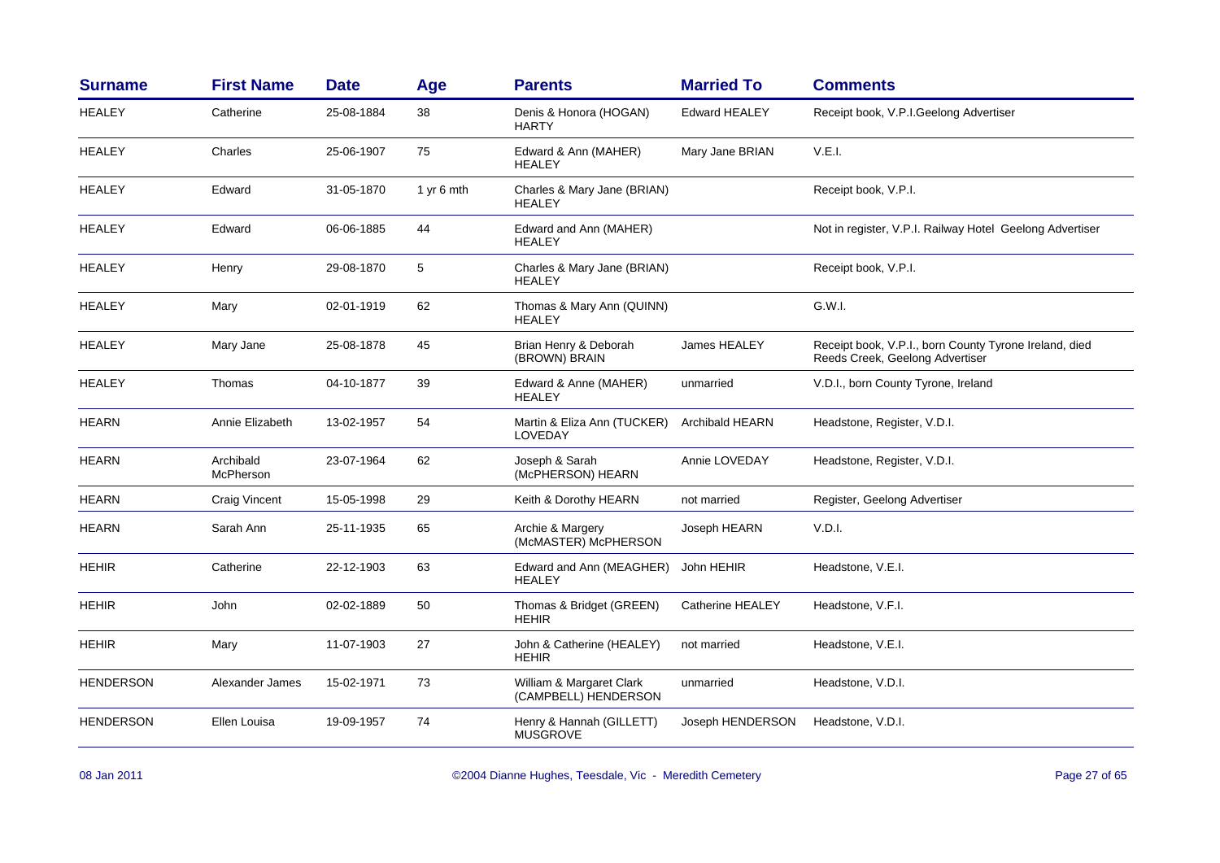| Surname | First Name | Date | Age | Parents | Married To | Comments |
|---|---|---|---|---|---|---|
| HEALEY | Catherine | 25-08-1884 | 38 | Denis & Honora (HOGAN) HARTY | Edward HEALEY | Receipt book, V.P.I.Geelong Advertiser |
| HEALEY | Charles | 25-06-1907 | 75 | Edward & Ann (MAHER) HEALEY | Mary Jane BRIAN | V.E.I. |
| HEALEY | Edward | 31-05-1870 | 1 yr 6 mth | Charles & Mary Jane (BRIAN) HEALEY | | Receipt book, V.P.I. |
| HEALEY | Edward | 06-06-1885 | 44 | Edward and Ann (MAHER) HEALEY | | Not in register, V.P.I. Railway Hotel Geelong Advertiser |
| HEALEY | Henry | 29-08-1870 | 5 | Charles & Mary Jane (BRIAN) HEALEY | | Receipt book, V.P.I. |
| HEALEY | Mary | 02-01-1919 | 62 | Thomas & Mary Ann (QUINN) HEALEY | | G.W.I. |
| HEALEY | Mary Jane | 25-08-1878 | 45 | Brian Henry & Deborah (BROWN) BRAIN | James HEALEY | Receipt book, V.P.I., born County Tyrone Ireland, died Reeds Creek, Geelong Advertiser |
| HEALEY | Thomas | 04-10-1877 | 39 | Edward & Anne (MAHER) HEALEY | unmarried | V.D.I., born County Tyrone, Ireland |
| HEARN | Annie Elizabeth | 13-02-1957 | 54 | Martin & Eliza Ann (TUCKER) LOVEDAY | Archibald HEARN | Headstone, Register, V.D.I. |
| HEARN | Archibald McPherson | 23-07-1964 | 62 | Joseph & Sarah (McPHERSON) HEARN | Annie LOVEDAY | Headstone, Register, V.D.I. |
| HEARN | Craig Vincent | 15-05-1998 | 29 | Keith & Dorothy HEARN | not married | Register, Geelong Advertiser |
| HEARN | Sarah Ann | 25-11-1935 | 65 | Archie & Margery (McMASTER) McPHERSON | Joseph HEARN | V.D.I. |
| HEHIR | Catherine | 22-12-1903 | 63 | Edward and Ann (MEAGHER) HEALEY | John HEHIR | Headstone, V.E.I. |
| HEHIR | John | 02-02-1889 | 50 | Thomas & Bridget (GREEN) HEHIR | Catherine HEALEY | Headstone, V.F.I. |
| HEHIR | Mary | 11-07-1903 | 27 | John & Catherine (HEALEY) HEHIR | not married | Headstone, V.E.I. |
| HENDERSON | Alexander James | 15-02-1971 | 73 | William & Margaret Clark (CAMPBELL) HENDERSON | unmarried | Headstone, V.D.I. |
| HENDERSON | Ellen Louisa | 19-09-1957 | 74 | Henry & Hannah (GILLETT) MUSGROVE | Joseph HENDERSON | Headstone, V.D.I. |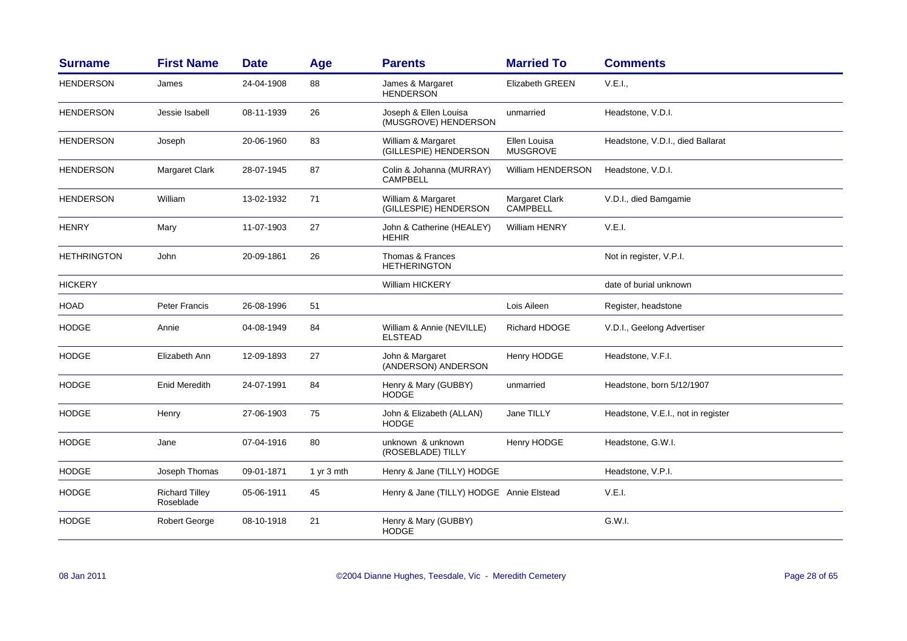| Surname | First Name | Date | Age | Parents | Married To | Comments |
|---|---|---|---|---|---|---|
| HENDERSON | James | 24-04-1908 | 88 | James & Margaret HENDERSON | Elizabeth GREEN | V.E.I., |
| HENDERSON | Jessie Isabell | 08-11-1939 | 26 | Joseph & Ellen Louisa (MUSGROVE) HENDERSON | unmarried | Headstone, V.D.I. |
| HENDERSON | Joseph | 20-06-1960 | 83 | William & Margaret (GILLESPIE) HENDERSON | Ellen Louisa MUSGROVE | Headstone, V.D.I., died Ballarat |
| HENDERSON | Margaret Clark | 28-07-1945 | 87 | Colin & Johanna (MURRAY) CAMPBELL | William HENDERSON | Headstone, V.D.I. |
| HENDERSON | William | 13-02-1932 | 71 | William & Margaret (GILLESPIE) HENDERSON | Margaret Clark CAMPBELL | V.D.I., died Bamgamie |
| HENRY | Mary | 11-07-1903 | 27 | John & Catherine (HEALEY) HEHIR | William HENRY | V.E.I. |
| HETHRINGTON | John | 20-09-1861 | 26 | Thomas & Frances HETHERINGTON | | Not in register, V.P.I. |
| HICKERY | | | | William HICKERY | | date of burial unknown |
| HOAD | Peter Francis | 26-08-1996 | 51 | | Lois Aileen | Register, headstone |
| HODGE | Annie | 04-08-1949 | 84 | William & Annie (NEVILLE) ELSTEAD | Richard HDOGE | V.D.I., Geelong Advertiser |
| HODGE | Elizabeth Ann | 12-09-1893 | 27 | John & Margaret (ANDERSON) ANDERSON | Henry HODGE | Headstone, V.F.I. |
| HODGE | Enid Meredith | 24-07-1991 | 84 | Henry & Mary (GUBBY) HODGE | unmarried | Headstone, born 5/12/1907 |
| HODGE | Henry | 27-06-1903 | 75 | John & Elizabeth (ALLAN) HODGE | Jane TILLY | Headstone, V.E.I., not in register |
| HODGE | Jane | 07-04-1916 | 80 | unknown & unknown (ROSEBLADE) TILLY | Henry HODGE | Headstone, G.W.I. |
| HODGE | Joseph Thomas | 09-01-1871 | 1 yr 3 mth | Henry & Jane (TILLY) HODGE | | Headstone, V.P.I. |
| HODGE | Richard Tilley Roseblade | 05-06-1911 | 45 | Henry & Jane (TILLY) HODGE | Annie Elstead | V.E.I. |
| HODGE | Robert George | 08-10-1918 | 21 | Henry & Mary (GUBBY) HODGE | | G.W.I. |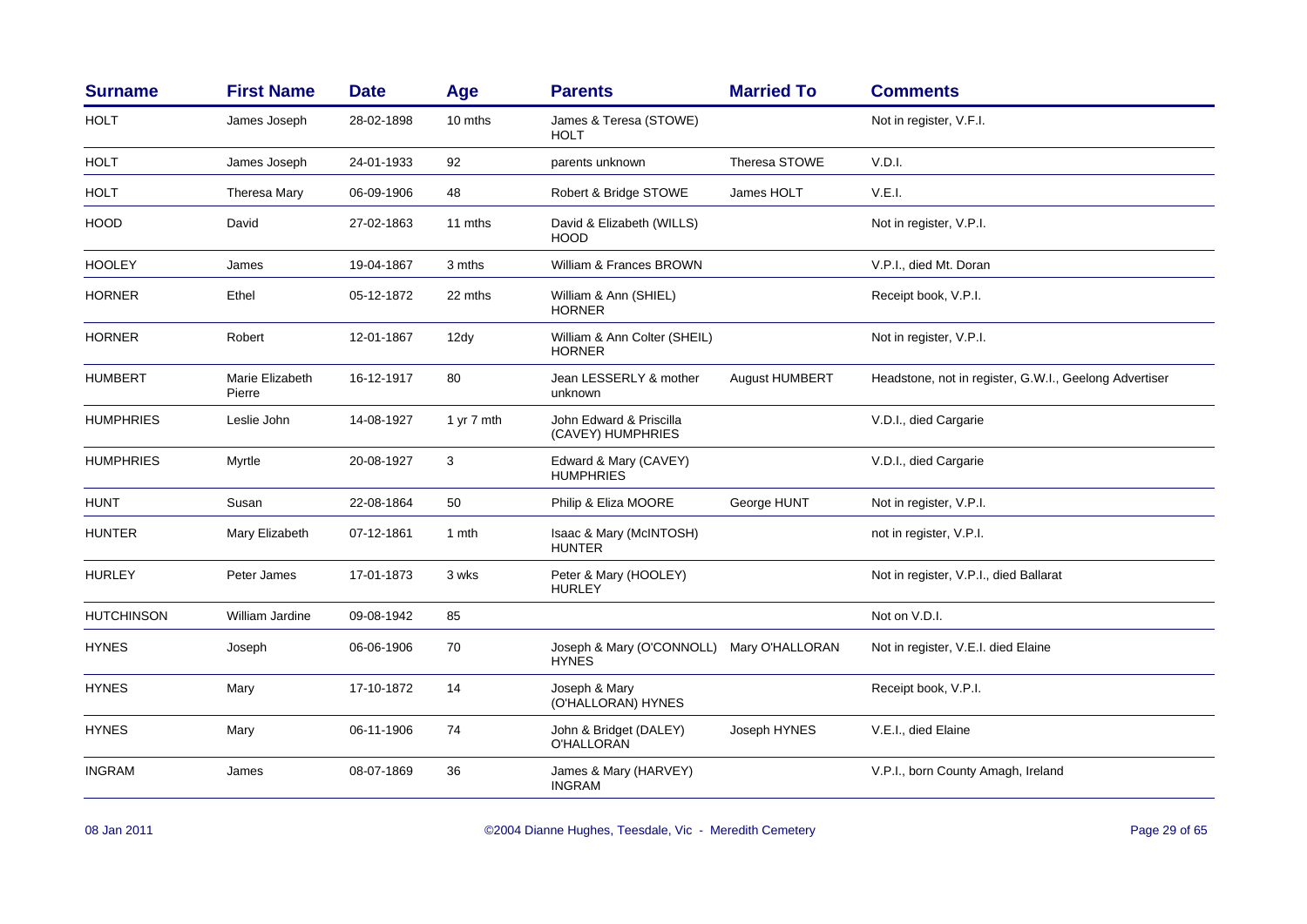| Surname | First Name | Date | Age | Parents | Married To | Comments |
|---|---|---|---|---|---|---|
| HOLT | James Joseph | 28-02-1898 | 10 mths | James & Teresa (STOWE) HOLT | | Not in register, V.F.I. |
| HOLT | James Joseph | 24-01-1933 | 92 | parents unknown | Theresa STOWE | V.D.I. |
| HOLT | Theresa Mary | 06-09-1906 | 48 | Robert & Bridge STOWE | James HOLT | V.E.I. |
| HOOD | David | 27-02-1863 | 11 mths | David & Elizabeth (WILLS) HOOD | | Not in register, V.P.I. |
| HOOLEY | James | 19-04-1867 | 3 mths | William & Frances BROWN | | V.P.I., died Mt. Doran |
| HORNER | Ethel | 05-12-1872 | 22 mths | William & Ann (SHIEL) HORNER | | Receipt book, V.P.I. |
| HORNER | Robert | 12-01-1867 | 12dy | William & Ann Colter (SHEIL) HORNER | | Not in register, V.P.I. |
| HUMBERT | Marie Elizabeth Pierre | 16-12-1917 | 80 | Jean LESSERLY & mother unknown | August HUMBERT | Headstone, not in register, G.W.I., Geelong Advertiser |
| HUMPHRIES | Leslie John | 14-08-1927 | 1 yr 7 mth | John Edward & Priscilla (CAVEY) HUMPHRIES | | V.D.I., died Cargarie |
| HUMPHRIES | Myrtle | 20-08-1927 | 3 | Edward & Mary (CAVEY) HUMPHRIES | | V.D.I., died Cargarie |
| HUNT | Susan | 22-08-1864 | 50 | Philip & Eliza MOORE | George HUNT | Not in register, V.P.I. |
| HUNTER | Mary Elizabeth | 07-12-1861 | 1 mth | Isaac & Mary (McINTOSH) HUNTER | | not in register, V.P.I. |
| HURLEY | Peter James | 17-01-1873 | 3 wks | Peter & Mary (HOOLEY) HURLEY | | Not in register, V.P.I., died Ballarat |
| HUTCHINSON | William Jardine | 09-08-1942 | 85 | | | Not on V.D.I. |
| HYNES | Joseph | 06-06-1906 | 70 | Joseph & Mary (O'CONNOLL) HYNES | Mary O'HALLORAN | Not in register, V.E.I. died Elaine |
| HYNES | Mary | 17-10-1872 | 14 | Joseph & Mary (O'HALLORAN) HYNES | | Receipt book, V.P.I. |
| HYNES | Mary | 06-11-1906 | 74 | John & Bridget (DALEY) O'HALLORAN | Joseph HYNES | V.E.I., died Elaine |
| INGRAM | James | 08-07-1869 | 36 | James & Mary (HARVEY) INGRAM | | V.P.I., born County Amagh, Ireland |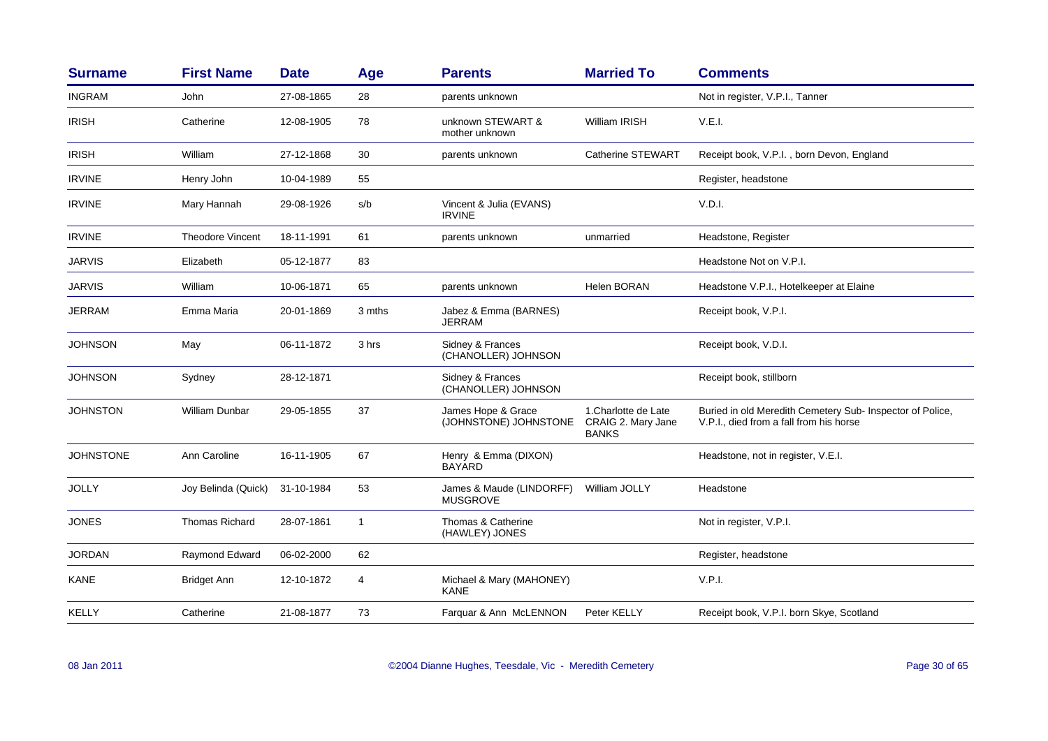| Surname | First Name | Date | Age | Parents | Married To | Comments |
|---|---|---|---|---|---|---|
| INGRAM | John | 27-08-1865 | 28 | parents unknown | | Not in register, V.P.I., Tanner |
| IRISH | Catherine | 12-08-1905 | 78 | unknown STEWART & mother unknown | William IRISH | V.E.I. |
| IRISH | William | 27-12-1868 | 30 | parents unknown | Catherine STEWART | Receipt book, V.P.I. , born Devon, England |
| IRVINE | Henry John | 10-04-1989 | 55 | | | Register, headstone |
| IRVINE | Mary Hannah | 29-08-1926 | s/b | Vincent & Julia (EVANS) IRVINE | | V.D.I. |
| IRVINE | Theodore Vincent | 18-11-1991 | 61 | parents unknown | unmarried | Headstone, Register |
| JARVIS | Elizabeth | 05-12-1877 | 83 | | | Headstone Not on V.P.I. |
| JARVIS | William | 10-06-1871 | 65 | parents unknown | Helen BORAN | Headstone V.P.I., Hotelkeeper at Elaine |
| JERRAM | Emma Maria | 20-01-1869 | 3 mths | Jabez & Emma (BARNES) JERRAM | | Receipt book, V.P.I. |
| JOHNSON | May | 06-11-1872 | 3 hrs | Sidney & Frances (CHANOLLER) JOHNSON | | Receipt book, V.D.I. |
| JOHNSON | Sydney | 28-12-1871 | | Sidney & Frances (CHANOLLER) JOHNSON | | Receipt book, stillborn |
| JOHNSTON | William Dunbar | 29-05-1855 | 37 | James Hope & Grace (JOHNSTONE) JOHNSTONE | 1.Charlotte de Late CRAIG 2. Mary Jane BANKS | Buried in old Meredith Cemetery Sub- Inspector of Police, V.P.I., died from a fall from his horse |
| JOHNSTONE | Ann Caroline | 16-11-1905 | 67 | Henry & Emma (DIXON) BAYARD | | Headstone, not in register, V.E.I. |
| JOLLY | Joy Belinda (Quick) | 31-10-1984 | 53 | James & Maude (LINDORFF) MUSGROVE | William JOLLY | Headstone |
| JONES | Thomas Richard | 28-07-1861 | 1 | Thomas & Catherine (HAWLEY) JONES | | Not in register, V.P.I. |
| JORDAN | Raymond Edward | 06-02-2000 | 62 | | | Register, headstone |
| KANE | Bridget Ann | 12-10-1872 | 4 | Michael & Mary (MAHONEY) KANE | | V.P.I. |
| KELLY | Catherine | 21-08-1877 | 73 | Farquar & Ann McLENNON | Peter KELLY | Receipt book, V.P.I. born Skye, Scotland |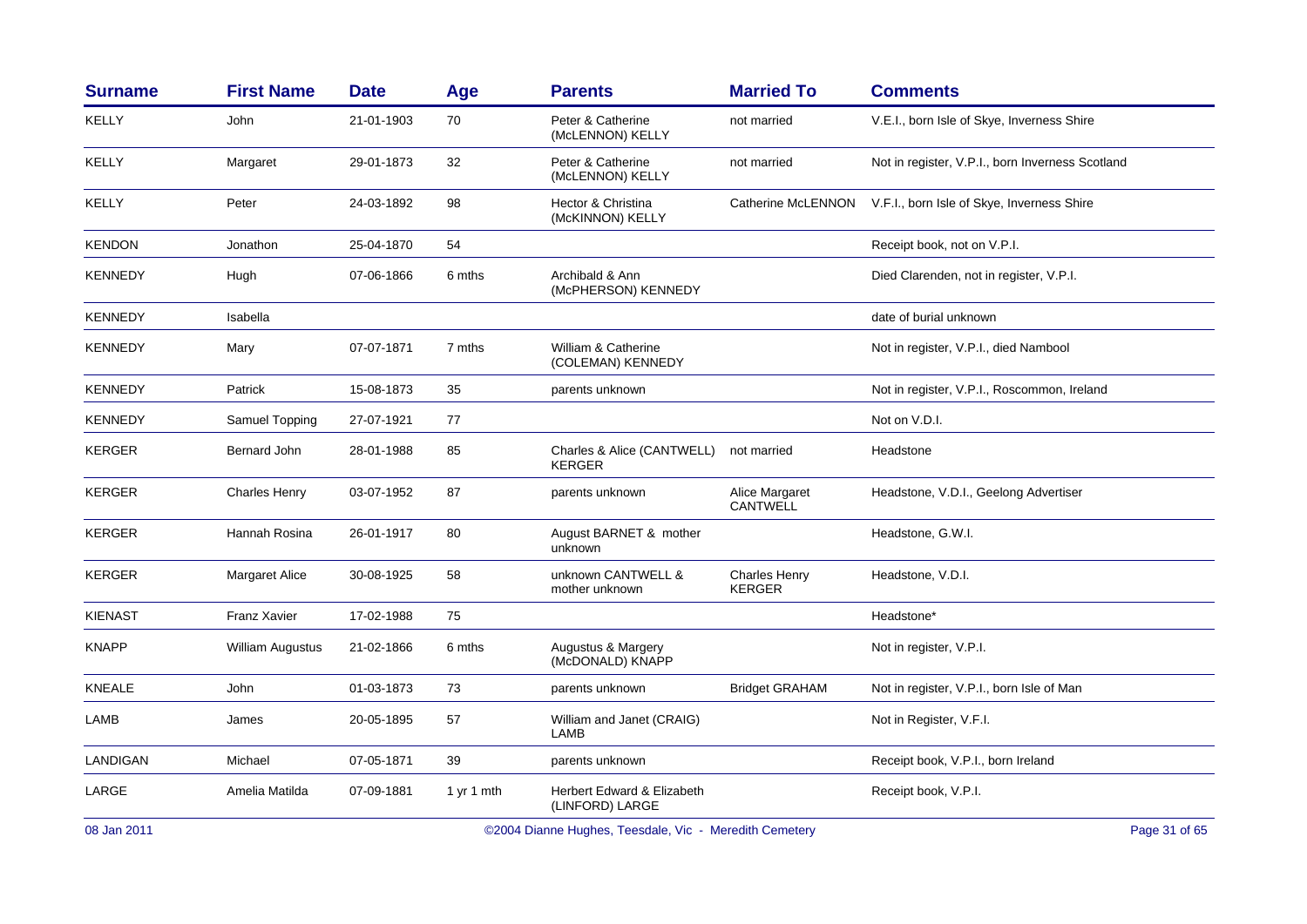| Surname | First Name | Date | Age | Parents | Married To | Comments |
|---|---|---|---|---|---|---|
| KELLY | John | 21-01-1903 | 70 | Peter & Catherine (McLENNON) KELLY | not married | V.E.I., born Isle of Skye, Inverness Shire |
| KELLY | Margaret | 29-01-1873 | 32 | Peter & Catherine (McLENNON) KELLY | not married | Not in register, V.P.I., born Inverness Scotland |
| KELLY | Peter | 24-03-1892 | 98 | Hector & Christina (McKINNON) KELLY | Catherine McLENNON | V.F.I., born Isle of Skye, Inverness Shire |
| KENDON | Jonathon | 25-04-1870 | 54 | | | Receipt book, not on V.P.I. |
| KENNEDY | Hugh | 07-06-1866 | 6 mths | Archibald & Ann (McPHERSON) KENNEDY | | Died Clarenden, not in register, V.P.I. |
| KENNEDY | Isabella | | | | | date of burial unknown |
| KENNEDY | Mary | 07-07-1871 | 7 mths | William & Catherine (COLEMAN) KENNEDY | | Not in register, V.P.I., died Nambool |
| KENNEDY | Patrick | 15-08-1873 | 35 | parents unknown | | Not in register, V.P.I., Roscommon, Ireland |
| KENNEDY | Samuel Topping | 27-07-1921 | 77 | | | Not on V.D.I. |
| KERGER | Bernard John | 28-01-1988 | 85 | Charles & Alice (CANTWELL) KERGER | not married | Headstone |
| KERGER | Charles Henry | 03-07-1952 | 87 | parents unknown | Alice Margaret CANTWELL | Headstone, V.D.I., Geelong Advertiser |
| KERGER | Hannah Rosina | 26-01-1917 | 80 | August BARNET & mother unknown | | Headstone, G.W.I. |
| KERGER | Margaret Alice | 30-08-1925 | 58 | unknown CANTWELL & mother unknown | Charles Henry KERGER | Headstone, V.D.I. |
| KIENAST | Franz Xavier | 17-02-1988 | 75 | | | Headstone* |
| KNAPP | William Augustus | 21-02-1866 | 6 mths | Augustus & Margery (McDONALD) KNAPP | | Not in register, V.P.I. |
| KNEALE | John | 01-03-1873 | 73 | parents unknown | Bridget GRAHAM | Not in register, V.P.I., born Isle of Man |
| LAMB | James | 20-05-1895 | 57 | William and Janet (CRAIG) LAMB | | Not in Register, V.F.I. |
| LANDIGAN | Michael | 07-05-1871 | 39 | parents unknown | | Receipt book, V.P.I., born Ireland |
| LARGE | Amelia Matilda | 07-09-1881 | 1 yr 1 mth | Herbert Edward & Elizabeth (LINFORD) LARGE | | Receipt book, V.P.I. |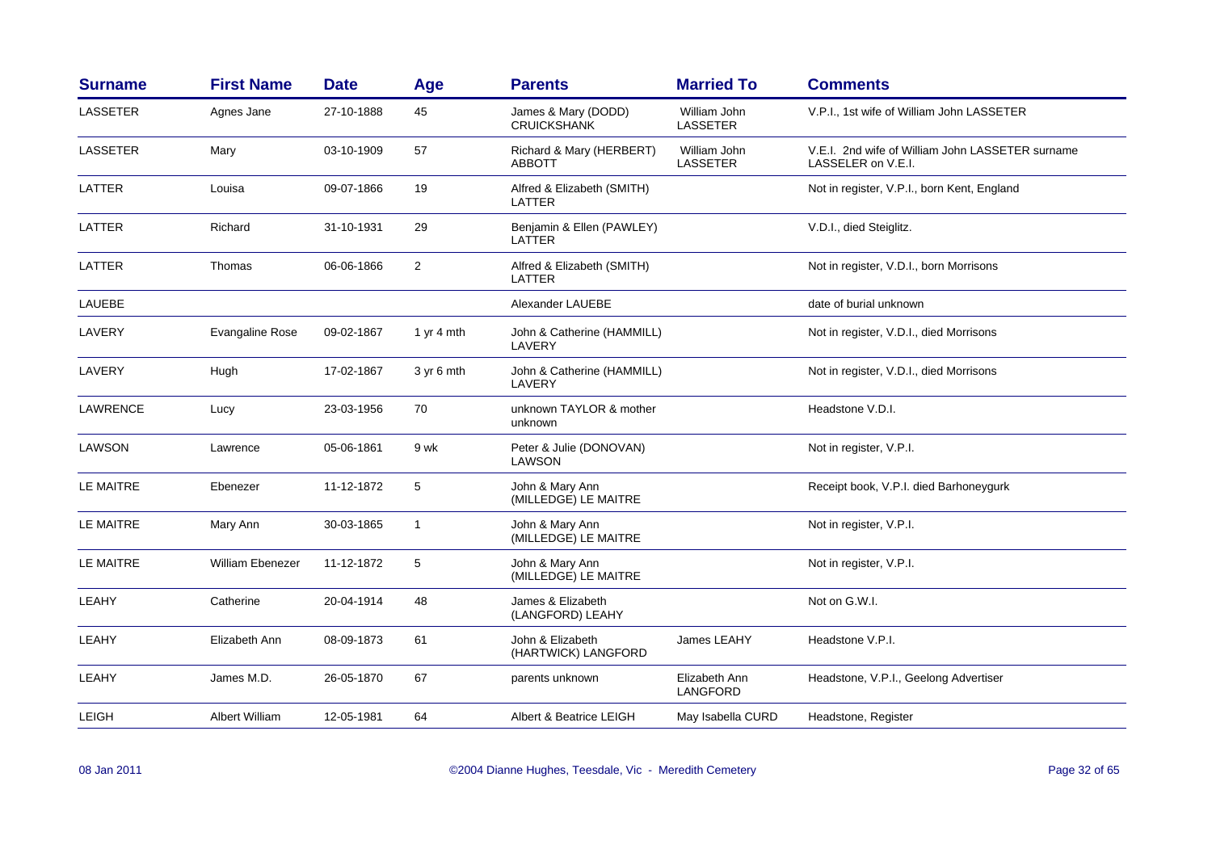| Surname | First Name | Date | Age | Parents | Married To | Comments |
|---|---|---|---|---|---|---|
| LASSETER | Agnes Jane | 27-10-1888 | 45 | James & Mary (DODD) CRUICKSHANK | William John LASSETER | V.P.I., 1st wife of William John LASSETER |
| LASSETER | Mary | 03-10-1909 | 57 | Richard & Mary (HERBERT) ABBOTT | William John LASSETER | V.E.I. 2nd wife of William John LASSETER surname LASSELER on V.E.I. |
| LATTER | Louisa | 09-07-1866 | 19 | Alfred & Elizabeth (SMITH) LATTER | | Not in register, V.P.I., born Kent, England |
| LATTER | Richard | 31-10-1931 | 29 | Benjamin & Ellen (PAWLEY) LATTER | | V.D.I., died Steiglitz. |
| LATTER | Thomas | 06-06-1866 | 2 | Alfred & Elizabeth (SMITH) LATTER | | Not in register, V.D.I., born Morrisons |
| LAUEBE | | | | Alexander LAUEBE | | date of burial unknown |
| LAVERY | Evangaline Rose | 09-02-1867 | 1 yr 4 mth | John & Catherine (HAMMILL) LAVERY | | Not in register, V.D.I., died Morrisons |
| LAVERY | Hugh | 17-02-1867 | 3 yr 6 mth | John & Catherine (HAMMILL) LAVERY | | Not in register, V.D.I., died Morrisons |
| LAWRENCE | Lucy | 23-03-1956 | 70 | unknown TAYLOR & mother unknown | | Headstone V.D.I. |
| LAWSON | Lawrence | 05-06-1861 | 9 wk | Peter & Julie (DONOVAN) LAWSON | | Not in register, V.P.I. |
| LE MAITRE | Ebenezer | 11-12-1872 | 5 | John & Mary Ann (MILLEDGE) LE MAITRE | | Receipt book, V.P.I. died Barhoneygurk |
| LE MAITRE | Mary Ann | 30-03-1865 | 1 | John & Mary Ann (MILLEDGE) LE MAITRE | | Not in register, V.P.I. |
| LE MAITRE | William Ebenezer | 11-12-1872 | 5 | John & Mary Ann (MILLEDGE) LE MAITRE | | Not in register, V.P.I. |
| LEAHY | Catherine | 20-04-1914 | 48 | James & Elizabeth (LANGFORD) LEAHY | | Not on G.W.I. |
| LEAHY | Elizabeth Ann | 08-09-1873 | 61 | John & Elizabeth (HARTWICK) LANGFORD | James LEAHY | Headstone V.P.I. |
| LEAHY | James M.D. | 26-05-1870 | 67 | parents unknown | Elizabeth Ann LANGFORD | Headstone, V.P.I., Geelong Advertiser |
| LEIGH | Albert William | 12-05-1981 | 64 | Albert & Beatrice LEIGH | May Isabella CURD | Headstone, Register |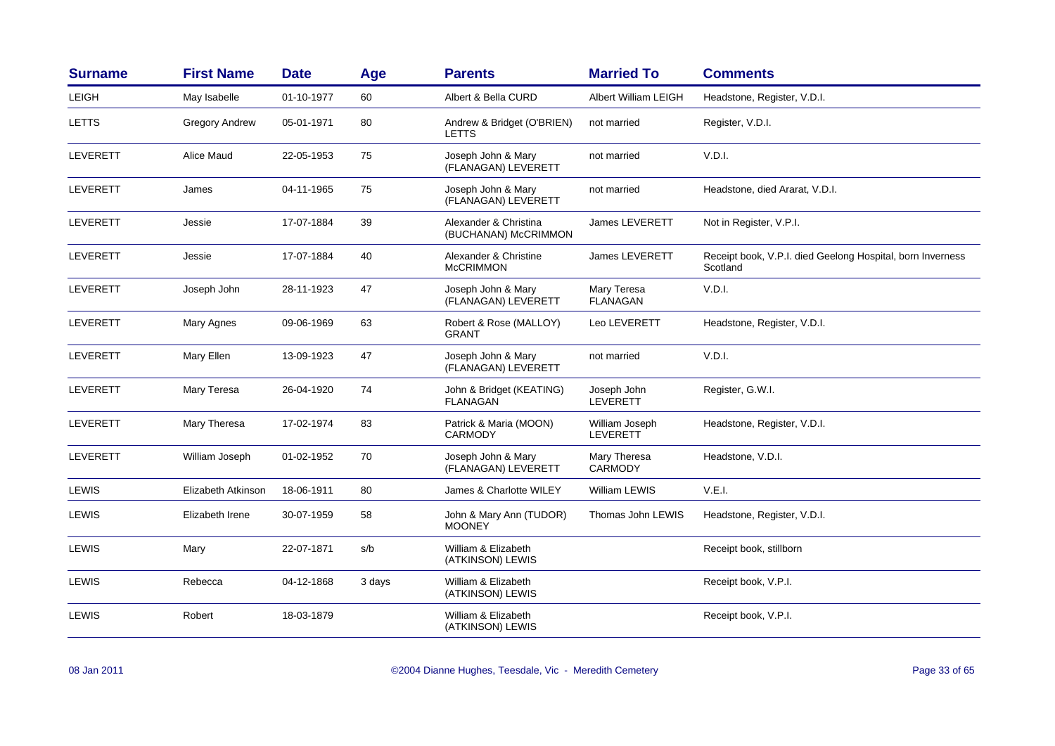| Surname | First Name | Date | Age | Parents | Married To | Comments |
|---|---|---|---|---|---|---|
| LEIGH | May Isabelle | 01-10-1977 | 60 | Albert & Bella CURD | Albert William LEIGH | Headstone, Register, V.D.I. |
| LETTS | Gregory Andrew | 05-01-1971 | 80 | Andrew & Bridget (O'BRIEN) LETTS | not married | Register, V.D.I. |
| LEVERETT | Alice Maud | 22-05-1953 | 75 | Joseph John & Mary (FLANAGAN) LEVERETT | not married | V.D.I. |
| LEVERETT | James | 04-11-1965 | 75 | Joseph John & Mary (FLANAGAN) LEVERETT | not married | Headstone, died Ararat, V.D.I. |
| LEVERETT | Jessie | 17-07-1884 | 39 | Alexander & Christina (BUCHANAN) McCRIMMON | James LEVERETT | Not in Register, V.P.I. |
| LEVERETT | Jessie | 17-07-1884 | 40 | Alexander & Christine McCRIMMON | James LEVERETT | Receipt book, V.P.I. died Geelong Hospital, born Inverness Scotland |
| LEVERETT | Joseph John | 28-11-1923 | 47 | Joseph John & Mary (FLANAGAN) LEVERETT | Mary Teresa FLANAGAN | V.D.I. |
| LEVERETT | Mary Agnes | 09-06-1969 | 63 | Robert & Rose (MALLOY) GRANT | Leo LEVERETT | Headstone, Register, V.D.I. |
| LEVERETT | Mary Ellen | 13-09-1923 | 47 | Joseph John & Mary (FLANAGAN) LEVERETT | not married | V.D.I. |
| LEVERETT | Mary Teresa | 26-04-1920 | 74 | John & Bridget (KEATING) FLANAGAN | Joseph John LEVERETT | Register, G.W.I. |
| LEVERETT | Mary Theresa | 17-02-1974 | 83 | Patrick & Maria (MOON) CARMODY | William Joseph LEVERETT | Headstone, Register, V.D.I. |
| LEVERETT | William Joseph | 01-02-1952 | 70 | Joseph John & Mary (FLANAGAN) LEVERETT | Mary Theresa CARMODY | Headstone, V.D.I. |
| LEWIS | Elizabeth Atkinson | 18-06-1911 | 80 | James & Charlotte WILEY | William LEWIS | V.E.I. |
| LEWIS | Elizabeth Irene | 30-07-1959 | 58 | John & Mary Ann (TUDOR) MOONEY | Thomas John LEWIS | Headstone, Register, V.D.I. |
| LEWIS | Mary | 22-07-1871 | s/b | William & Elizabeth (ATKINSON) LEWIS | | Receipt book, stillborn |
| LEWIS | Rebecca | 04-12-1868 | 3 days | William & Elizabeth (ATKINSON) LEWIS | | Receipt book, V.P.I. |
| LEWIS | Robert | 18-03-1879 | | William & Elizabeth (ATKINSON) LEWIS | | Receipt book, V.P.I. |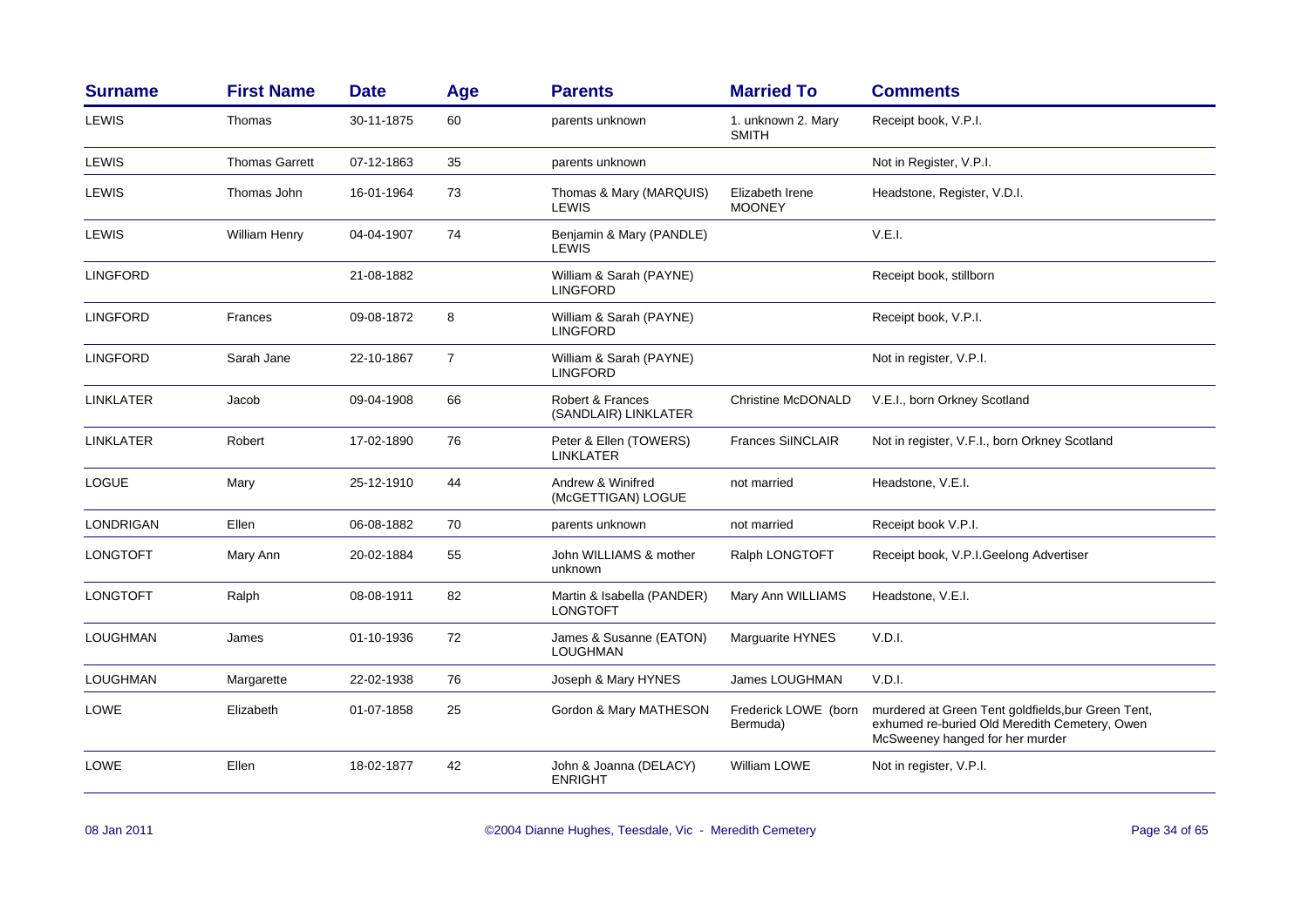| Surname | First Name | Date | Age | Parents | Married To | Comments |
|---|---|---|---|---|---|---|
| LEWIS | Thomas | 30-11-1875 | 60 | parents unknown | 1. unknown 2. Mary SMITH | Receipt book, V.P.I. |
| LEWIS | Thomas Garrett | 07-12-1863 | 35 | parents unknown | | Not in Register, V.P.I. |
| LEWIS | Thomas John | 16-01-1964 | 73 | Thomas & Mary (MARQUIS) LEWIS | Elizabeth Irene MOONEY | Headstone, Register, V.D.I. |
| LEWIS | William Henry | 04-04-1907 | 74 | Benjamin & Mary (PANDLE) LEWIS | | V.E.I. |
| LINGFORD | | 21-08-1882 | | William & Sarah (PAYNE) LINGFORD | | Receipt book, stillborn |
| LINGFORD | Frances | 09-08-1872 | 8 | William & Sarah (PAYNE) LINGFORD | | Receipt book, V.P.I. |
| LINGFORD | Sarah Jane | 22-10-1867 | 7 | William & Sarah (PAYNE) LINGFORD | | Not in register, V.P.I. |
| LINKLATER | Jacob | 09-04-1908 | 66 | Robert & Frances (SANDLAIR) LINKLATER | Christine McDONALD | V.E.I., born Orkney Scotland |
| LINKLATER | Robert | 17-02-1890 | 76 | Peter & Ellen (TOWERS) LINKLATER | Frances SIINCLAIR | Not in register, V.F.I., born Orkney Scotland |
| LOGUE | Mary | 25-12-1910 | 44 | Andrew & Winifred (McGETTIGAN) LOGUE | not married | Headstone, V.E.I. |
| LONDRIGAN | Ellen | 06-08-1882 | 70 | parents unknown | not married | Receipt book V.P.I. |
| LONGTOFT | Mary Ann | 20-02-1884 | 55 | John WILLIAMS & mother unknown | Ralph LONGTOFT | Receipt book, V.P.I.Geelong Advertiser |
| LONGTOFT | Ralph | 08-08-1911 | 82 | Martin & Isabella (PANDER) LONGTOFT | Mary Ann WILLIAMS | Headstone, V.E.I. |
| LOUGHMAN | James | 01-10-1936 | 72 | James & Susanne (EATON) LOUGHMAN | Marguarite HYNES | V.D.I. |
| LOUGHMAN | Margarette | 22-02-1938 | 76 | Joseph & Mary HYNES | James LOUGHMAN | V.D.I. |
| LOWE | Elizabeth | 01-07-1858 | 25 | Gordon & Mary MATHESON | Frederick LOWE (born Bermuda) | murdered at Green Tent goldfields,bur Green Tent, exhumed re-buried Old Meredith Cemetery, Owen McSweeney hanged for her murder |
| LOWE | Ellen | 18-02-1877 | 42 | John & Joanna (DELACY) ENRIGHT | William LOWE | Not in register, V.P.I. |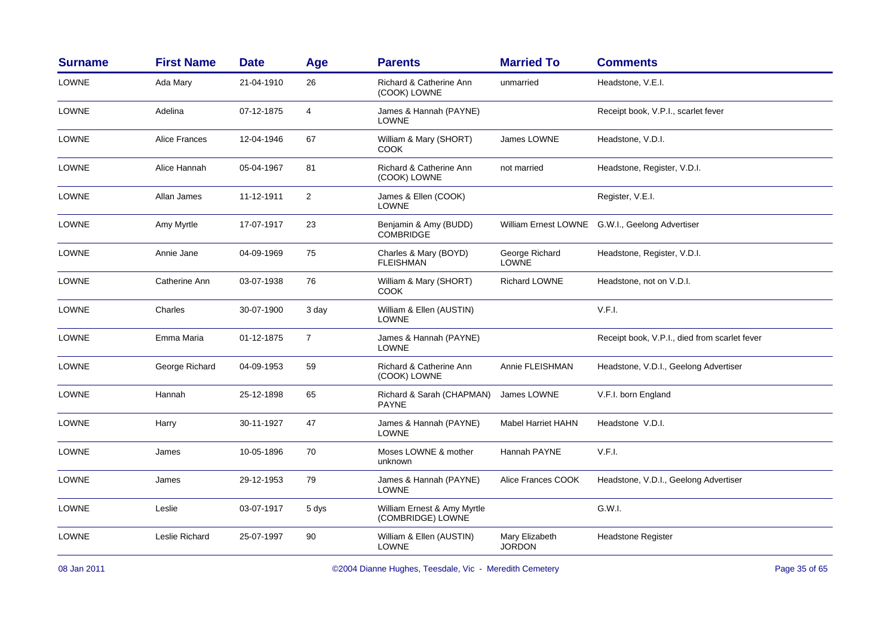| Surname | First Name | Date | Age | Parents | Married To | Comments |
|---|---|---|---|---|---|---|
| LOWNE | Ada Mary | 21-04-1910 | 26 | Richard & Catherine Ann (COOK) LOWNE | unmarried | Headstone, V.E.I. |
| LOWNE | Adelina | 07-12-1875 | 4 | James & Hannah (PAYNE) LOWNE | | Receipt book, V.P.I., scarlet fever |
| LOWNE | Alice Frances | 12-04-1946 | 67 | William & Mary (SHORT) COOK | James LOWNE | Headstone, V.D.I. |
| LOWNE | Alice Hannah | 05-04-1967 | 81 | Richard & Catherine Ann (COOK) LOWNE | not married | Headstone, Register, V.D.I. |
| LOWNE | Allan James | 11-12-1911 | 2 | James & Ellen (COOK) LOWNE | | Register, V.E.I. |
| LOWNE | Amy Myrtle | 17-07-1917 | 23 | Benjamin & Amy (BUDD) COMBRIDGE | William Ernest LOWNE | G.W.I., Geelong Advertiser |
| LOWNE | Annie Jane | 04-09-1969 | 75 | Charles & Mary (BOYD) FLEISHMAN | George Richard LOWNE | Headstone, Register, V.D.I. |
| LOWNE | Catherine Ann | 03-07-1938 | 76 | William & Mary (SHORT) COOK | Richard LOWNE | Headstone, not on V.D.I. |
| LOWNE | Charles | 30-07-1900 | 3 day | William & Ellen (AUSTIN) LOWNE | | V.F.I. |
| LOWNE | Emma Maria | 01-12-1875 | 7 | James & Hannah (PAYNE) LOWNE | | Receipt book, V.P.I., died from scarlet fever |
| LOWNE | George Richard | 04-09-1953 | 59 | Richard & Catherine Ann (COOK) LOWNE | Annie FLEISHMAN | Headstone, V.D.I., Geelong Advertiser |
| LOWNE | Hannah | 25-12-1898 | 65 | Richard & Sarah (CHAPMAN) PAYNE | James LOWNE | V.F.I. born England |
| LOWNE | Harry | 30-11-1927 | 47 | James & Hannah (PAYNE) LOWNE | Mabel Harriet HAHN | Headstone V.D.I. |
| LOWNE | James | 10-05-1896 | 70 | Moses LOWNE & mother unknown | Hannah PAYNE | V.F.I. |
| LOWNE | James | 29-12-1953 | 79 | James & Hannah (PAYNE) LOWNE | Alice Frances COOK | Headstone, V.D.I., Geelong Advertiser |
| LOWNE | Leslie | 03-07-1917 | 5 dys | William Ernest & Amy Myrtle (COMBRIDGE) LOWNE | | G.W.I. |
| LOWNE | Leslie Richard | 25-07-1997 | 90 | William & Ellen (AUSTIN) LOWNE | Mary Elizabeth JORDON | Headstone Register |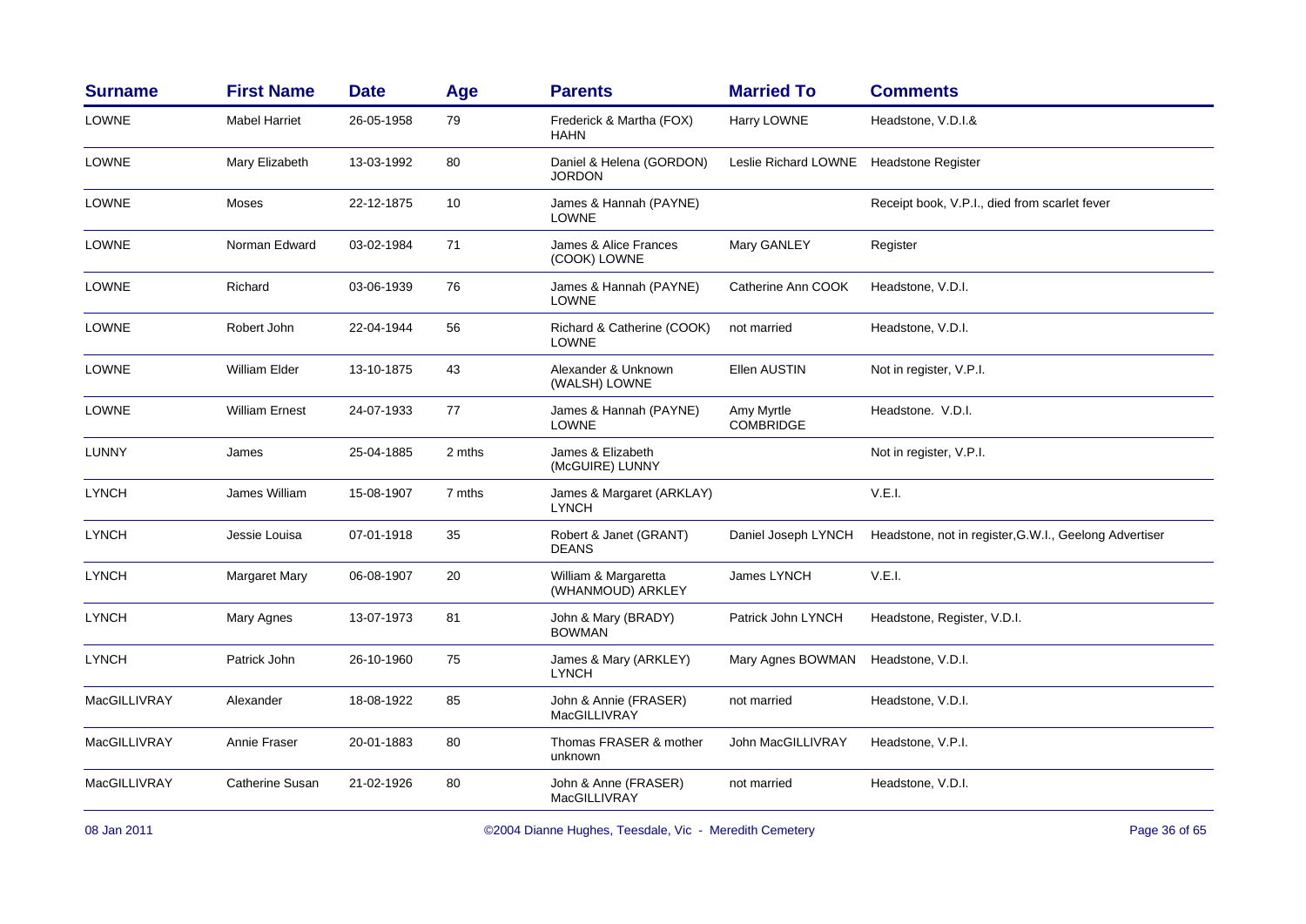| Surname | First Name | Date | Age | Parents | Married To | Comments |
|---|---|---|---|---|---|---|
| LOWNE | Mabel Harriet | 26-05-1958 | 79 | Frederick & Martha (FOX) HAHN | Harry LOWNE | Headstone, V.D.I.& |
| LOWNE | Mary Elizabeth | 13-03-1992 | 80 | Daniel & Helena (GORDON) JORDON | Leslie Richard LOWNE | Headstone Register |
| LOWNE | Moses | 22-12-1875 | 10 | James & Hannah (PAYNE) LOWNE | | Receipt book, V.P.I., died from scarlet fever |
| LOWNE | Norman Edward | 03-02-1984 | 71 | James & Alice Frances (COOK) LOWNE | Mary GANLEY | Register |
| LOWNE | Richard | 03-06-1939 | 76 | James & Hannah (PAYNE) LOWNE | Catherine Ann COOK | Headstone, V.D.I. |
| LOWNE | Robert John | 22-04-1944 | 56 | Richard & Catherine (COOK) LOWNE | not married | Headstone, V.D.I. |
| LOWNE | William Elder | 13-10-1875 | 43 | Alexander & Unknown (WALSH) LOWNE | Ellen AUSTIN | Not in register, V.P.I. |
| LOWNE | William Ernest | 24-07-1933 | 77 | James & Hannah (PAYNE) LOWNE | Amy Myrtle COMBRIDGE | Headstone. V.D.I. |
| LUNNY | James | 25-04-1885 | 2 mths | James & Elizabeth (McGUIRE) LUNNY | | Not in register, V.P.I. |
| LYNCH | James William | 15-08-1907 | 7 mths | James & Margaret (ARKLAY) LYNCH | | V.E.I. |
| LYNCH | Jessie Louisa | 07-01-1918 | 35 | Robert & Janet (GRANT) DEANS | Daniel Joseph LYNCH | Headstone, not in register,G.W.I., Geelong Advertiser |
| LYNCH | Margaret Mary | 06-08-1907 | 20 | William & Margaretta (WHANMOUD) ARKLEY | James LYNCH | V.E.I. |
| LYNCH | Mary Agnes | 13-07-1973 | 81 | John & Mary (BRADY) BOWMAN | Patrick John LYNCH | Headstone, Register, V.D.I. |
| LYNCH | Patrick John | 26-10-1960 | 75 | James & Mary (ARKLEY) LYNCH | Mary Agnes BOWMAN | Headstone, V.D.I. |
| MacGILLIVRAY | Alexander | 18-08-1922 | 85 | John & Annie (FRASER) MacGILLIVRAY | not married | Headstone, V.D.I. |
| MacGILLIVRAY | Annie Fraser | 20-01-1883 | 80 | Thomas FRASER & mother unknown | John MacGILLIVRAY | Headstone, V.P.I. |
| MacGILLIVRAY | Catherine Susan | 21-02-1926 | 80 | John & Anne (FRASER) MacGILLIVRAY | not married | Headstone, V.D.I. |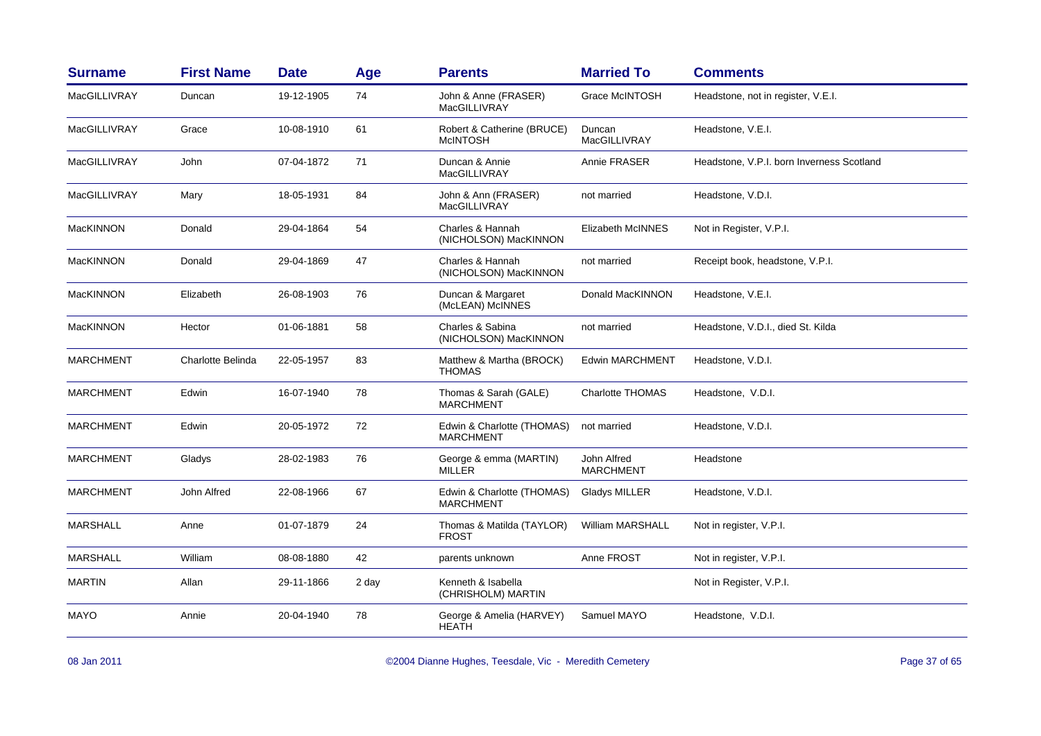| Surname | First Name | Date | Age | Parents | Married To | Comments |
|---|---|---|---|---|---|---|
| MacGILLIVRAY | Duncan | 19-12-1905 | 74 | John & Anne (FRASER) MacGILLIVRAY | Grace McINTOSH | Headstone, not in register, V.E.I. |
| MacGILLIVRAY | Grace | 10-08-1910 | 61 | Robert & Catherine (BRUCE) McINTOSH | Duncan MacGILLIVRAY | Headstone, V.E.I. |
| MacGILLIVRAY | John | 07-04-1872 | 71 | Duncan & Annie MacGILLIVRAY | Annie FRASER | Headstone, V.P.I. born Inverness Scotland |
| MacGILLIVRAY | Mary | 18-05-1931 | 84 | John & Ann (FRASER) MacGILLIVRAY | not married | Headstone, V.D.I. |
| MacKINNON | Donald | 29-04-1864 | 54 | Charles & Hannah (NICHOLSON) MacKINNON | Elizabeth McINNES | Not in Register, V.P.I. |
| MacKINNON | Donald | 29-04-1869 | 47 | Charles & Hannah (NICHOLSON) MacKINNON | not married | Receipt book, headstone, V.P.I. |
| MacKINNON | Elizabeth | 26-08-1903 | 76 | Duncan & Margaret (McLEAN) McINNES | Donald MacKINNON | Headstone, V.E.I. |
| MacKINNON | Hector | 01-06-1881 | 58 | Charles & Sabina (NICHOLSON) MacKINNON | not married | Headstone, V.D.I., died St. Kilda |
| MARCHMENT | Charlotte Belinda | 22-05-1957 | 83 | Matthew & Martha (BROCK) THOMAS | Edwin MARCHMENT | Headstone, V.D.I. |
| MARCHMENT | Edwin | 16-07-1940 | 78 | Thomas & Sarah (GALE) MARCHMENT | Charlotte THOMAS | Headstone, V.D.I. |
| MARCHMENT | Edwin | 20-05-1972 | 72 | Edwin & Charlotte (THOMAS) MARCHMENT | not married | Headstone, V.D.I. |
| MARCHMENT | Gladys | 28-02-1983 | 76 | George & emma (MARTIN) MILLER | John Alfred MARCHMENT | Headstone |
| MARCHMENT | John Alfred | 22-08-1966 | 67 | Edwin & Charlotte (THOMAS) MARCHMENT | Gladys MILLER | Headstone, V.D.I. |
| MARSHALL | Anne | 01-07-1879 | 24 | Thomas & Matilda (TAYLOR) FROST | William MARSHALL | Not in register, V.P.I. |
| MARSHALL | William | 08-08-1880 | 42 | parents unknown | Anne FROST | Not in register, V.P.I. |
| MARTIN | Allan | 29-11-1866 | 2 day | Kenneth & Isabella (CHRISHOLM) MARTIN | | Not in Register, V.P.I. |
| MAYO | Annie | 20-04-1940 | 78 | George & Amelia (HARVEY) HEATH | Samuel MAYO | Headstone, V.D.I. |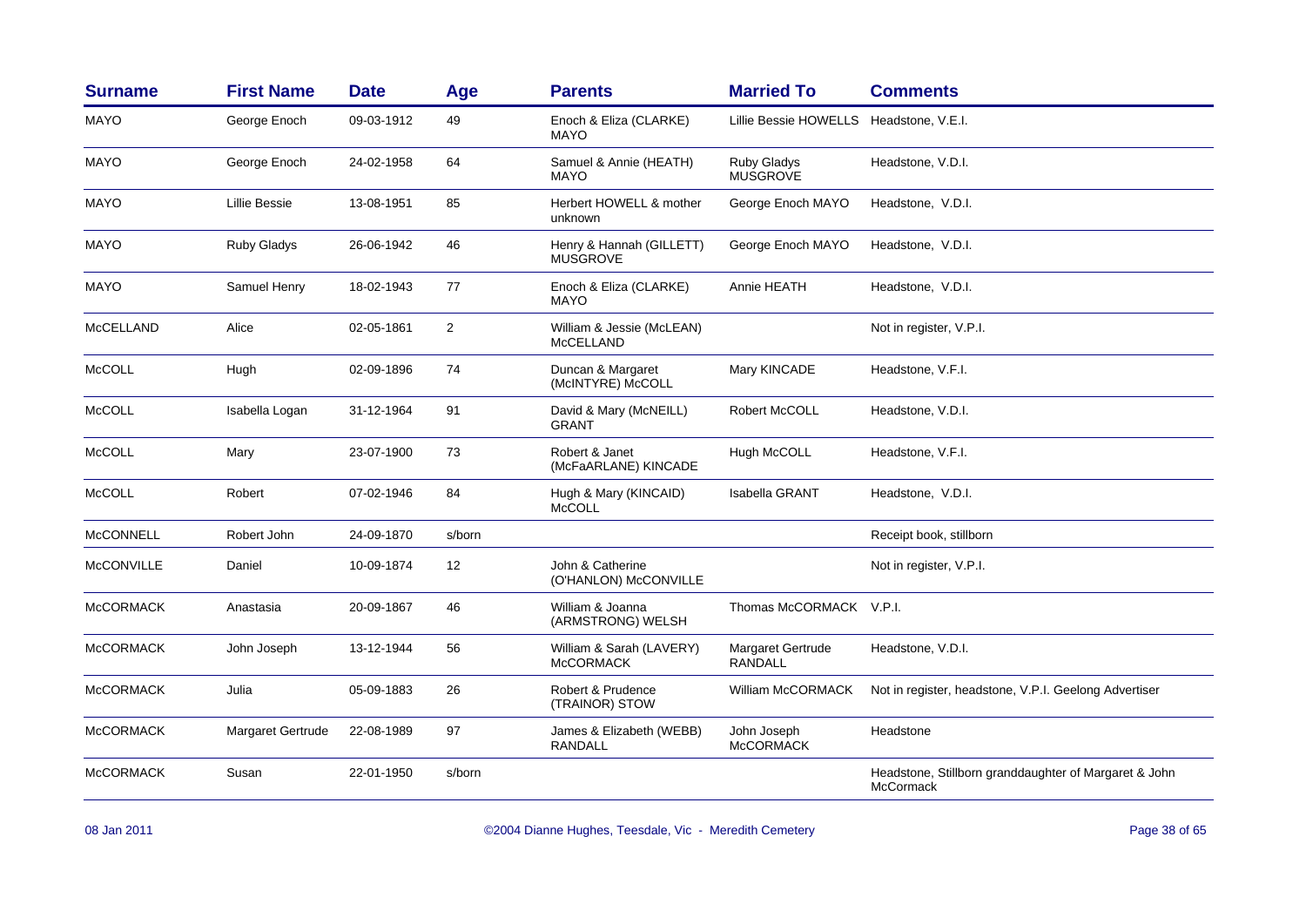| Surname | First Name | Date | Age | Parents | Married To | Comments |
|---|---|---|---|---|---|---|
| MAYO | George Enoch | 09-03-1912 | 49 | Enoch & Eliza (CLARKE) MAYO | Lillie Bessie HOWELLS | Headstone, V.E.I. |
| MAYO | George Enoch | 24-02-1958 | 64 | Samuel & Annie (HEATH) MAYO | Ruby Gladys MUSGROVE | Headstone, V.D.I. |
| MAYO | Lillie Bessie | 13-08-1951 | 85 | Herbert HOWELL & mother unknown | George Enoch MAYO | Headstone, V.D.I. |
| MAYO | Ruby Gladys | 26-06-1942 | 46 | Henry & Hannah (GILLETT) MUSGROVE | George Enoch MAYO | Headstone, V.D.I. |
| MAYO | Samuel Henry | 18-02-1943 | 77 | Enoch & Eliza (CLARKE) MAYO | Annie HEATH | Headstone, V.D.I. |
| McCELLAND | Alice | 02-05-1861 | 2 | William & Jessie (McLEAN) McCELLAND | | Not in register, V.P.I. |
| McCOLL | Hugh | 02-09-1896 | 74 | Duncan & Margaret (McINTYRE) McCOLL | Mary KINCADE | Headstone, V.F.I. |
| McCOLL | Isabella Logan | 31-12-1964 | 91 | David & Mary (McNEILL) GRANT | Robert McCOLL | Headstone, V.D.I. |
| McCOLL | Mary | 23-07-1900 | 73 | Robert & Janet (McFaARLANE) KINCADE | Hugh McCOLL | Headstone, V.F.I. |
| McCOLL | Robert | 07-02-1946 | 84 | Hugh & Mary (KINCAID) McCOLL | Isabella GRANT | Headstone, V.D.I. |
| McCONNELL | Robert John | 24-09-1870 | s/born | | | Receipt book, stillborn |
| McCONVILLE | Daniel | 10-09-1874 | 12 | John & Catherine (O'HANLON) McCONVILLE | | Not in register, V.P.I. |
| McCORMACK | Anastasia | 20-09-1867 | 46 | William & Joanna (ARMSTRONG) WELSH | Thomas McCORMACK | V.P.I. |
| McCORMACK | John Joseph | 13-12-1944 | 56 | William & Sarah (LAVERY) McCORMACK | Margaret Gertrude RANDALL | Headstone, V.D.I. |
| McCORMACK | Julia | 05-09-1883 | 26 | Robert & Prudence (TRAINOR) STOW | William McCORMACK | Not in register, headstone, V.P.I. Geelong Advertiser |
| McCORMACK | Margaret Gertrude | 22-08-1989 | 97 | James & Elizabeth (WEBB) RANDALL | John Joseph McCORMACK | Headstone |
| McCORMACK | Susan | 22-01-1950 | s/born | | | Headstone, Stillborn granddaughter of Margaret & John McCormack |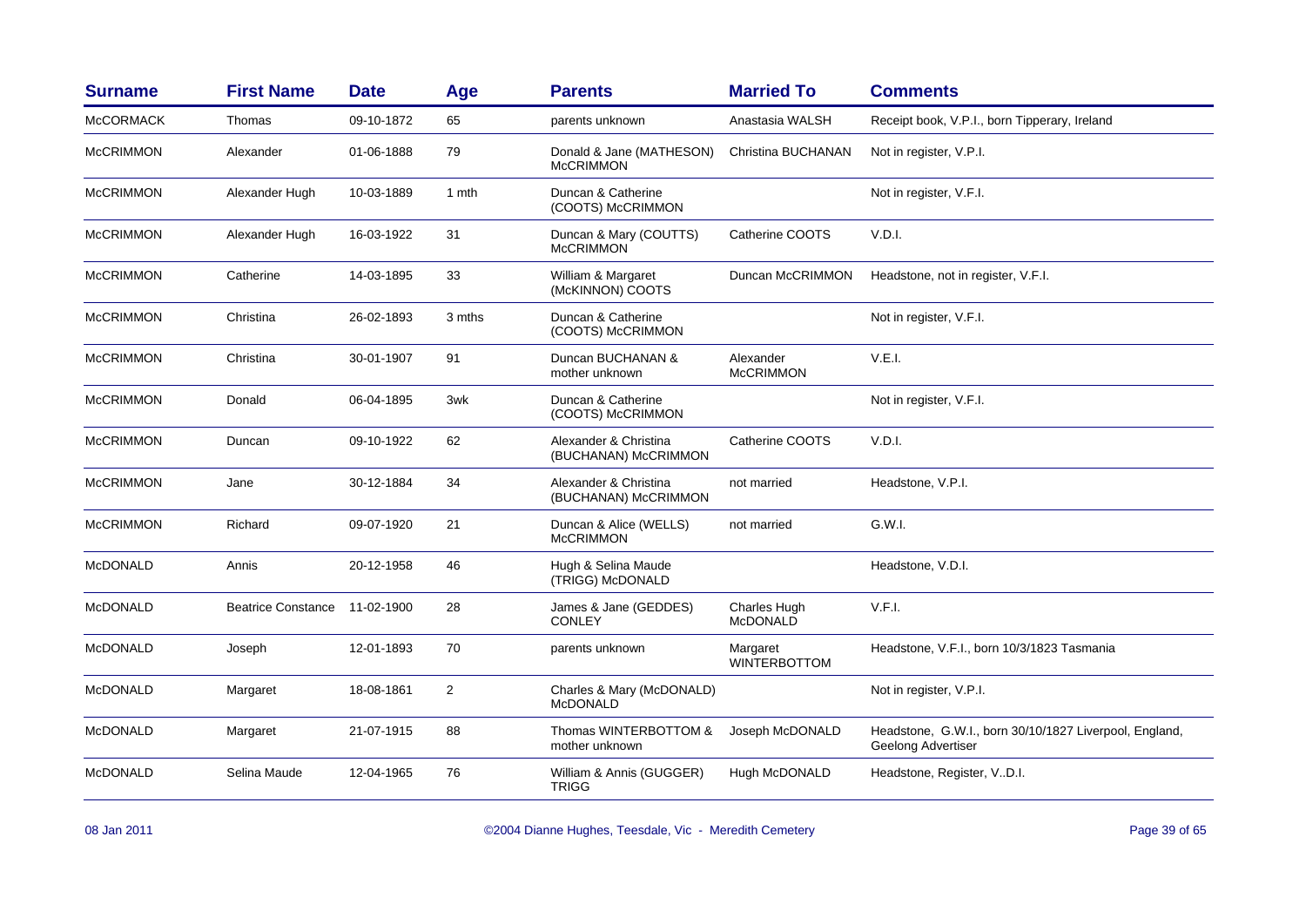| Surname | First Name | Date | Age | Parents | Married To | Comments |
|---|---|---|---|---|---|---|
| McCORMACK | Thomas | 09-10-1872 | 65 | parents unknown | Anastasia WALSH | Receipt book, V.P.I., born Tipperary, Ireland |
| McCRIMMON | Alexander | 01-06-1888 | 79 | Donald & Jane (MATHESON) McCRIMMON | Christina BUCHANAN | Not in register, V.P.I. |
| McCRIMMON | Alexander Hugh | 10-03-1889 | 1 mth | Duncan & Catherine (COOTS) McCRIMMON | | Not in register, V.F.I. |
| McCRIMMON | Alexander Hugh | 16-03-1922 | 31 | Duncan & Mary (COUTTS) McCRIMMON | Catherine COOTS | V.D.I. |
| McCRIMMON | Catherine | 14-03-1895 | 33 | William & Margaret (McKINNON) COOTS | Duncan McCRIMMON | Headstone, not in register, V.F.I. |
| McCRIMMON | Christina | 26-02-1893 | 3 mths | Duncan & Catherine (COOTS) McCRIMMON | | Not in register, V.F.I. |
| McCRIMMON | Christina | 30-01-1907 | 91 | Duncan BUCHANAN & mother unknown | Alexander McCRIMMON | V.E.I. |
| McCRIMMON | Donald | 06-04-1895 | 3wk | Duncan & Catherine (COOTS) McCRIMMON | | Not in register, V.F.I. |
| McCRIMMON | Duncan | 09-10-1922 | 62 | Alexander & Christina (BUCHANAN) McCRIMMON | Catherine COOTS | V.D.I. |
| McCRIMMON | Jane | 30-12-1884 | 34 | Alexander & Christina (BUCHANAN) McCRIMMON | not married | Headstone, V.P.I. |
| McCRIMMON | Richard | 09-07-1920 | 21 | Duncan & Alice (WELLS) McCRIMMON | not married | G.W.I. |
| McDONALD | Annis | 20-12-1958 | 46 | Hugh & Selina Maude (TRIGG) McDONALD | | Headstone, V.D.I. |
| McDONALD | Beatrice Constance | 11-02-1900 | 28 | James & Jane (GEDDES) CONLEY | Charles Hugh McDONALD | V.F.I. |
| McDONALD | Joseph | 12-01-1893 | 70 | parents unknown | Margaret WINTERBOTTOM | Headstone, V.F.I., born 10/3/1823 Tasmania |
| McDONALD | Margaret | 18-08-1861 | 2 | Charles & Mary (McDONALD) McDONALD | | Not in register, V.P.I. |
| McDONALD | Margaret | 21-07-1915 | 88 | Thomas WINTERBOTTOM & mother unknown | Joseph McDONALD | Headstone, G.W.I., born 30/10/1827 Liverpool, England, Geelong Advertiser |
| McDONALD | Selina Maude | 12-04-1965 | 76 | William & Annis (GUGGER) TRIGG | Hugh McDONALD | Headstone, Register, V..D.I. |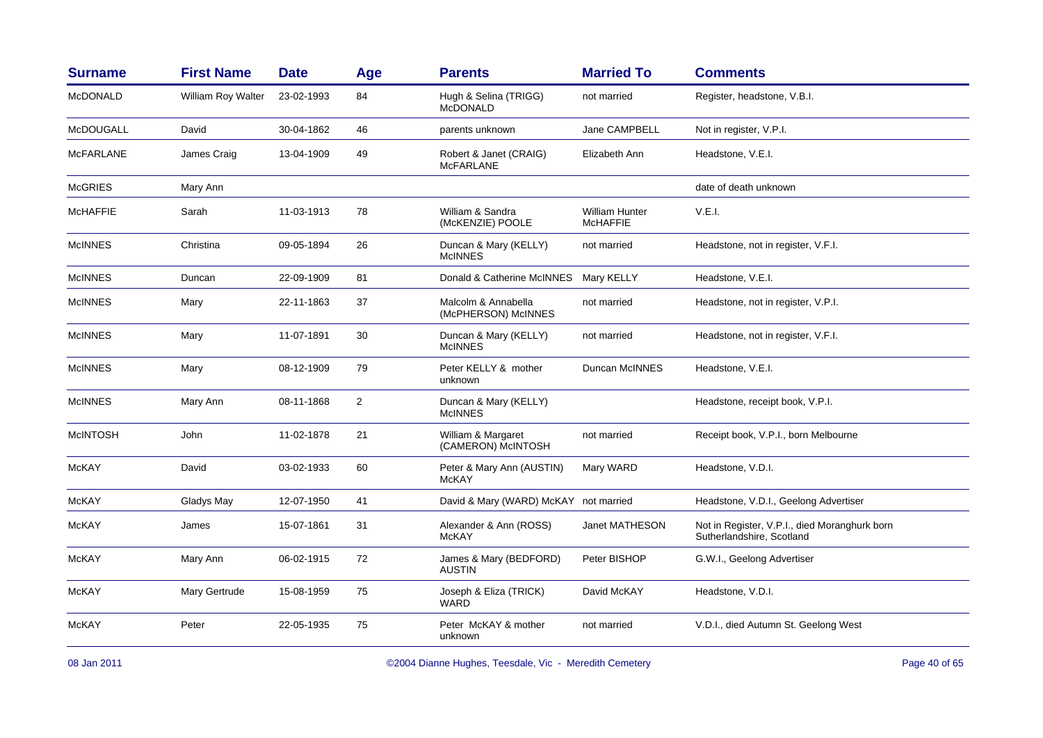| Surname | First Name | Date | Age | Parents | Married To | Comments |
|---|---|---|---|---|---|---|
| McDONALD | William Roy Walter | 23-02-1993 | 84 | Hugh & Selina (TRIGG) McDONALD | not married | Register, headstone, V.B.I. |
| McDOUGALL | David | 30-04-1862 | 46 | parents unknown | Jane CAMPBELL | Not in register, V.P.I. |
| McFARLANE | James Craig | 13-04-1909 | 49 | Robert & Janet (CRAIG) McFARLANE | Elizabeth Ann | Headstone, V.E.I. |
| McGRIES | Mary Ann | | | | | date of death unknown |
| McHAFFIE | Sarah | 11-03-1913 | 78 | William & Sandra (McKENZIE) POOLE | William Hunter McHAFFIE | V.E.I. |
| McINNES | Christina | 09-05-1894 | 26 | Duncan & Mary (KELLY) McINNES | not married | Headstone, not in register, V.F.I. |
| McINNES | Duncan | 22-09-1909 | 81 | Donald & Catherine McINNES | Mary KELLY | Headstone, V.E.I. |
| McINNES | Mary | 22-11-1863 | 37 | Malcolm & Annabella (McPHERSON) McINNES | not married | Headstone, not in register, V.P.I. |
| McINNES | Mary | 11-07-1891 | 30 | Duncan & Mary (KELLY) McINNES | not married | Headstone, not in register, V.F.I. |
| McINNES | Mary | 08-12-1909 | 79 | Peter KELLY & mother unknown | Duncan McINNES | Headstone, V.E.I. |
| McINNES | Mary Ann | 08-11-1868 | 2 | Duncan & Mary (KELLY) McINNES | | Headstone, receipt book, V.P.I. |
| McINTOSH | John | 11-02-1878 | 21 | William & Margaret (CAMERON) McINTOSH | not married | Receipt book, V.P.I., born Melbourne |
| McKAY | David | 03-02-1933 | 60 | Peter & Mary Ann (AUSTIN) McKAY | Mary WARD | Headstone, V.D.I. |
| McKAY | Gladys May | 12-07-1950 | 41 | David & Mary (WARD) McKAY | not married | Headstone, V.D.I., Geelong Advertiser |
| McKAY | James | 15-07-1861 | 31 | Alexander & Ann (ROSS) McKAY | Janet MATHESON | Not in Register, V.P.I., died Moranghurk born Sutherlandshire, Scotland |
| McKAY | Mary Ann | 06-02-1915 | 72 | James & Mary (BEDFORD) AUSTIN | Peter BISHOP | G.W.I., Geelong Advertiser |
| McKAY | Mary Gertrude | 15-08-1959 | 75 | Joseph & Eliza (TRICK) WARD | David McKAY | Headstone, V.D.I. |
| McKAY | Peter | 22-05-1935 | 75 | Peter McKAY & mother unknown | not married | V.D.I., died Autumn St. Geelong West |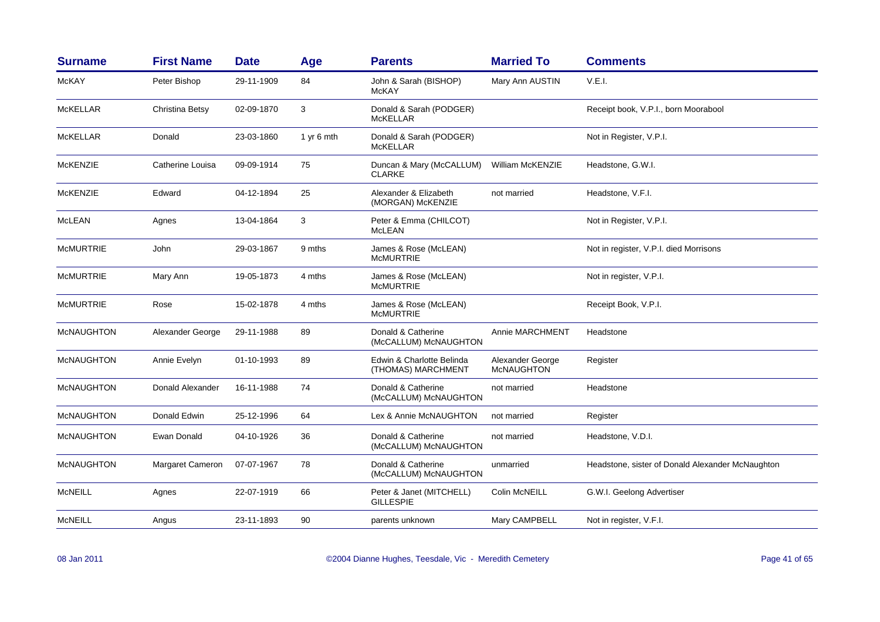| Surname | First Name | Date | Age | Parents | Married To | Comments |
|---|---|---|---|---|---|---|
| McKAY | Peter Bishop | 29-11-1909 | 84 | John & Sarah (BISHOP) McKAY | Mary Ann AUSTIN | V.E.I. |
| McKELLAR | Christina Betsy | 02-09-1870 | 3 | Donald & Sarah (PODGER) McKELLAR | | Receipt book, V.P.I., born Moorabool |
| McKELLAR | Donald | 23-03-1860 | 1 yr 6 mth | Donald & Sarah (PODGER) McKELLAR | | Not in Register, V.P.I. |
| McKENZIE | Catherine Louisa | 09-09-1914 | 75 | Duncan & Mary (McCALLUM) CLARKE | William McKENZIE | Headstone, G.W.I. |
| McKENZIE | Edward | 04-12-1894 | 25 | Alexander & Elizabeth (MORGAN) McKENZIE | not married | Headstone, V.F.I. |
| McLEAN | Agnes | 13-04-1864 | 3 | Peter & Emma (CHILCOT) McLEAN | | Not in Register, V.P.I. |
| McMURTRIE | John | 29-03-1867 | 9 mths | James & Rose (McLEAN) McMURTRIE | | Not in register, V.P.I. died Morrisons |
| McMURTRIE | Mary Ann | 19-05-1873 | 4 mths | James & Rose (McLEAN) McMURTRIE | | Not in register, V.P.I. |
| McMURTRIE | Rose | 15-02-1878 | 4 mths | James & Rose (McLEAN) McMURTRIE | | Receipt Book, V.P.I. |
| McNAUGHTON | Alexander George | 29-11-1988 | 89 | Donald & Catherine (McCALLUM) McNAUGHTON | Annie MARCHMENT | Headstone |
| McNAUGHTON | Annie Evelyn | 01-10-1993 | 89 | Edwin & Charlotte Belinda (THOMAS) MARCHMENT | Alexander George McNAUGHTON | Register |
| McNAUGHTON | Donald Alexander | 16-11-1988 | 74 | Donald & Catherine (McCALLUM) McNAUGHTON | not married | Headstone |
| McNAUGHTON | Donald Edwin | 25-12-1996 | 64 | Lex & Annie McNAUGHTON | not married | Register |
| McNAUGHTON | Ewan Donald | 04-10-1926 | 36 | Donald & Catherine (McCALLUM) McNAUGHTON | not married | Headstone, V.D.I. |
| McNAUGHTON | Margaret Cameron | 07-07-1967 | 78 | Donald & Catherine (McCALLUM) McNAUGHTON | unmarried | Headstone, sister of Donald Alexander McNaughton |
| McNEILL | Agnes | 22-07-1919 | 66 | Peter & Janet (MITCHELL) GILLESPIE | Colin McNEILL | G.W.I. Geelong Advertiser |
| McNEILL | Angus | 23-11-1893 | 90 | parents unknown | Mary CAMPBELL | Not in register, V.F.I. |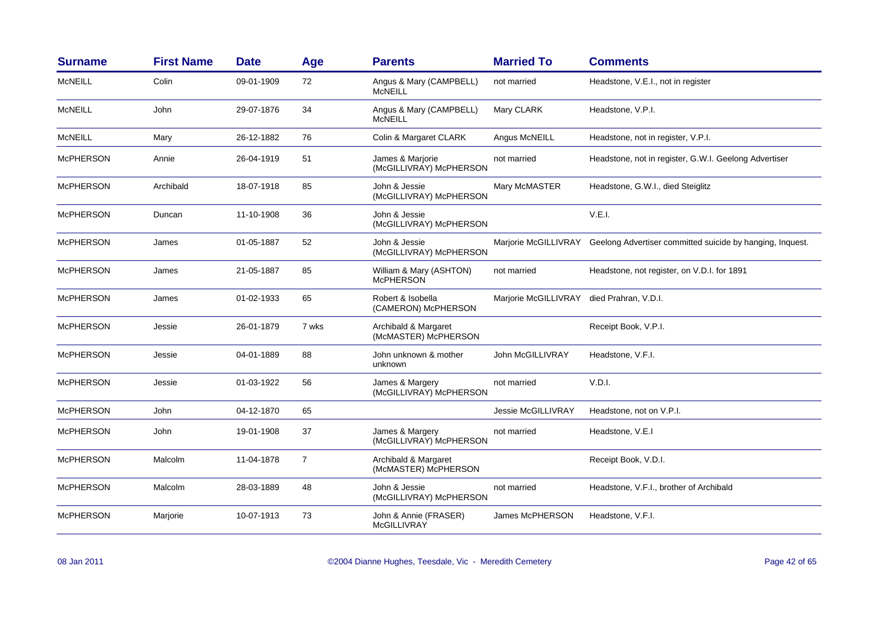| Surname | First Name | Date | Age | Parents | Married To | Comments |
|---|---|---|---|---|---|---|
| McNEILL | Colin | 09-01-1909 | 72 | Angus & Mary (CAMPBELL) McNEILL | not married | Headstone, V.E.I., not in register |
| McNEILL | John | 29-07-1876 | 34 | Angus & Mary (CAMPBELL) McNEILL | Mary CLARK | Headstone, V.P.I. |
| McNEILL | Mary | 26-12-1882 | 76 | Colin & Margaret CLARK | Angus McNEILL | Headstone, not in register, V.P.I. |
| McPHERSON | Annie | 26-04-1919 | 51 | James & Marjorie (McGILLIVRAY) McPHERSON | not married | Headstone, not in register, G.W.I. Geelong Advertiser |
| McPHERSON | Archibald | 18-07-1918 | 85 | John & Jessie (McGILLIVRAY) McPHERSON | Mary McMASTER | Headstone, G.W.I., died Steiglitz |
| McPHERSON | Duncan | 11-10-1908 | 36 | John & Jessie (McGILLIVRAY) McPHERSON | | V.E.I. |
| McPHERSON | James | 01-05-1887 | 52 | John & Jessie (McGILLIVRAY) McPHERSON | Marjorie McGILLIVRAY | Geelong Advertiser committed suicide by hanging, Inquest. |
| McPHERSON | James | 21-05-1887 | 85 | William & Mary (ASHTON) McPHERSON | not married | Headstone, not register, on V.D.I. for 1891 |
| McPHERSON | James | 01-02-1933 | 65 | Robert & Isobella (CAMERON) McPHERSON | Marjorie McGILLIVRAY | died Prahran, V.D.I. |
| McPHERSON | Jessie | 26-01-1879 | 7 wks | Archibald & Margaret (McMASTER) McPHERSON | | Receipt Book, V.P.I. |
| McPHERSON | Jessie | 04-01-1889 | 88 | John unknown & mother unknown | John McGILLIVRAY | Headstone, V.F.I. |
| McPHERSON | Jessie | 01-03-1922 | 56 | James & Margery (McGILLIVRAY) McPHERSON | not married | V.D.I. |
| McPHERSON | John | 04-12-1870 | 65 | | Jessie McGILLIVRAY | Headstone, not on V.P.I. |
| McPHERSON | John | 19-01-1908 | 37 | James & Margery (McGILLIVRAY) McPHERSON | not married | Headstone, V.E.I |
| McPHERSON | Malcolm | 11-04-1878 | 7 | Archibald & Margaret (McMASTER) McPHERSON | | Receipt Book, V.D.I. |
| McPHERSON | Malcolm | 28-03-1889 | 48 | John & Jessie (McGILLIVRAY) McPHERSON | not married | Headstone, V.F.I., brother of Archibald |
| McPHERSON | Marjorie | 10-07-1913 | 73 | John & Annie (FRASER) McGILLIVRAY | James McPHERSON | Headstone, V.F.I. |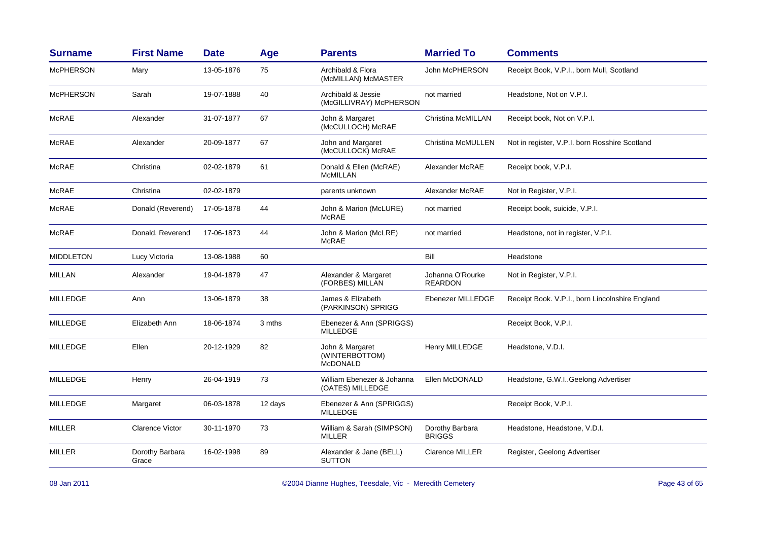| Surname | First Name | Date | Age | Parents | Married To | Comments |
|---|---|---|---|---|---|---|
| McPHERSON | Mary | 13-05-1876 | 75 | Archibald & Flora (McMILLAN) McMASTER | John McPHERSON | Receipt Book, V.P.I., born Mull, Scotland |
| McPHERSON | Sarah | 19-07-1888 | 40 | Archibald & Jessie (McGILLIVRAY) McPHERSON | not married | Headstone, Not on V.P.I. |
| McRAE | Alexander | 31-07-1877 | 67 | John & Margaret (McCULLOCH) McRAE | Christina McMILLAN | Receipt book, Not on V.P.I. |
| McRAE | Alexander | 20-09-1877 | 67 | John and Margaret (McCULLOCK) McRAE | Christina McMULLEN | Not in register, V.P.I. born Rosshire Scotland |
| McRAE | Christina | 02-02-1879 | 61 | Donald & Ellen (McRAE) McMILLAN | Alexander McRAE | Receipt book, V.P.I. |
| McRAE | Christina | 02-02-1879 | | parents unknown | Alexander McRAE | Not in Register, V.P.I. |
| McRAE | Donald (Reverend) | 17-05-1878 | 44 | John & Marion (McLURE) McRAE | not married | Receipt book, suicide, V.P.I. |
| McRAE | Donald, Reverend | 17-06-1873 | 44 | John & Marion (McLRE) McRAE | not married | Headstone, not in register, V.P.I. |
| MIDDLETON | Lucy Victoria | 13-08-1988 | 60 | | Bill | Headstone |
| MILLAN | Alexander | 19-04-1879 | 47 | Alexander & Margaret (FORBES) MILLAN | Johanna O'Rourke REARDON | Not in Register, V.P.I. |
| MILLEDGE | Ann | 13-06-1879 | 38 | James & Elizabeth (PARKINSON) SPRIGG | Ebenezer MILLEDGE | Receipt Book. V.P.I., born Lincolnshire England |
| MILLEDGE | Elizabeth Ann | 18-06-1874 | 3 mths | Ebenezer & Ann (SPRIGGS) MILLEDGE | | Receipt Book, V.P.I. |
| MILLEDGE | Ellen | 20-12-1929 | 82 | John & Margaret (WINTERBOTTOM) McDONALD | Henry MILLEDGE | Headstone, V.D.I. |
| MILLEDGE | Henry | 26-04-1919 | 73 | William Ebenezer & Johanna (OATES) MILLEDGE | Ellen McDONALD | Headstone, G.W.I..Geelong Advertiser |
| MILLEDGE | Margaret | 06-03-1878 | 12 days | Ebenezer & Ann (SPRIGGS) MILLEDGE | | Receipt Book, V.P.I. |
| MILLER | Clarence Victor | 30-11-1970 | 73 | William & Sarah (SIMPSON) MILLER | Dorothy Barbara BRIGGS | Headstone, Headstone, V.D.I. |
| MILLER | Dorothy Barbara Grace | 16-02-1998 | 89 | Alexander & Jane (BELL) SUTTON | Clarence MILLER | Register, Geelong Advertiser |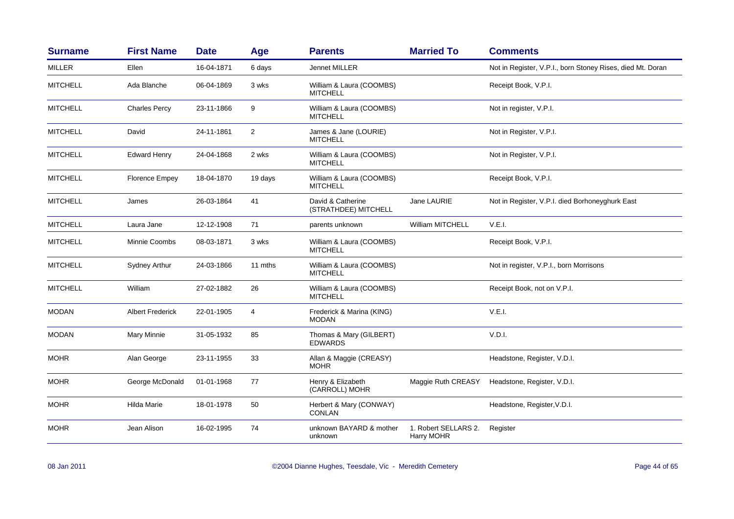| Surname | First Name | Date | Age | Parents | Married To | Comments |
|---|---|---|---|---|---|---|
| MILLER | Ellen | 16-04-1871 | 6 days | Jennet MILLER | | Not in Register, V.P.I., born Stoney Rises, died Mt. Doran |
| MITCHELL | Ada Blanche | 06-04-1869 | 3 wks | William & Laura (COOMBS) MITCHELL | | Receipt Book, V.P.I. |
| MITCHELL | Charles Percy | 23-11-1866 | 9 | William & Laura (COOMBS) MITCHELL | | Not in register, V.P.I. |
| MITCHELL | David | 24-11-1861 | 2 | James & Jane (LOURIE) MITCHELL | | Not in Register, V.P.I. |
| MITCHELL | Edward Henry | 24-04-1868 | 2 wks | William & Laura (COOMBS) MITCHELL | | Not in Register, V.P.I. |
| MITCHELL | Florence Empey | 18-04-1870 | 19 days | William & Laura (COOMBS) MITCHELL | | Receipt Book, V.P.I. |
| MITCHELL | James | 26-03-1864 | 41 | David & Catherine (STRATHDEE) MITCHELL | Jane LAURIE | Not in Register, V.P.I. died Borhoneyghurk East |
| MITCHELL | Laura Jane | 12-12-1908 | 71 | parents unknown | William MITCHELL | V.E.I. |
| MITCHELL | Minnie Coombs | 08-03-1871 | 3 wks | William & Laura (COOMBS) MITCHELL | | Receipt Book, V.P.I. |
| MITCHELL | Sydney Arthur | 24-03-1866 | 11 mths | William & Laura (COOMBS) MITCHELL | | Not in register, V.P.I., born Morrisons |
| MITCHELL | William | 27-02-1882 | 26 | William & Laura (COOMBS) MITCHELL | | Receipt Book, not on V.P.I. |
| MODAN | Albert Frederick | 22-01-1905 | 4 | Frederick & Marina (KING) MODAN | | V.E.I. |
| MODAN | Mary Minnie | 31-05-1932 | 85 | Thomas & Mary (GILBERT) EDWARDS | | V.D.I. |
| MOHR | Alan George | 23-11-1955 | 33 | Allan & Maggie (CREASY) MOHR | | Headstone, Register, V.D.I. |
| MOHR | George McDonald | 01-01-1968 | 77 | Henry & Elizabeth (CARROLL) MOHR | Maggie Ruth CREASY | Headstone, Register, V.D.I. |
| MOHR | Hilda Marie | 18-01-1978 | 50 | Herbert & Mary (CONWAY) CONLAN | | Headstone, Register,V.D.I. |
| MOHR | Jean Alison | 16-02-1995 | 74 | unknown BAYARD & mother unknown | 1. Robert SELLARS 2. Harry MOHR | Register |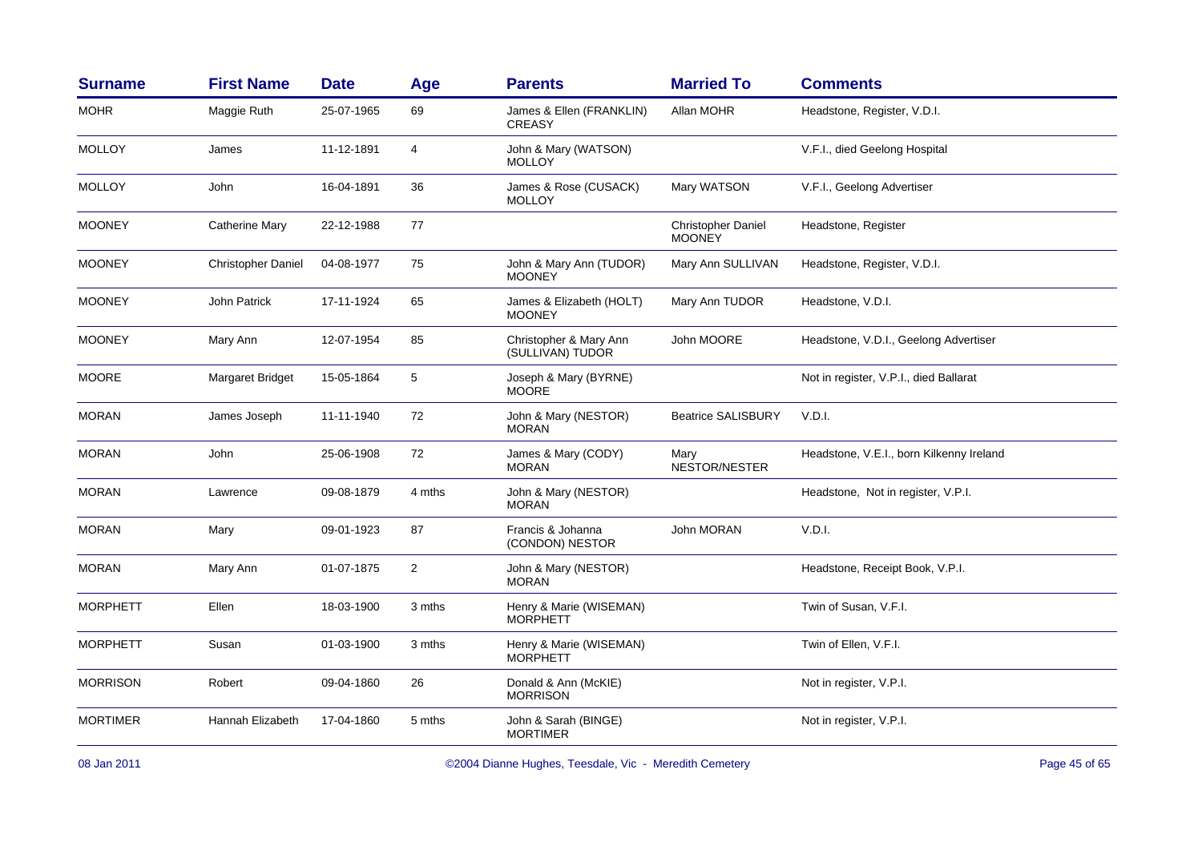| Surname | First Name | Date | Age | Parents | Married To | Comments |
|---|---|---|---|---|---|---|
| MOHR | Maggie Ruth | 25-07-1965 | 69 | James & Ellen (FRANKLIN) CREASY | Allan MOHR | Headstone, Register, V.D.I. |
| MOLLOY | James | 11-12-1891 | 4 | John & Mary (WATSON) MOLLOY | | V.F.I., died Geelong Hospital |
| MOLLOY | John | 16-04-1891 | 36 | James & Rose (CUSACK) MOLLOY | Mary WATSON | V.F.I., Geelong Advertiser |
| MOONEY | Catherine Mary | 22-12-1988 | 77 | | Christopher Daniel MOONEY | Headstone, Register |
| MOONEY | Christopher Daniel | 04-08-1977 | 75 | John & Mary Ann (TUDOR) MOONEY | Mary Ann SULLIVAN | Headstone, Register, V.D.I. |
| MOONEY | John Patrick | 17-11-1924 | 65 | James & Elizabeth (HOLT) MOONEY | Mary Ann TUDOR | Headstone, V.D.I. |
| MOONEY | Mary Ann | 12-07-1954 | 85 | Christopher & Mary Ann (SULLIVAN) TUDOR | John MOORE | Headstone, V.D.I., Geelong Advertiser |
| MOORE | Margaret Bridget | 15-05-1864 | 5 | Joseph & Mary (BYRNE) MOORE | | Not in register, V.P.I., died Ballarat |
| MORAN | James Joseph | 11-11-1940 | 72 | John & Mary (NESTOR) MORAN | Beatrice SALISBURY | V.D.I. |
| MORAN | John | 25-06-1908 | 72 | James & Mary (CODY) MORAN | Mary NESTOR/NESTER | Headstone, V.E.I., born Kilkenny Ireland |
| MORAN | Lawrence | 09-08-1879 | 4 mths | John & Mary (NESTOR) MORAN | | Headstone, Not in register, V.P.I. |
| MORAN | Mary | 09-01-1923 | 87 | Francis & Johanna (CONDON) NESTOR | John MORAN | V.D.I. |
| MORAN | Mary Ann | 01-07-1875 | 2 | John & Mary (NESTOR) MORAN | | Headstone, Receipt Book, V.P.I. |
| MORPHETT | Ellen | 18-03-1900 | 3 mths | Henry & Marie (WISEMAN) MORPHETT | | Twin of Susan, V.F.I. |
| MORPHETT | Susan | 01-03-1900 | 3 mths | Henry & Marie (WISEMAN) MORPHETT | | Twin of Ellen, V.F.I. |
| MORRISON | Robert | 09-04-1860 | 26 | Donald & Ann (McKIE) MORRISON | | Not in register, V.P.I. |
| MORTIMER | Hannah Elizabeth | 17-04-1860 | 5 mths | John & Sarah (BINGE) MORTIMER | | Not in register, V.P.I. |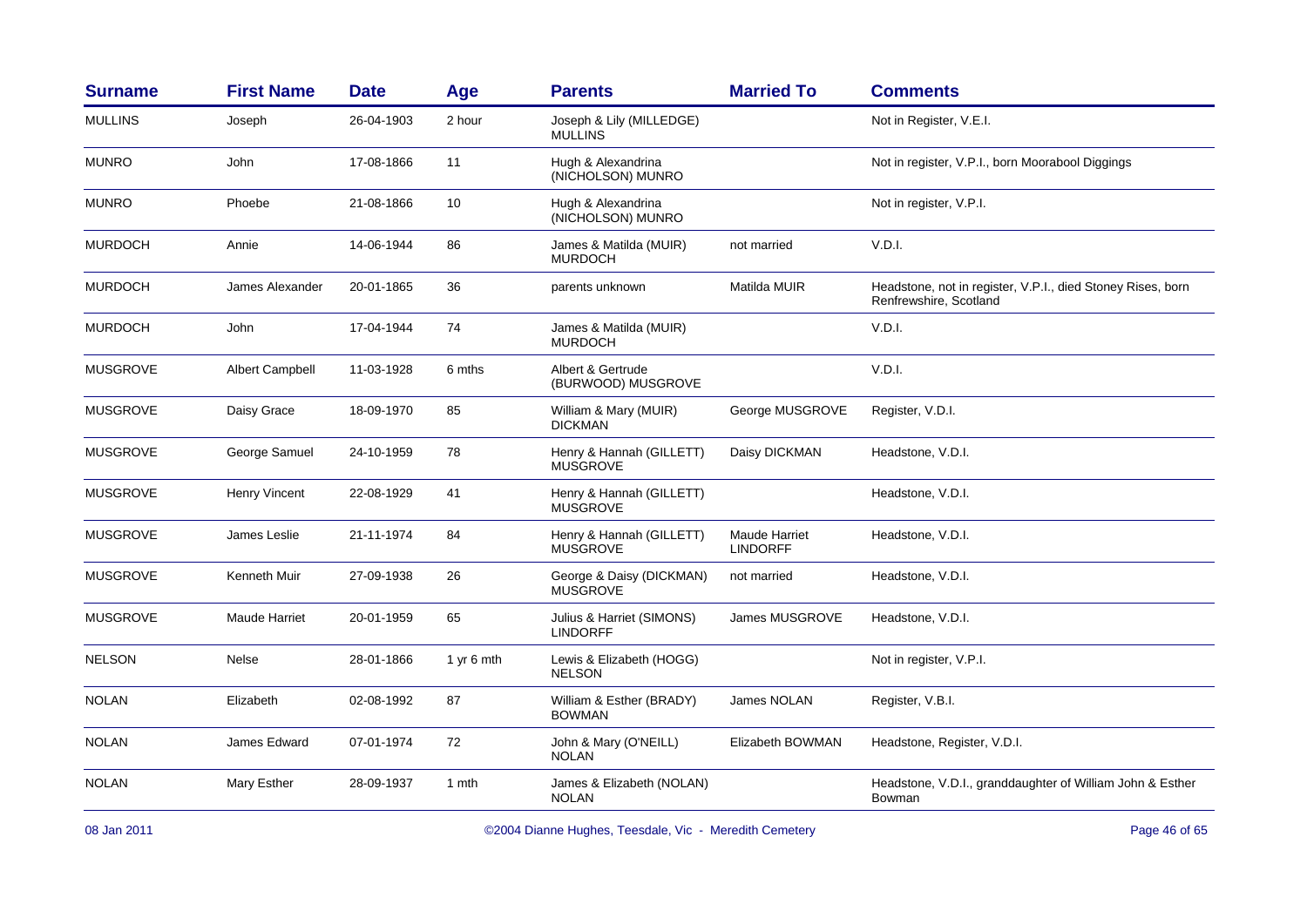| Surname | First Name | Date | Age | Parents | Married To | Comments |
|---|---|---|---|---|---|---|
| MULLINS | Joseph | 26-04-1903 | 2 hour | Joseph & Lily (MILLEDGE) MULLINS | | Not in Register, V.E.I. |
| MUNRO | John | 17-08-1866 | 11 | Hugh & Alexandrina (NICHOLSON) MUNRO | | Not in register, V.P.I., born Moorabool Diggings |
| MUNRO | Phoebe | 21-08-1866 | 10 | Hugh & Alexandrina (NICHOLSON) MUNRO | | Not in register, V.P.I. |
| MURDOCH | Annie | 14-06-1944 | 86 | James & Matilda (MUIR) MURDOCH | not married | V.D.I. |
| MURDOCH | James Alexander | 20-01-1865 | 36 | parents unknown | Matilda MUIR | Headstone, not in register, V.P.I., died Stoney Rises, born Renfrewshire, Scotland |
| MURDOCH | John | 17-04-1944 | 74 | James & Matilda (MUIR) MURDOCH | | V.D.I. |
| MUSGROVE | Albert Campbell | 11-03-1928 | 6 mths | Albert & Gertrude (BURWOOD) MUSGROVE | | V.D.I. |
| MUSGROVE | Daisy Grace | 18-09-1970 | 85 | William & Mary (MUIR) DICKMAN | George MUSGROVE | Register, V.D.I. |
| MUSGROVE | George Samuel | 24-10-1959 | 78 | Henry & Hannah (GILLETT) MUSGROVE | Daisy DICKMAN | Headstone, V.D.I. |
| MUSGROVE | Henry Vincent | 22-08-1929 | 41 | Henry & Hannah (GILLETT) MUSGROVE | | Headstone, V.D.I. |
| MUSGROVE | James Leslie | 21-11-1974 | 84 | Henry & Hannah (GILLETT) MUSGROVE | Maude Harriet LINDORFF | Headstone, V.D.I. |
| MUSGROVE | Kenneth Muir | 27-09-1938 | 26 | George & Daisy (DICKMAN) MUSGROVE | not married | Headstone, V.D.I. |
| MUSGROVE | Maude Harriet | 20-01-1959 | 65 | Julius & Harriet (SIMONS) LINDORFF | James MUSGROVE | Headstone, V.D.I. |
| NELSON | Nelse | 28-01-1866 | 1 yr 6 mth | Lewis & Elizabeth (HOGG) NELSON | | Not in register, V.P.I. |
| NOLAN | Elizabeth | 02-08-1992 | 87 | William & Esther (BRADY) BOWMAN | James NOLAN | Register, V.B.I. |
| NOLAN | James Edward | 07-01-1974 | 72 | John & Mary (O'NEILL) NOLAN | Elizabeth BOWMAN | Headstone, Register, V.D.I. |
| NOLAN | Mary Esther | 28-09-1937 | 1 mth | James & Elizabeth (NOLAN) NOLAN | | Headstone, V.D.I., granddaughter of William John & Esther Bowman |

08 Jan 2011 ©2004 Dianne Hughes, Teesdale, Vic - Meredith Cemetery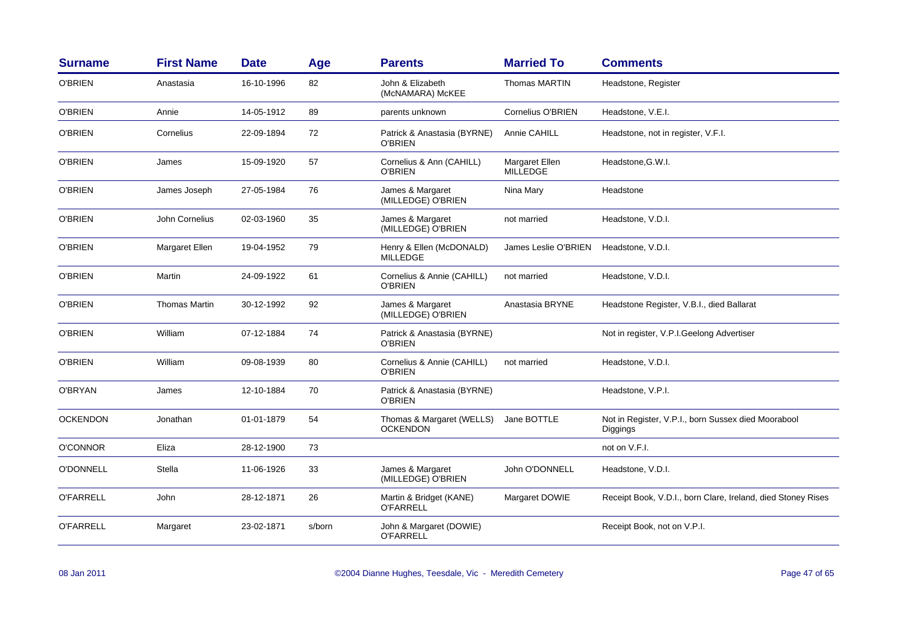| Surname | First Name | Date | Age | Parents | Married To | Comments |
|---|---|---|---|---|---|---|
| O'BRIEN | Anastasia | 16-10-1996 | 82 | John & Elizabeth (McNAMARA) McKEE | Thomas MARTIN | Headstone, Register |
| O'BRIEN | Annie | 14-05-1912 | 89 | parents unknown | Cornelius O'BRIEN | Headstone, V.E.I. |
| O'BRIEN | Cornelius | 22-09-1894 | 72 | Patrick & Anastasia (BYRNE) O'BRIEN | Annie CAHILL | Headstone, not in register, V.F.I. |
| O'BRIEN | James | 15-09-1920 | 57 | Cornelius & Ann (CAHILL) O'BRIEN | Margaret Ellen MILLEDGE | Headstone,G.W.I. |
| O'BRIEN | James Joseph | 27-05-1984 | 76 | James & Margaret (MILLEDGE) O'BRIEN | Nina Mary | Headstone |
| O'BRIEN | John Cornelius | 02-03-1960 | 35 | James & Margaret (MILLEDGE) O'BRIEN | not married | Headstone, V.D.I. |
| O'BRIEN | Margaret Ellen | 19-04-1952 | 79 | Henry & Ellen (McDONALD) MILLEDGE | James Leslie O'BRIEN | Headstone, V.D.I. |
| O'BRIEN | Martin | 24-09-1922 | 61 | Cornelius & Annie (CAHILL) O'BRIEN | not married | Headstone, V.D.I. |
| O'BRIEN | Thomas Martin | 30-12-1992 | 92 | James & Margaret (MILLEDGE) O'BRIEN | Anastasia BRYNE | Headstone Register, V.B.I., died Ballarat |
| O'BRIEN | William | 07-12-1884 | 74 | Patrick & Anastasia (BYRNE) O'BRIEN | | Not in register, V.P.I.Geelong Advertiser |
| O'BRIEN | William | 09-08-1939 | 80 | Cornelius & Annie (CAHILL) O'BRIEN | not married | Headstone, V.D.I. |
| O'BRYAN | James | 12-10-1884 | 70 | Patrick & Anastasia (BYRNE) O'BRIEN | | Headstone, V.P.I. |
| OCKENDON | Jonathan | 01-01-1879 | 54 | Thomas & Margaret (WELLS) OCKENDON | Jane BOTTLE | Not in Register, V.P.I., born Sussex died Moorabool Diggings |
| O'CONNOR | Eliza | 28-12-1900 | 73 | | | not on V.F.I. |
| O'DONNELL | Stella | 11-06-1926 | 33 | James & Margaret (MILLEDGE) O'BRIEN | John O'DONNELL | Headstone, V.D.I. |
| O'FARRELL | John | 28-12-1871 | 26 | Martin & Bridget (KANE) O'FARRELL | Margaret DOWIE | Receipt Book, V.D.I., born Clare, Ireland, died Stoney Rises |
| O'FARRELL | Margaret | 23-02-1871 | s/born | John & Margaret (DOWIE) O'FARRELL | | Receipt Book, not on V.P.I. |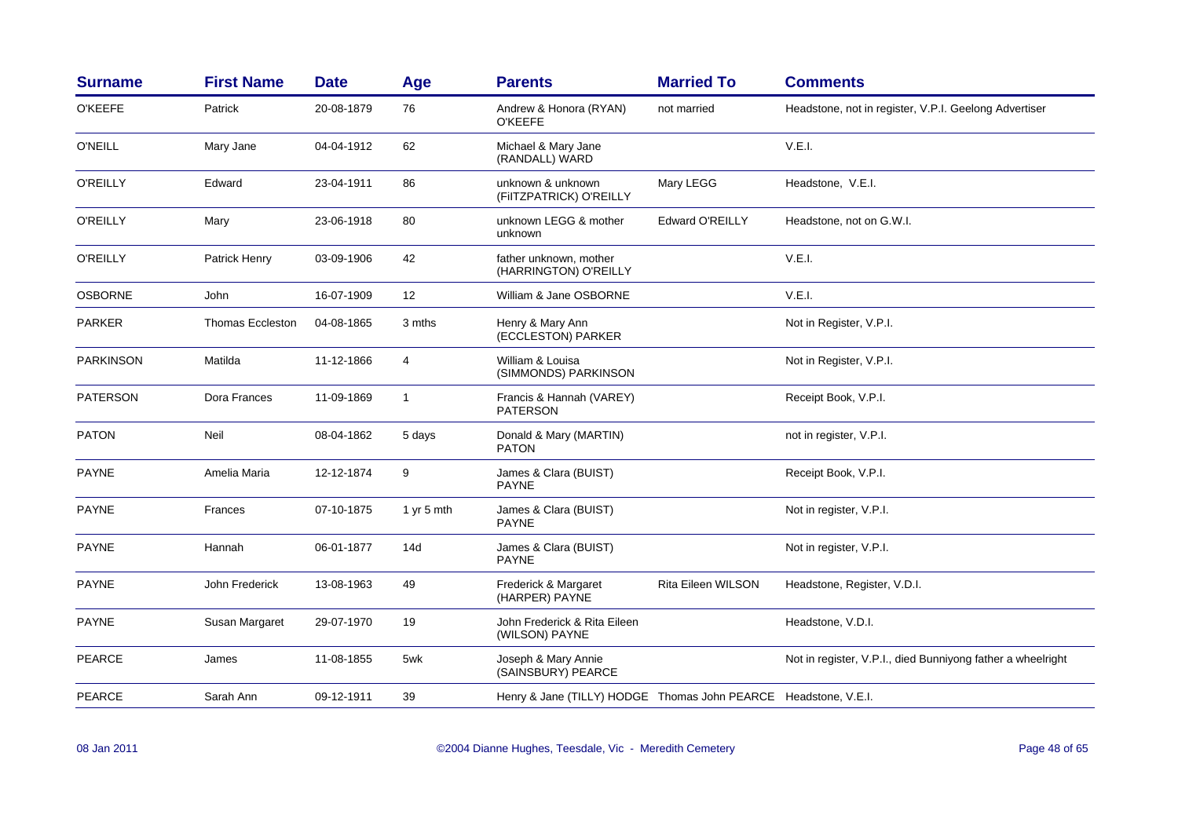| Surname | First Name | Date | Age | Parents | Married To | Comments |
|---|---|---|---|---|---|---|
| O'KEEFE | Patrick | 20-08-1879 | 76 | Andrew & Honora (RYAN) O'KEEFE | not married | Headstone, not in register, V.P.I. Geelong Advertiser |
| O'NEILL | Mary Jane | 04-04-1912 | 62 | Michael & Mary Jane (RANDALL) WARD | | V.E.I. |
| O'REILLY | Edward | 23-04-1911 | 86 | unknown & unknown (FiITZPATRICK) O'REILLY | Mary LEGG | Headstone, V.E.I. |
| O'REILLY | Mary | 23-06-1918 | 80 | unknown LEGG & mother unknown | Edward O'REILLY | Headstone, not on G.W.I. |
| O'REILLY | Patrick Henry | 03-09-1906 | 42 | father unknown, mother (HARRINGTON) O'REILLY | | V.E.I. |
| OSBORNE | John | 16-07-1909 | 12 | William & Jane OSBORNE | | V.E.I. |
| PARKER | Thomas Eccleston | 04-08-1865 | 3 mths | Henry & Mary Ann (ECCLESTON) PARKER | | Not in Register, V.P.I. |
| PARKINSON | Matilda | 11-12-1866 | 4 | William & Louisa (SIMMONDS) PARKINSON | | Not in Register, V.P.I. |
| PATERSON | Dora Frances | 11-09-1869 | 1 | Francis & Hannah (VAREY) PATERSON | | Receipt Book, V.P.I. |
| PATON | Neil | 08-04-1862 | 5 days | Donald & Mary (MARTIN) PATON | | not in register, V.P.I. |
| PAYNE | Amelia Maria | 12-12-1874 | 9 | James & Clara (BUIST) PAYNE | | Receipt Book, V.P.I. |
| PAYNE | Frances | 07-10-1875 | 1 yr 5 mth | James & Clara (BUIST) PAYNE | | Not in register, V.P.I. |
| PAYNE | Hannah | 06-01-1877 | 14d | James & Clara (BUIST) PAYNE | | Not in register, V.P.I. |
| PAYNE | John Frederick | 13-08-1963 | 49 | Frederick & Margaret (HARPER) PAYNE | Rita Eileen WILSON | Headstone, Register, V.D.I. |
| PAYNE | Susan Margaret | 29-07-1970 | 19 | John Frederick & Rita Eileen (WILSON) PAYNE | | Headstone, V.D.I. |
| PEARCE | James | 11-08-1855 | 5wk | Joseph & Mary Annie (SAINSBURY) PEARCE | | Not in register, V.P.I., died Bunniyong father a wheelright |
| PEARCE | Sarah Ann | 09-12-1911 | 39 | Henry & Jane (TILLY) HODGE | Thomas John PEARCE | Headstone, V.E.I. |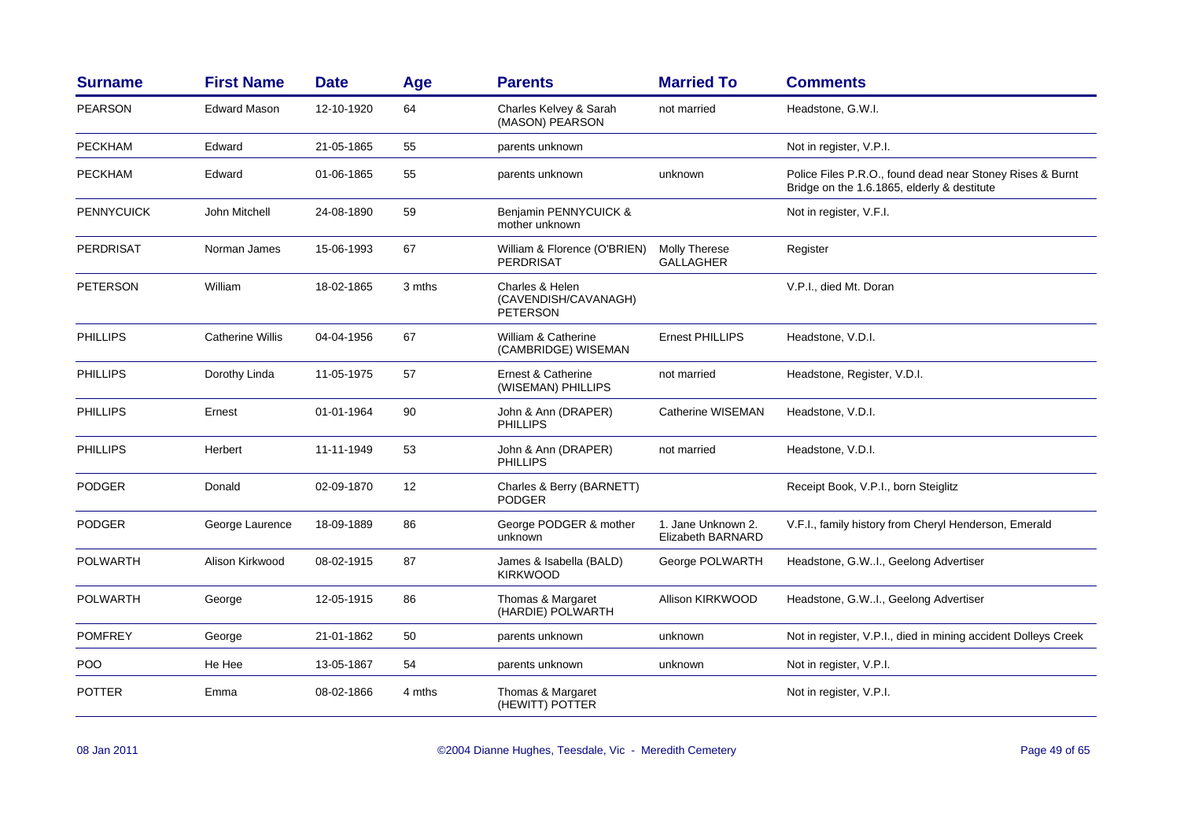| Surname | First Name | Date | Age | Parents | Married To | Comments |
|---|---|---|---|---|---|---|
| PEARSON | Edward Mason | 12-10-1920 | 64 | Charles Kelvey & Sarah (MASON) PEARSON | not married | Headstone, G.W.I. |
| PECKHAM | Edward | 21-05-1865 | 55 | parents unknown | | Not in register, V.P.I. |
| PECKHAM | Edward | 01-06-1865 | 55 | parents unknown | unknown | Police Files P.R.O., found dead near Stoney Rises & Burnt Bridge on the 1.6.1865, elderly & destitute |
| PENNYCUICK | John Mitchell | 24-08-1890 | 59 | Benjamin PENNYCUICK & mother unknown | | Not in register, V.F.I. |
| PERDRISAT | Norman James | 15-06-1993 | 67 | William & Florence (O'BRIEN) PERDRISAT | Molly Therese GALLAGHER | Register |
| PETERSON | William | 18-02-1865 | 3 mths | Charles & Helen (CAVENDISH/CAVANAGH) PETERSON | | V.P.I., died Mt. Doran |
| PHILLIPS | Catherine Willis | 04-04-1956 | 67 | William & Catherine (CAMBRIDGE) WISEMAN | Ernest PHILLIPS | Headstone, V.D.I. |
| PHILLIPS | Dorothy Linda | 11-05-1975 | 57 | Ernest & Catherine (WISEMAN) PHILLIPS | not married | Headstone, Register, V.D.I. |
| PHILLIPS | Ernest | 01-01-1964 | 90 | John & Ann (DRAPER) PHILLIPS | Catherine WISEMAN | Headstone, V.D.I. |
| PHILLIPS | Herbert | 11-11-1949 | 53 | John & Ann (DRAPER) PHILLIPS | not married | Headstone, V.D.I. |
| PODGER | Donald | 02-09-1870 | 12 | Charles & Berry (BARNETT) PODGER | | Receipt Book, V.P.I., born Steiglitz |
| PODGER | George Laurence | 18-09-1889 | 86 | George PODGER & mother unknown | 1. Jane Unknown 2. Elizabeth BARNARD | V.F.I., family history from Cheryl Henderson, Emerald |
| POLWARTH | Alison Kirkwood | 08-02-1915 | 87 | James & Isabella (BALD) KIRKWOOD | George POLWARTH | Headstone, G.W..I., Geelong Advertiser |
| POLWARTH | George | 12-05-1915 | 86 | Thomas & Margaret (HARDIE) POLWARTH | Allison KIRKWOOD | Headstone, G.W..I., Geelong Advertiser |
| POMFREY | George | 21-01-1862 | 50 | parents unknown | unknown | Not in register, V.P.I., died in mining accident Dolleys Creek |
| POO | He Hee | 13-05-1867 | 54 | parents unknown | unknown | Not in register, V.P.I. |
| POTTER | Emma | 08-02-1866 | 4 mths | Thomas & Margaret (HEWITT) POTTER | | Not in register, V.P.I. |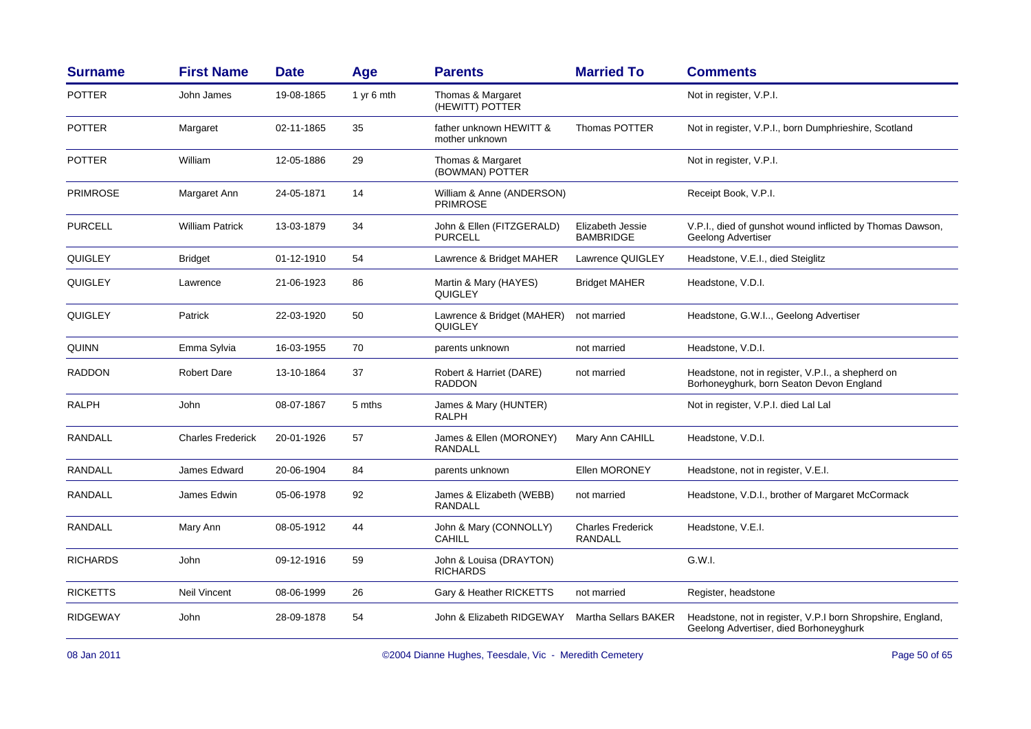| Surname | First Name | Date | Age | Parents | Married To | Comments |
|---|---|---|---|---|---|---|
| POTTER | John James | 19-08-1865 | 1 yr 6 mth | Thomas & Margaret (HEWITT) POTTER | | Not in register, V.P.I. |
| POTTER | Margaret | 02-11-1865 | 35 | father unknown HEWITT & mother unknown | Thomas POTTER | Not in register, V.P.I., born Dumphrieshire, Scotland |
| POTTER | William | 12-05-1886 | 29 | Thomas & Margaret (BOWMAN) POTTER | | Not in register, V.P.I. |
| PRIMROSE | Margaret Ann | 24-05-1871 | 14 | William & Anne (ANDERSON) PRIMROSE | | Receipt Book, V.P.I. |
| PURCELL | William Patrick | 13-03-1879 | 34 | John & Ellen (FITZGERALD) PURCELL | Elizabeth Jessie BAMBRIDGE | V.P.I., died of gunshot wound inflicted by Thomas Dawson, Geelong Advertiser |
| QUIGLEY | Bridget | 01-12-1910 | 54 | Lawrence & Bridget MAHER | Lawrence QUIGLEY | Headstone, V.E.I., died Steiglitz |
| QUIGLEY | Lawrence | 21-06-1923 | 86 | Martin & Mary (HAYES) QUIGLEY | Bridget MAHER | Headstone, V.D.I. |
| QUIGLEY | Patrick | 22-03-1920 | 50 | Lawrence & Bridget (MAHER) QUIGLEY | not married | Headstone, G.W.I.., Geelong Advertiser |
| QUINN | Emma Sylvia | 16-03-1955 | 70 | parents unknown | not married | Headstone, V.D.I. |
| RADDON | Robert Dare | 13-10-1864 | 37 | Robert & Harriet (DARE) RADDON | not married | Headstone, not in register, V.P.I., a shepherd on Borhoneyghurk, born Seaton Devon England |
| RALPH | John | 08-07-1867 | 5 mths | James & Mary (HUNTER) RALPH | | Not in register, V.P.I. died Lal Lal |
| RANDALL | Charles Frederick | 20-01-1926 | 57 | James & Ellen (MORONEY) RANDALL | Mary Ann CAHILL | Headstone, V.D.I. |
| RANDALL | James Edward | 20-06-1904 | 84 | parents unknown | Ellen MORONEY | Headstone, not in register, V.E.I. |
| RANDALL | James Edwin | 05-06-1978 | 92 | James & Elizabeth (WEBB) RANDALL | not married | Headstone, V.D.I., brother of Margaret McCormack |
| RANDALL | Mary Ann | 08-05-1912 | 44 | John & Mary (CONNOLLY) CAHILL | Charles Frederick RANDALL | Headstone, V.E.I. |
| RICHARDS | John | 09-12-1916 | 59 | John & Louisa (DRAYTON) RICHARDS | | G.W.I. |
| RICKETTS | Neil Vincent | 08-06-1999 | 26 | Gary & Heather RICKETTS | not married | Register, headstone |
| RIDGEWAY | John | 28-09-1878 | 54 | John & Elizabeth RIDGEWAY | Martha Sellars BAKER | Headstone, not in register, V.P.I born Shropshire, England, Geelong Advertiser, died Borhoneyghurk |

08 Jan 2011 ©2004 Dianne Hughes, Teesdale, Vic - Meredith Cemetery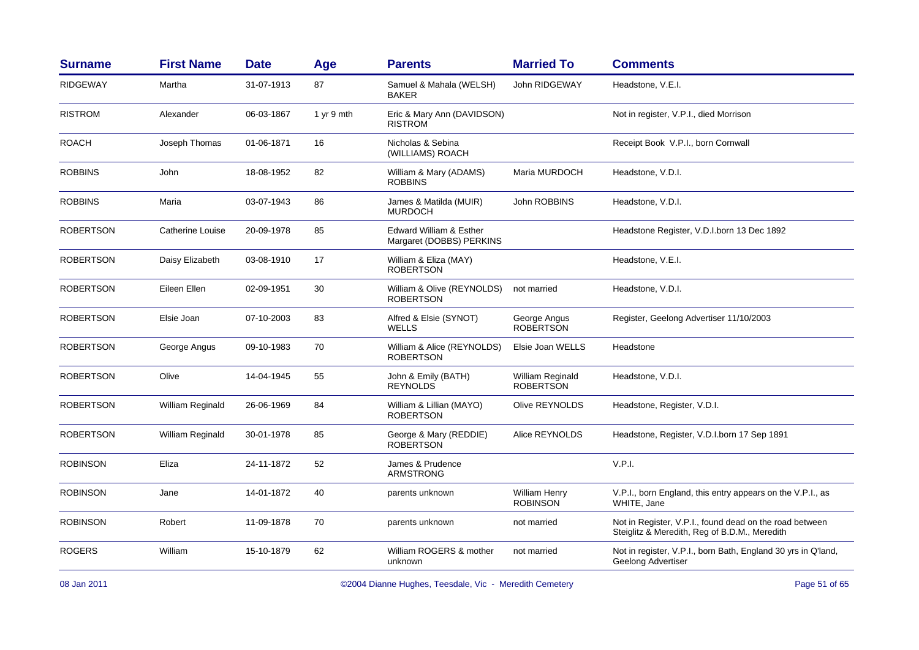| Surname | First Name | Date | Age | Parents | Married To | Comments |
|---|---|---|---|---|---|---|
| RIDGEWAY | Martha | 31-07-1913 | 87 | Samuel & Mahala (WELSH) BAKER | John RIDGEWAY | Headstone, V.E.I. |
| RISTROM | Alexander | 06-03-1867 | 1 yr 9 mth | Eric & Mary Ann (DAVIDSON) RISTROM | | Not in register, V.P.I., died Morrison |
| ROACH | Joseph Thomas | 01-06-1871 | 16 | Nicholas & Sebina (WILLIAMS) ROACH | | Receipt Book V.P.I., born Cornwall |
| ROBBINS | John | 18-08-1952 | 82 | William & Mary (ADAMS) ROBBINS | Maria MURDOCH | Headstone, V.D.I. |
| ROBBINS | Maria | 03-07-1943 | 86 | James & Matilda (MUIR) MURDOCH | John ROBBINS | Headstone, V.D.I. |
| ROBERTSON | Catherine Louise | 20-09-1978 | 85 | Edward William & Esther Margaret (DOBBS) PERKINS | | Headstone Register, V.D.I.born 13 Dec 1892 |
| ROBERTSON | Daisy Elizabeth | 03-08-1910 | 17 | William & Eliza (MAY) ROBERTSON | | Headstone, V.E.I. |
| ROBERTSON | Eileen Ellen | 02-09-1951 | 30 | William & Olive (REYNOLDS) ROBERTSON | not married | Headstone, V.D.I. |
| ROBERTSON | Elsie Joan | 07-10-2003 | 83 | Alfred & Elsie (SYNOT) WELLS | George Angus ROBERTSON | Register, Geelong Advertiser 11/10/2003 |
| ROBERTSON | George Angus | 09-10-1983 | 70 | William & Alice (REYNOLDS) ROBERTSON | Elsie Joan WELLS | Headstone |
| ROBERTSON | Olive | 14-04-1945 | 55 | John & Emily (BATH) REYNOLDS | William Reginald ROBERTSON | Headstone, V.D.I. |
| ROBERTSON | William Reginald | 26-06-1969 | 84 | William & Lillian (MAYO) ROBERTSON | Olive REYNOLDS | Headstone, Register, V.D.I. |
| ROBERTSON | William Reginald | 30-01-1978 | 85 | George & Mary (REDDIE) ROBERTSON | Alice REYNOLDS | Headstone, Register, V.D.I.born 17 Sep 1891 |
| ROBINSON | Eliza | 24-11-1872 | 52 | James & Prudence ARMSTRONG | | V.P.I. |
| ROBINSON | Jane | 14-01-1872 | 40 | parents unknown | William Henry ROBINSON | V.P.I., born England, this entry appears on the V.P.I., as WHITE, Jane |
| ROBINSON | Robert | 11-09-1878 | 70 | parents unknown | not married | Not in Register, V.P.I., found dead on the road between Steiglitz & Meredith, Reg of B.D.M., Meredith |
| ROGERS | William | 15-10-1879 | 62 | William ROGERS & mother unknown | not married | Not in register, V.P.I., born Bath, England 30 yrs in Q'land, Geelong Advertiser |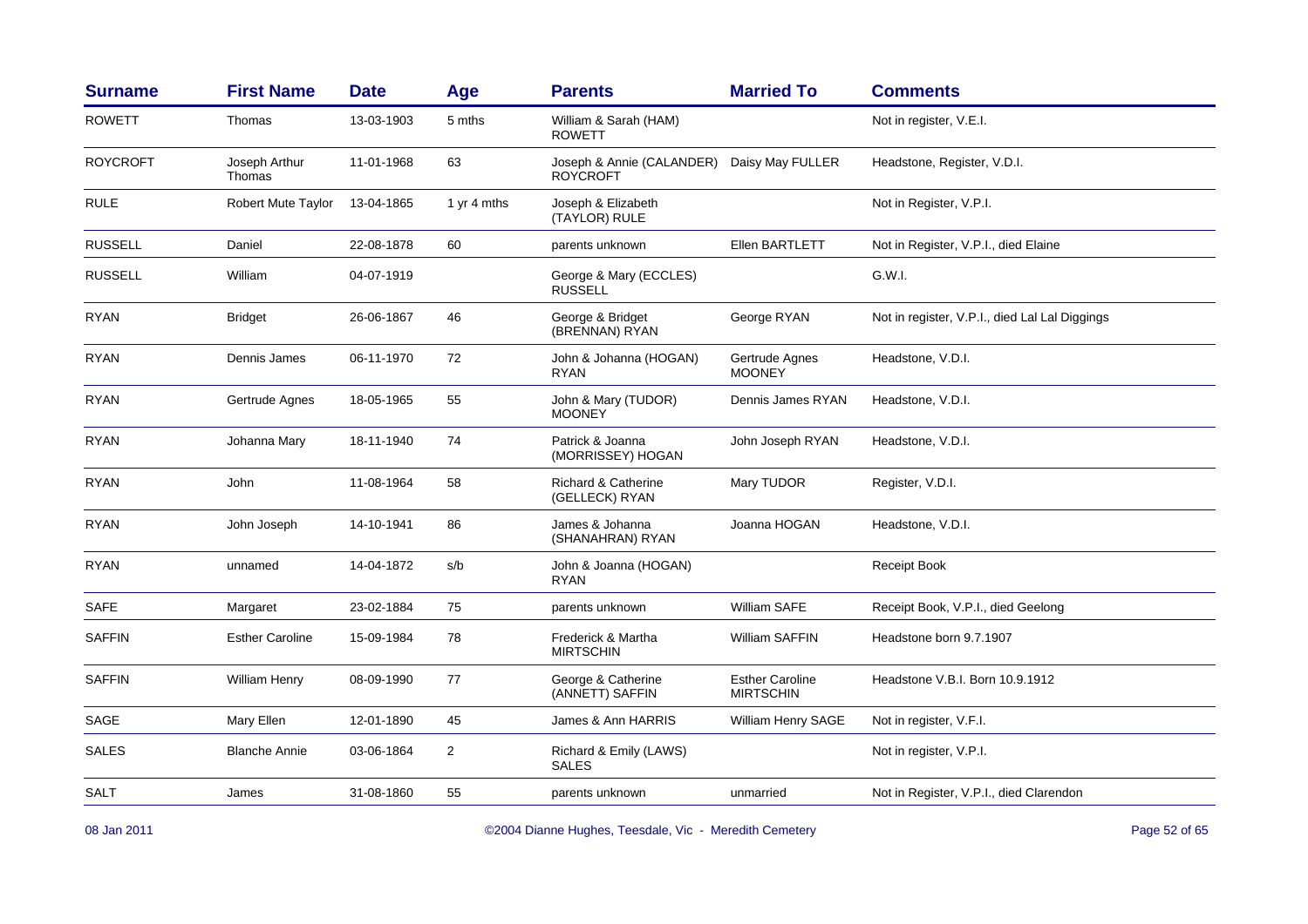| Surname | First Name | Date | Age | Parents | Married To | Comments |
|---|---|---|---|---|---|---|
| ROWETT | Thomas | 13-03-1903 | 5 mths | William & Sarah (HAM) ROWETT | | Not in register, V.E.I. |
| ROYCROFT | Joseph Arthur Thomas | 11-01-1968 | 63 | Joseph & Annie (CALANDER) ROYCROFT | Daisy May FULLER | Headstone, Register, V.D.I. |
| RULE | Robert Mute Taylor | 13-04-1865 | 1 yr 4 mths | Joseph & Elizabeth (TAYLOR) RULE | | Not in Register, V.P.I. |
| RUSSELL | Daniel | 22-08-1878 | 60 | parents unknown | Ellen BARTLETT | Not in Register, V.P.I., died Elaine |
| RUSSELL | William | 04-07-1919 | | George & Mary (ECCLES) RUSSELL | | G.W.I. |
| RYAN | Bridget | 26-06-1867 | 46 | George & Bridget (BRENNAN) RYAN | George RYAN | Not in register, V.P.I., died Lal Lal Diggings |
| RYAN | Dennis James | 06-11-1970 | 72 | John & Johanna (HOGAN) RYAN | Gertrude Agnes MOONEY | Headstone, V.D.I. |
| RYAN | Gertrude Agnes | 18-05-1965 | 55 | John & Mary (TUDOR) MOONEY | Dennis James RYAN | Headstone, V.D.I. |
| RYAN | Johanna Mary | 18-11-1940 | 74 | Patrick & Joanna (MORRISSEY) HOGAN | John Joseph RYAN | Headstone, V.D.I. |
| RYAN | John | 11-08-1964 | 58 | Richard & Catherine (GELLECK) RYAN | Mary TUDOR | Register, V.D.I. |
| RYAN | John Joseph | 14-10-1941 | 86 | James & Johanna (SHANAHRAN) RYAN | Joanna HOGAN | Headstone, V.D.I. |
| RYAN | unnamed | 14-04-1872 | s/b | John & Joanna (HOGAN) RYAN | | Receipt Book |
| SAFE | Margaret | 23-02-1884 | 75 | parents unknown | William SAFE | Receipt Book, V.P.I., died Geelong |
| SAFFIN | Esther Caroline | 15-09-1984 | 78 | Frederick & Martha MIRTSCHIN | William SAFFIN | Headstone born 9.7.1907 |
| SAFFIN | William Henry | 08-09-1990 | 77 | George & Catherine (ANNETT) SAFFIN | Esther Caroline MIRTSCHIN | Headstone V.B.I. Born 10.9.1912 |
| SAGE | Mary Ellen | 12-01-1890 | 45 | James & Ann HARRIS | William Henry SAGE | Not in register, V.F.I. |
| SALES | Blanche Annie | 03-06-1864 | 2 | Richard & Emily (LAWS) SALES | | Not in register, V.P.I. |
| SALT | James | 31-08-1860 | 55 | parents unknown | unmarried | Not in Register, V.P.I., died Clarendon |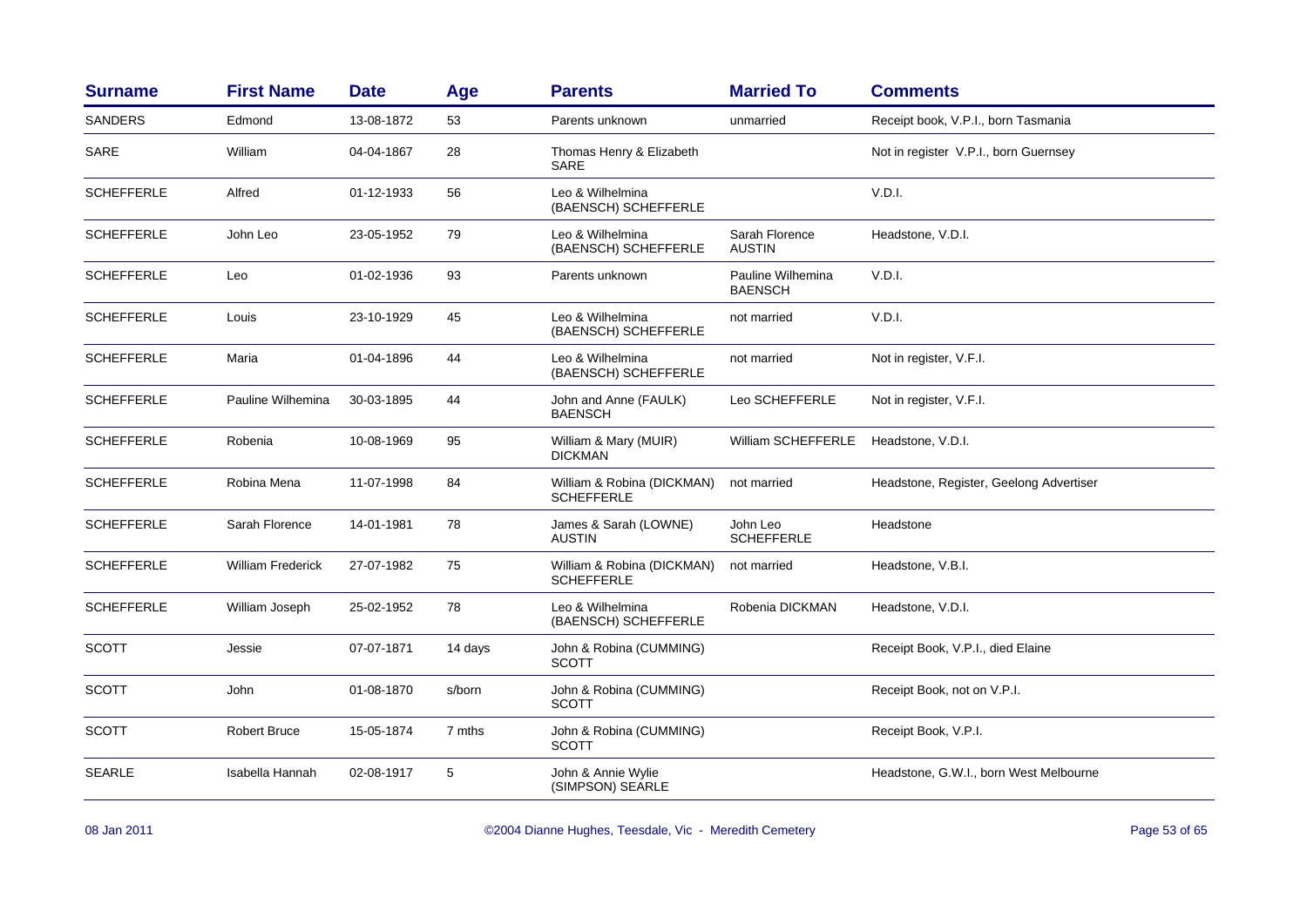| Surname | First Name | Date | Age | Parents | Married To | Comments |
|---|---|---|---|---|---|---|
| SANDERS | Edmond | 13-08-1872 | 53 | Parents unknown | unmarried | Receipt book, V.P.I., born Tasmania |
| SARE | William | 04-04-1867 | 28 | Thomas Henry & Elizabeth SARE | | Not in register V.P.I., born Guernsey |
| SCHEFFERLE | Alfred | 01-12-1933 | 56 | Leo & Wilhelmina (BAENSCH) SCHEFFERLE | | V.D.I. |
| SCHEFFERLE | John Leo | 23-05-1952 | 79 | Leo & Wilhelmina (BAENSCH) SCHEFFERLE | Sarah Florence AUSTIN | Headstone, V.D.I. |
| SCHEFFERLE | Leo | 01-02-1936 | 93 | Parents unknown | Pauline Wilhemina BAENSCH | V.D.I. |
| SCHEFFERLE | Louis | 23-10-1929 | 45 | Leo & Wilhelmina (BAENSCH) SCHEFFERLE | not married | V.D.I. |
| SCHEFFERLE | Maria | 01-04-1896 | 44 | Leo & Wilhelmina (BAENSCH) SCHEFFERLE | not married | Not in register, V.F.I. |
| SCHEFFERLE | Pauline Wilhemina | 30-03-1895 | 44 | John and Anne (FAULK) BAENSCH | Leo SCHEFFERLE | Not in register, V.F.I. |
| SCHEFFERLE | Robenia | 10-08-1969 | 95 | William & Mary (MUIR) DICKMAN | William SCHEFFERLE | Headstone, V.D.I. |
| SCHEFFERLE | Robina Mena | 11-07-1998 | 84 | William & Robina (DICKMAN) SCHEFFERLE | not married | Headstone, Register, Geelong Advertiser |
| SCHEFFERLE | Sarah Florence | 14-01-1981 | 78 | James & Sarah (LOWNE) AUSTIN | John Leo SCHEFFERLE | Headstone |
| SCHEFFERLE | William Frederick | 27-07-1982 | 75 | William & Robina (DICKMAN) SCHEFFERLE | not married | Headstone, V.B.I. |
| SCHEFFERLE | William Joseph | 25-02-1952 | 78 | Leo & Wilhelmina (BAENSCH) SCHEFFERLE | Robenia DICKMAN | Headstone, V.D.I. |
| SCOTT | Jessie | 07-07-1871 | 14 days | John & Robina (CUMMING) SCOTT | | Receipt Book, V.P.I., died Elaine |
| SCOTT | John | 01-08-1870 | s/born | John & Robina (CUMMING) SCOTT | | Receipt Book, not on V.P.I. |
| SCOTT | Robert Bruce | 15-05-1874 | 7 mths | John & Robina (CUMMING) SCOTT | | Receipt Book, V.P.I. |
| SEARLE | Isabella Hannah | 02-08-1917 | 5 | John & Annie Wylie (SIMPSON) SEARLE | | Headstone, G.W.I., born West Melbourne |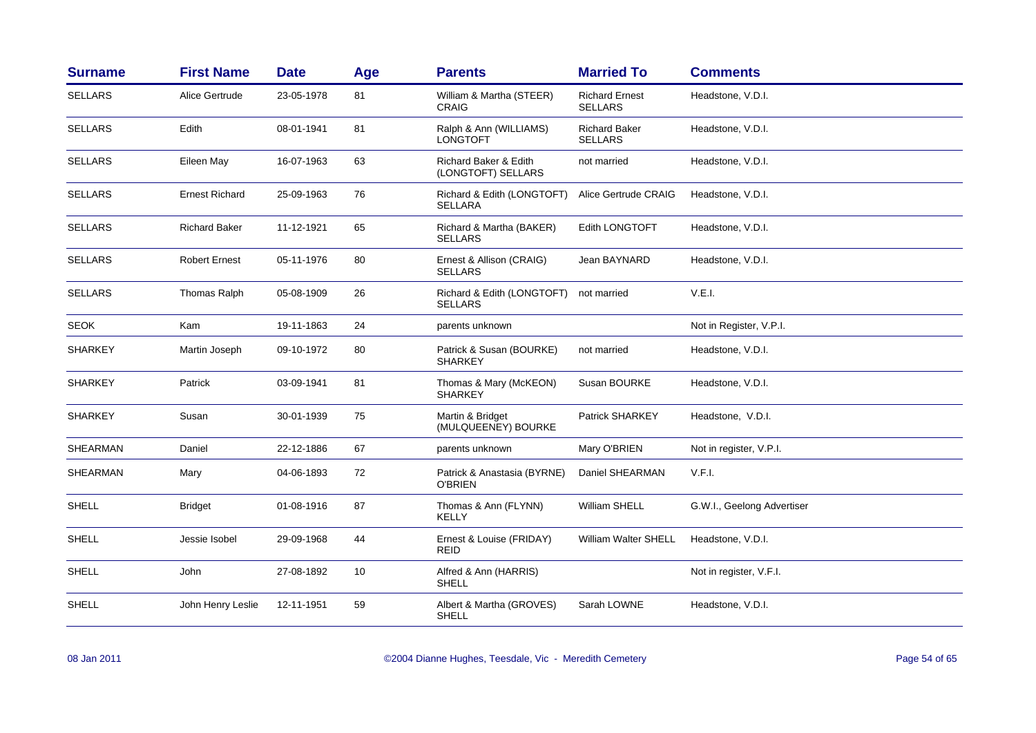| Surname | First Name | Date | Age | Parents | Married To | Comments |
|---|---|---|---|---|---|---|
| SELLARS | Alice Gertrude | 23-05-1978 | 81 | William & Martha (STEER) CRAIG | Richard Ernest SELLARS | Headstone, V.D.I. |
| SELLARS | Edith | 08-01-1941 | 81 | Ralph & Ann (WILLIAMS) LONGTOFT | Richard Baker SELLARS | Headstone, V.D.I. |
| SELLARS | Eileen May | 16-07-1963 | 63 | Richard Baker & Edith (LONGTOFT) SELLARS | not married | Headstone, V.D.I. |
| SELLARS | Ernest Richard | 25-09-1963 | 76 | Richard & Edith (LONGTOFT) SELLARA | Alice Gertrude CRAIG | Headstone, V.D.I. |
| SELLARS | Richard Baker | 11-12-1921 | 65 | Richard & Martha (BAKER) SELLARS | Edith LONGTOFT | Headstone, V.D.I. |
| SELLARS | Robert Ernest | 05-11-1976 | 80 | Ernest & Allison (CRAIG) SELLARS | Jean BAYNARD | Headstone, V.D.I. |
| SELLARS | Thomas Ralph | 05-08-1909 | 26 | Richard & Edith (LONGTOFT) SELLARS | not married | V.E.I. |
| SEOK | Kam | 19-11-1863 | 24 | parents unknown | | Not in Register, V.P.I. |
| SHARKEY | Martin Joseph | 09-10-1972 | 80 | Patrick & Susan (BOURKE) SHARKEY | not married | Headstone, V.D.I. |
| SHARKEY | Patrick | 03-09-1941 | 81 | Thomas & Mary (McKEON) SHARKEY | Susan BOURKE | Headstone, V.D.I. |
| SHARKEY | Susan | 30-01-1939 | 75 | Martin & Bridget (MULQUEENEY) BOURKE | Patrick SHARKEY | Headstone, V.D.I. |
| SHEARMAN | Daniel | 22-12-1886 | 67 | parents unknown | Mary O'BRIEN | Not in register, V.P.I. |
| SHEARMAN | Mary | 04-06-1893 | 72 | Patrick & Anastasia (BYRNE) O'BRIEN | Daniel SHEARMAN | V.F.I. |
| SHELL | Bridget | 01-08-1916 | 87 | Thomas & Ann (FLYNN) KELLY | William SHELL | G.W.I., Geelong Advertiser |
| SHELL | Jessie Isobel | 29-09-1968 | 44 | Ernest & Louise (FRIDAY) REID | William Walter SHELL | Headstone, V.D.I. |
| SHELL | John | 27-08-1892 | 10 | Alfred & Ann (HARRIS) SHELL | | Not in register, V.F.I. |
| SHELL | John Henry Leslie | 12-11-1951 | 59 | Albert & Martha (GROVES) SHELL | Sarah LOWNE | Headstone, V.D.I. |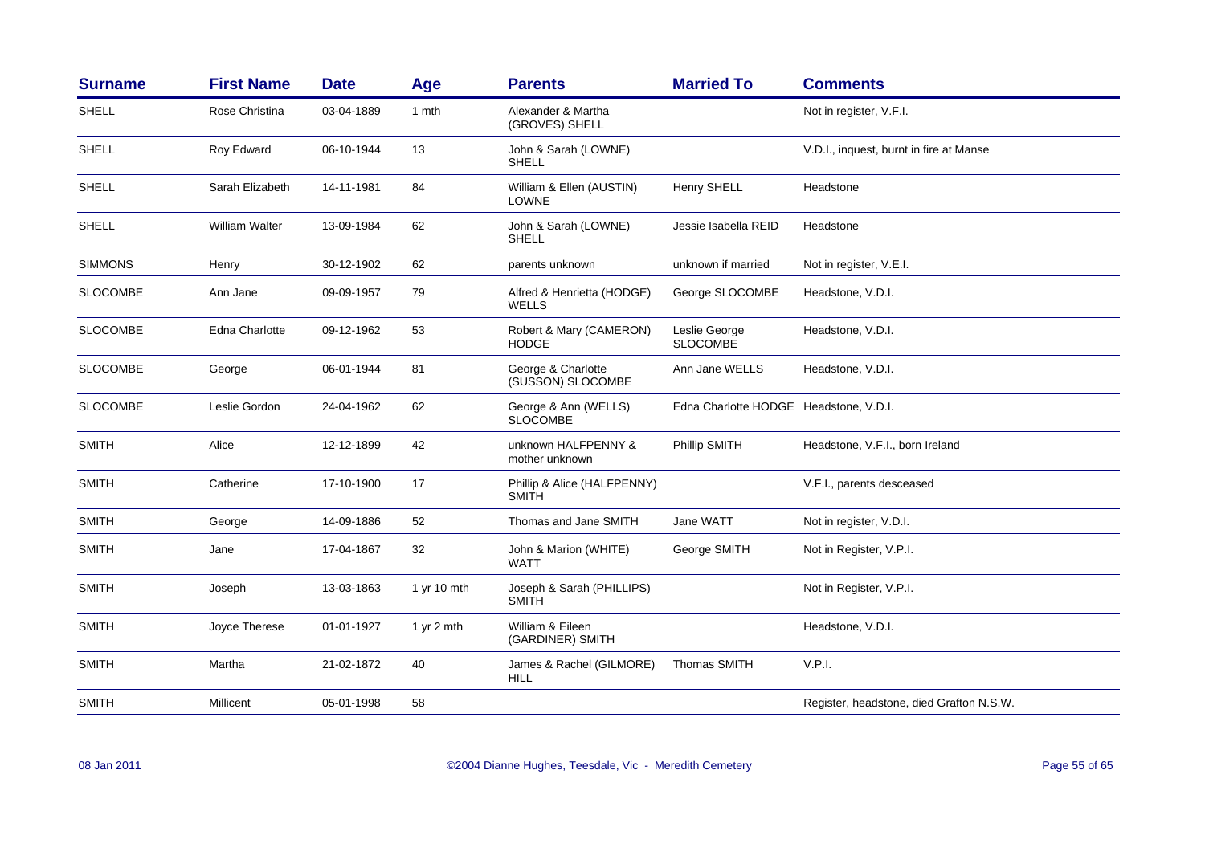| Surname | First Name | Date | Age | Parents | Married To | Comments |
|---|---|---|---|---|---|---|
| SHELL | Rose Christina | 03-04-1889 | 1 mth | Alexander & Martha (GROVES) SHELL | | Not in register, V.F.I. |
| SHELL | Roy Edward | 06-10-1944 | 13 | John & Sarah (LOWNE) SHELL | | V.D.I., inquest, burnt in fire at Manse |
| SHELL | Sarah Elizabeth | 14-11-1981 | 84 | William & Ellen (AUSTIN) LOWNE | Henry SHELL | Headstone |
| SHELL | William Walter | 13-09-1984 | 62 | John & Sarah (LOWNE) SHELL | Jessie Isabella REID | Headstone |
| SIMMONS | Henry | 30-12-1902 | 62 | parents unknown | unknown if married | Not in register, V.E.I. |
| SLOCOMBE | Ann Jane | 09-09-1957 | 79 | Alfred & Henrietta (HODGE) WELLS | George SLOCOMBE | Headstone, V.D.I. |
| SLOCOMBE | Edna Charlotte | 09-12-1962 | 53 | Robert & Mary (CAMERON) HODGE | Leslie George SLOCOMBE | Headstone, V.D.I. |
| SLOCOMBE | George | 06-01-1944 | 81 | George & Charlotte (SUSSON) SLOCOMBE | Ann Jane WELLS | Headstone, V.D.I. |
| SLOCOMBE | Leslie Gordon | 24-04-1962 | 62 | George & Ann (WELLS) SLOCOMBE | Edna Charlotte HODGE | Headstone, V.D.I. |
| SMITH | Alice | 12-12-1899 | 42 | unknown HALFPENNY & mother unknown | Phillip SMITH | Headstone, V.F.I., born Ireland |
| SMITH | Catherine | 17-10-1900 | 17 | Phillip & Alice (HALFPENNY) SMITH | | V.F.I., parents desceased |
| SMITH | George | 14-09-1886 | 52 | Thomas and Jane SMITH | Jane WATT | Not in register, V.D.I. |
| SMITH | Jane | 17-04-1867 | 32 | John & Marion (WHITE) WATT | George SMITH | Not in Register, V.P.I. |
| SMITH | Joseph | 13-03-1863 | 1 yr 10 mth | Joseph & Sarah (PHILLIPS) SMITH | | Not in Register, V.P.I. |
| SMITH | Joyce Therese | 01-01-1927 | 1 yr 2 mth | William & Eileen (GARDINER) SMITH | | Headstone, V.D.I. |
| SMITH | Martha | 21-02-1872 | 40 | James & Rachel (GILMORE) HILL | Thomas SMITH | V.P.I. |
| SMITH | Millicent | 05-01-1998 | 58 | | | Register, headstone, died Grafton N.S.W. |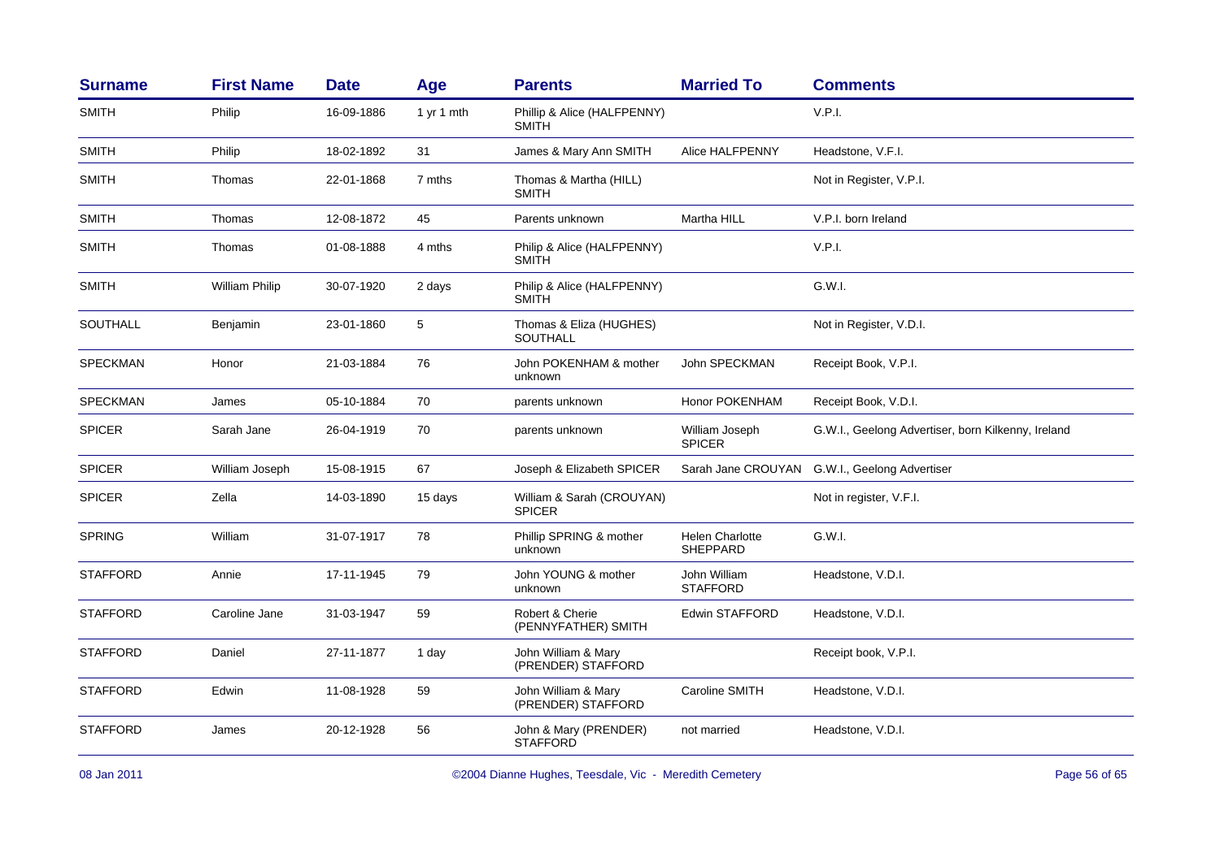| Surname | First Name | Date | Age | Parents | Married To | Comments |
|---|---|---|---|---|---|---|
| SMITH | Philip | 16-09-1886 | 1 yr 1 mth | Phillip & Alice (HALFPENNY) SMITH | | V.P.I. |
| SMITH | Philip | 18-02-1892 | 31 | James & Mary Ann SMITH | Alice HALFPENNY | Headstone, V.F.I. |
| SMITH | Thomas | 22-01-1868 | 7 mths | Thomas & Martha (HILL) SMITH | | Not in Register, V.P.I. |
| SMITH | Thomas | 12-08-1872 | 45 | Parents unknown | Martha HILL | V.P.I. born Ireland |
| SMITH | Thomas | 01-08-1888 | 4 mths | Philip & Alice (HALFPENNY) SMITH | | V.P.I. |
| SMITH | William Philip | 30-07-1920 | 2 days | Philip & Alice (HALFPENNY) SMITH | | G.W.I. |
| SOUTHALL | Benjamin | 23-01-1860 | 5 | Thomas & Eliza (HUGHES) SOUTHALL | | Not in Register, V.D.I. |
| SPECKMAN | Honor | 21-03-1884 | 76 | John POKENHAM & mother unknown | John SPECKMAN | Receipt Book, V.P.I. |
| SPECKMAN | James | 05-10-1884 | 70 | parents unknown | Honor POKENHAM | Receipt Book, V.D.I. |
| SPICER | Sarah Jane | 26-04-1919 | 70 | parents unknown | William Joseph SPICER | G.W.I., Geelong Advertiser, born Kilkenny, Ireland |
| SPICER | William Joseph | 15-08-1915 | 67 | Joseph & Elizabeth SPICER | Sarah Jane CROUYAN | G.W.I., Geelong Advertiser |
| SPICER | Zella | 14-03-1890 | 15 days | William & Sarah (CROUYAN) SPICER | | Not in register, V.F.I. |
| SPRING | William | 31-07-1917 | 78 | Phillip SPRING & mother unknown | Helen Charlotte SHEPPARD | G.W.I. |
| STAFFORD | Annie | 17-11-1945 | 79 | John YOUNG & mother unknown | John William STAFFORD | Headstone, V.D.I. |
| STAFFORD | Caroline Jane | 31-03-1947 | 59 | Robert & Cherie (PENNYFATHER) SMITH | Edwin STAFFORD | Headstone, V.D.I. |
| STAFFORD | Daniel | 27-11-1877 | 1 day | John William & Mary (PRENDER) STAFFORD | | Receipt book, V.P.I. |
| STAFFORD | Edwin | 11-08-1928 | 59 | John William & Mary (PRENDER) STAFFORD | Caroline SMITH | Headstone, V.D.I. |
| STAFFORD | James | 20-12-1928 | 56 | John & Mary (PRENDER) STAFFORD | not married | Headstone, V.D.I. |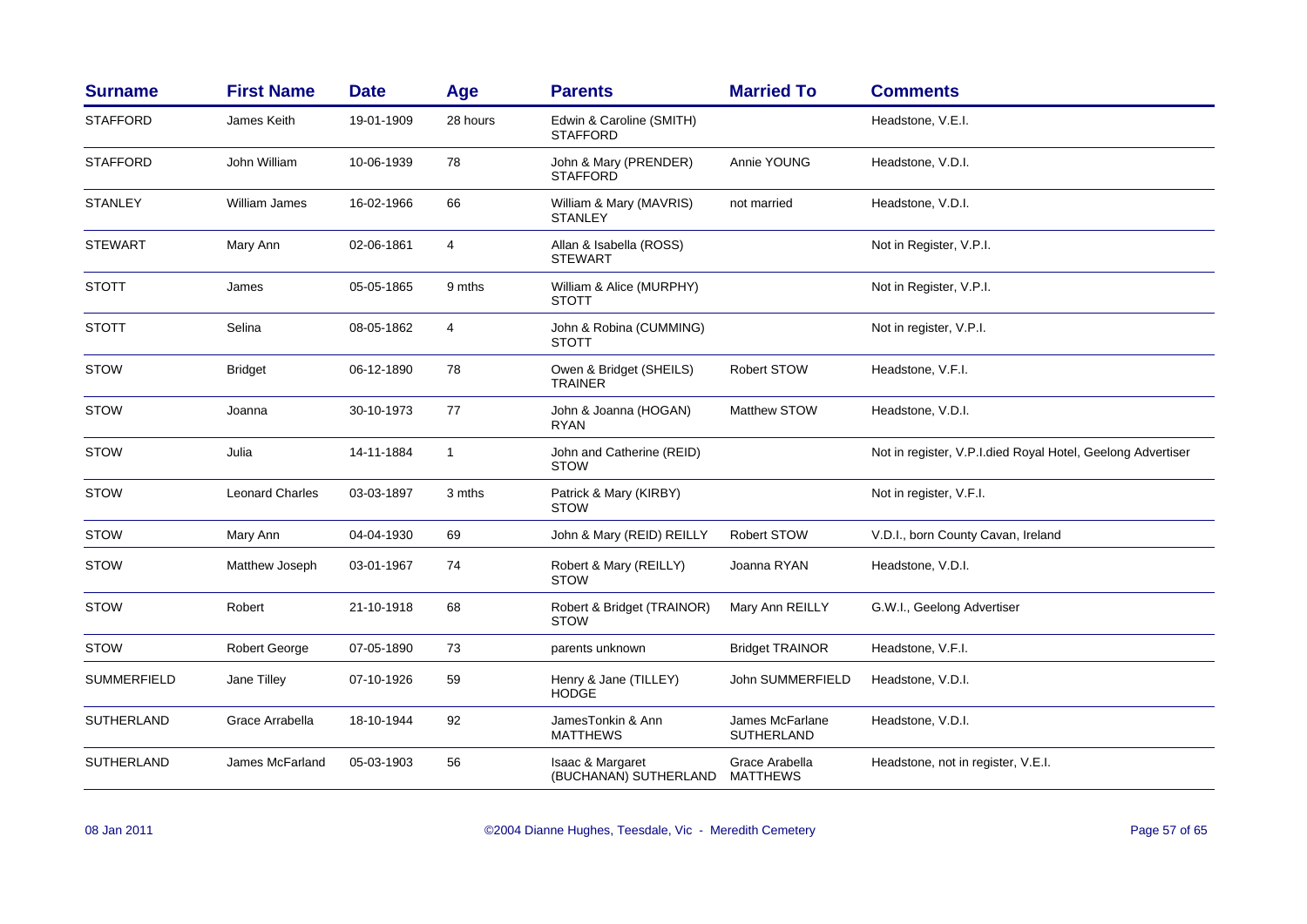| Surname | First Name | Date | Age | Parents | Married To | Comments |
|---|---|---|---|---|---|---|
| STAFFORD | James Keith | 19-01-1909 | 28 hours | Edwin & Caroline (SMITH) STAFFORD | | Headstone, V.E.I. |
| STAFFORD | John William | 10-06-1939 | 78 | John & Mary (PRENDER) STAFFORD | Annie YOUNG | Headstone, V.D.I. |
| STANLEY | William James | 16-02-1966 | 66 | William & Mary (MAVRIS) STANLEY | not married | Headstone, V.D.I. |
| STEWART | Mary Ann | 02-06-1861 | 4 | Allan & Isabella (ROSS) STEWART | | Not in Register, V.P.I. |
| STOTT | James | 05-05-1865 | 9 mths | William & Alice (MURPHY) STOTT | | Not in Register, V.P.I. |
| STOTT | Selina | 08-05-1862 | 4 | John & Robina (CUMMING) STOTT | | Not in register, V.P.I. |
| STOW | Bridget | 06-12-1890 | 78 | Owen & Bridget (SHEILS) TRAINER | Robert STOW | Headstone, V.F.I. |
| STOW | Joanna | 30-10-1973 | 77 | John & Joanna (HOGAN) RYAN | Matthew STOW | Headstone, V.D.I. |
| STOW | Julia | 14-11-1884 | 1 | John and Catherine (REID) STOW | | Not in register, V.P.I.died Royal Hotel, Geelong Advertiser |
| STOW | Leonard Charles | 03-03-1897 | 3 mths | Patrick & Mary (KIRBY) STOW | | Not in register, V.F.I. |
| STOW | Mary Ann | 04-04-1930 | 69 | John & Mary (REID) REILLY | Robert STOW | V.D.I., born County Cavan, Ireland |
| STOW | Matthew Joseph | 03-01-1967 | 74 | Robert & Mary (REILLY) STOW | Joanna RYAN | Headstone, V.D.I. |
| STOW | Robert | 21-10-1918 | 68 | Robert & Bridget (TRAINOR) STOW | Mary Ann REILLY | G.W.I., Geelong Advertiser |
| STOW | Robert George | 07-05-1890 | 73 | parents unknown | Bridget TRAINOR | Headstone, V.F.I. |
| SUMMERFIELD | Jane Tilley | 07-10-1926 | 59 | Henry & Jane (TILLEY) HODGE | John SUMMERFIELD | Headstone, V.D.I. |
| SUTHERLAND | Grace Arrabella | 18-10-1944 | 92 | JamesTonkin & Ann MATTHEWS | James McFarlane SUTHERLAND | Headstone, V.D.I. |
| SUTHERLAND | James McFarland | 05-03-1903 | 56 | Isaac & Margaret (BUCHANAN) SUTHERLAND | Grace Arabella MATTHEWS | Headstone, not in register, V.E.I. |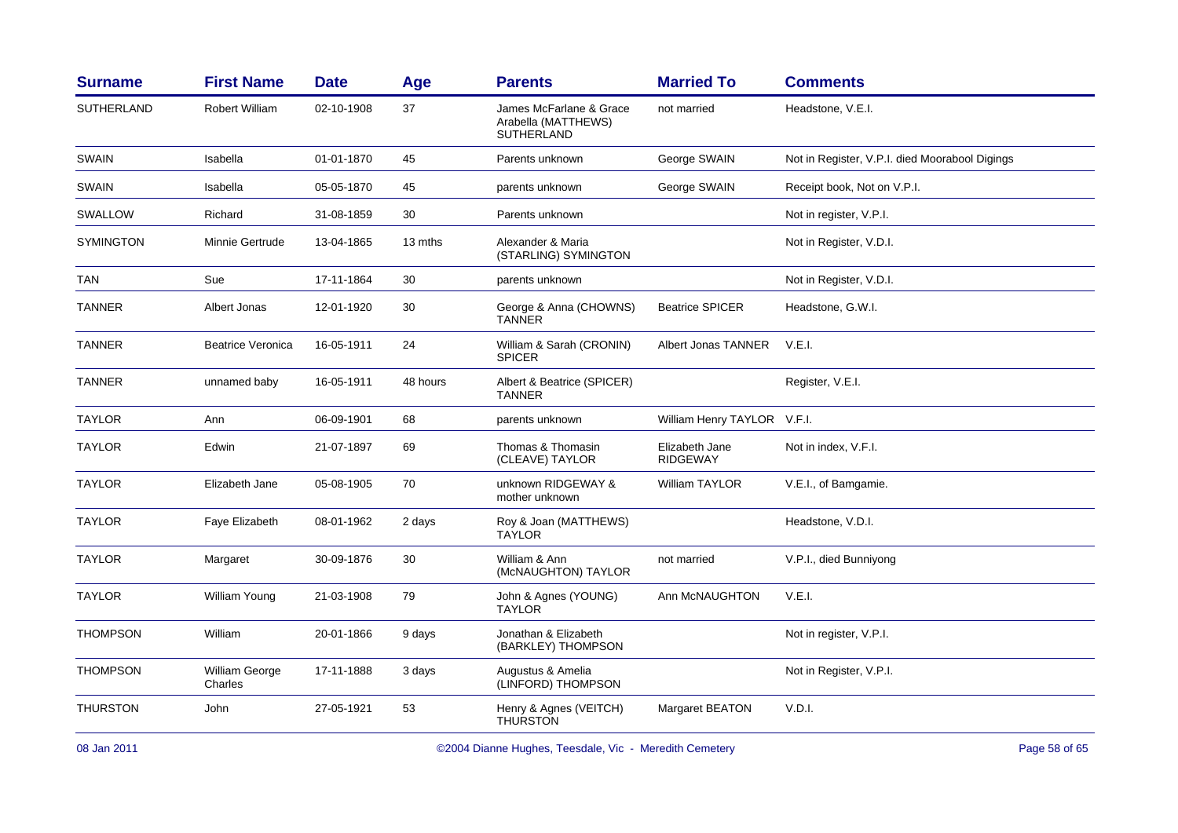| Surname | First Name | Date | Age | Parents | Married To | Comments |
|---|---|---|---|---|---|---|
| SUTHERLAND | Robert William | 02-10-1908 | 37 | James McFarlane & Grace Arabella (MATTHEWS) SUTHERLAND | not married | Headstone, V.E.I. |
| SWAIN | Isabella | 01-01-1870 | 45 | Parents unknown | George SWAIN | Not in Register, V.P.I. died Moorabool Digings |
| SWAIN | Isabella | 05-05-1870 | 45 | parents unknown | George SWAIN | Receipt book, Not on V.P.I. |
| SWALLOW | Richard | 31-08-1859 | 30 | Parents unknown | | Not in register, V.P.I. |
| SYMINGTON | Minnie Gertrude | 13-04-1865 | 13 mths | Alexander & Maria (STARLING) SYMINGTON | | Not in Register, V.D.I. |
| TAN | Sue | 17-11-1864 | 30 | parents unknown | | Not in Register, V.D.I. |
| TANNER | Albert Jonas | 12-01-1920 | 30 | George & Anna (CHOWNS) TANNER | Beatrice SPICER | Headstone, G.W.I. |
| TANNER | Beatrice Veronica | 16-05-1911 | 24 | William & Sarah (CRONIN) SPICER | Albert Jonas TANNER | V.E.I. |
| TANNER | unnamed baby | 16-05-1911 | 48 hours | Albert & Beatrice (SPICER) TANNER | | Register, V.E.I. |
| TAYLOR | Ann | 06-09-1901 | 68 | parents unknown | William Henry TAYLOR | V.F.I. |
| TAYLOR | Edwin | 21-07-1897 | 69 | Thomas & Thomasin (CLEAVE) TAYLOR | Elizabeth Jane RIDGEWAY | Not in index, V.F.I. |
| TAYLOR | Elizabeth Jane | 05-08-1905 | 70 | unknown RIDGEWAY & mother unknown | William TAYLOR | V.E.I., of Bamgamie. |
| TAYLOR | Faye Elizabeth | 08-01-1962 | 2 days | Roy & Joan (MATTHEWS) TAYLOR | | Headstone, V.D.I. |
| TAYLOR | Margaret | 30-09-1876 | 30 | William & Ann (McNAUGHTON) TAYLOR | not married | V.P.I., died Bunniyong |
| TAYLOR | William Young | 21-03-1908 | 79 | John & Agnes (YOUNG) TAYLOR | Ann McNAUGHTON | V.E.I. |
| THOMPSON | William | 20-01-1866 | 9 days | Jonathan & Elizabeth (BARKLEY) THOMPSON | | Not in register, V.P.I. |
| THOMPSON | William George Charles | 17-11-1888 | 3 days | Augustus & Amelia (LINFORD) THOMPSON | | Not in Register, V.P.I. |
| THURSTON | John | 27-05-1921 | 53 | Henry & Agnes (VEITCH) THURSTON | Margaret BEATON | V.D.I. |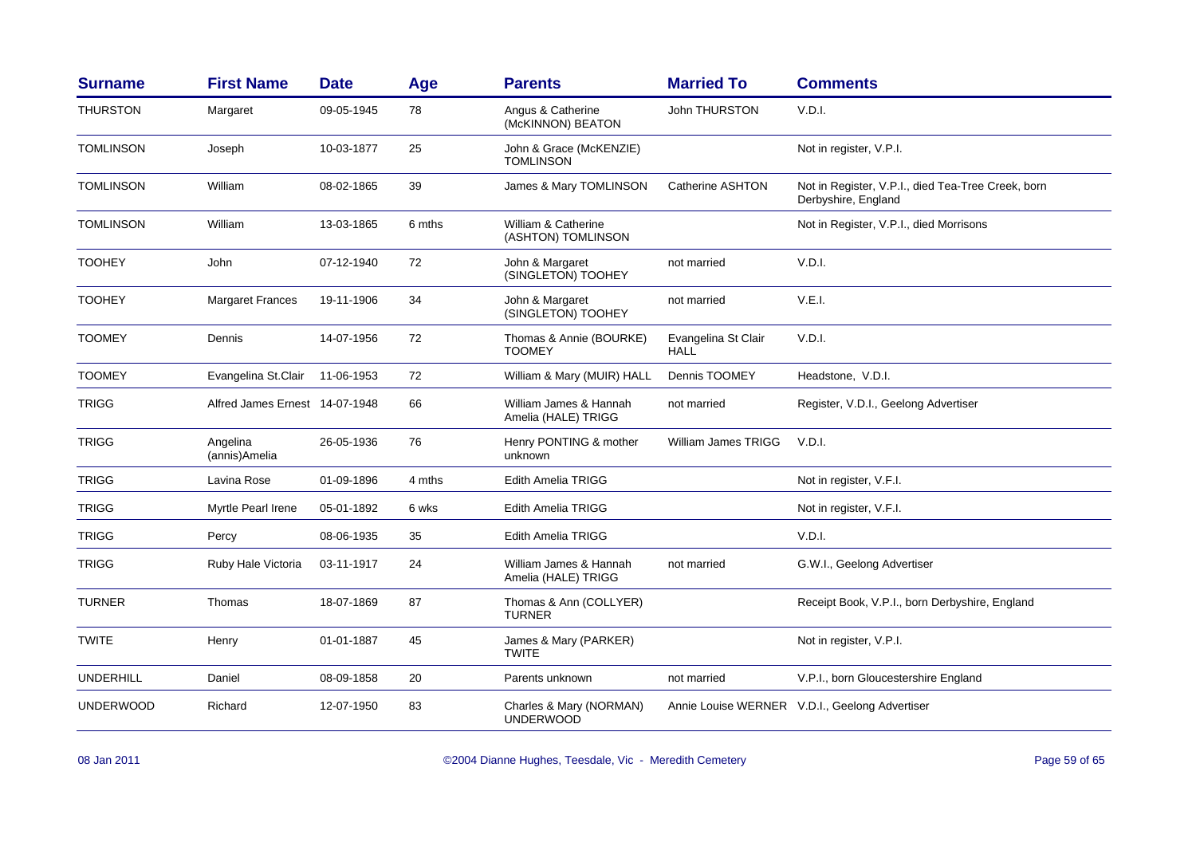| Surname | First Name | Date | Age | Parents | Married To | Comments |
|---|---|---|---|---|---|---|
| THURSTON | Margaret | 09-05-1945 | 78 | Angus & Catherine (McKINNON) BEATON | John THURSTON | V.D.I. |
| TOMLINSON | Joseph | 10-03-1877 | 25 | John & Grace (McKENZIE) TOMLINSON | | Not in register, V.P.I. |
| TOMLINSON | William | 08-02-1865 | 39 | James & Mary TOMLINSON | Catherine ASHTON | Not in Register, V.P.I., died Tea-Tree Creek, born Derbyshire, England |
| TOMLINSON | William | 13-03-1865 | 6 mths | William & Catherine (ASHTON) TOMLINSON | | Not in Register, V.P.I., died Morrisons |
| TOOHEY | John | 07-12-1940 | 72 | John & Margaret (SINGLETON) TOOHEY | not married | V.D.I. |
| TOOHEY | Margaret Frances | 19-11-1906 | 34 | John & Margaret (SINGLETON) TOOHEY | not married | V.E.I. |
| TOOMEY | Dennis | 14-07-1956 | 72 | Thomas & Annie (BOURKE) TOOMEY | Evangelina St Clair HALL | V.D.I. |
| TOOMEY | Evangelina St.Clair | 11-06-1953 | 72 | William & Mary (MUIR) HALL | Dennis TOOMEY | Headstone, V.D.I. |
| TRIGG | Alfred James Ernest | 14-07-1948 | 66 | William James & Hannah Amelia (HALE) TRIGG | not married | Register, V.D.I., Geelong Advertiser |
| TRIGG | Angelina (annis)Amelia | 26-05-1936 | 76 | Henry PONTING & mother unknown | William James TRIGG | V.D.I. |
| TRIGG | Lavina Rose | 01-09-1896 | 4 mths | Edith Amelia TRIGG | | Not in register, V.F.I. |
| TRIGG | Myrtle Pearl Irene | 05-01-1892 | 6 wks | Edith Amelia TRIGG | | Not in register, V.F.I. |
| TRIGG | Percy | 08-06-1935 | 35 | Edith Amelia TRIGG | | V.D.I. |
| TRIGG | Ruby Hale Victoria | 03-11-1917 | 24 | William James & Hannah Amelia (HALE) TRIGG | not married | G.W.I., Geelong Advertiser |
| TURNER | Thomas | 18-07-1869 | 87 | Thomas & Ann (COLLYER) TURNER | | Receipt Book, V.P.I., born Derbyshire, England |
| TWITE | Henry | 01-01-1887 | 45 | James & Mary (PARKER) TWITE | | Not in register, V.P.I. |
| UNDERHILL | Daniel | 08-09-1858 | 20 | Parents unknown | not married | V.P.I., born Gloucestershire England |
| UNDERWOOD | Richard | 12-07-1950 | 83 | Charles & Mary (NORMAN) UNDERWOOD | Annie Louise WERNER | V.D.I., Geelong Advertiser |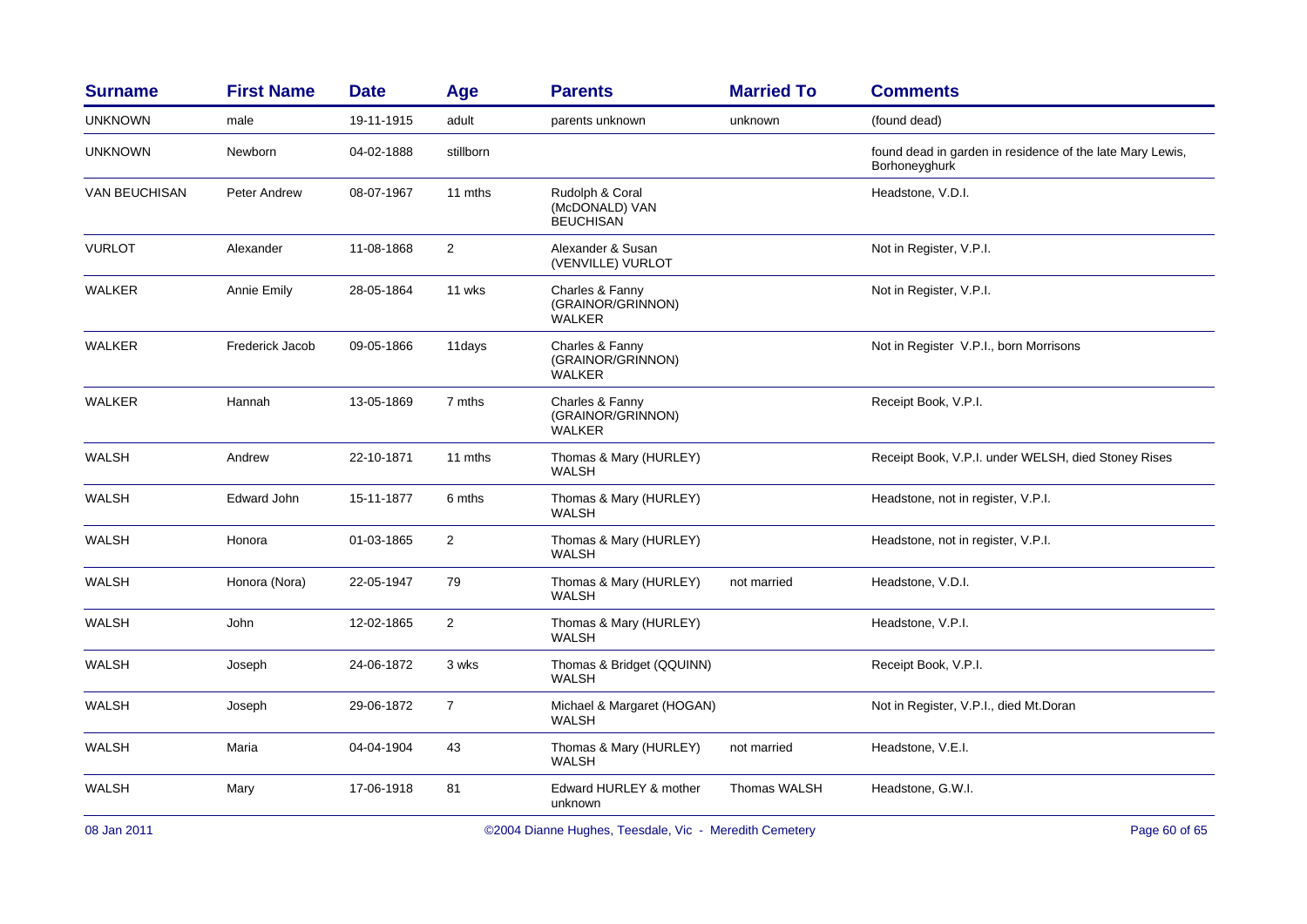| Surname | First Name | Date | Age | Parents | Married To | Comments |
|---|---|---|---|---|---|---|
| UNKNOWN | male | 19-11-1915 | adult | parents unknown | unknown | (found dead) |
| UNKNOWN | Newborn | 04-02-1888 | stillborn | | | found dead in garden in residence of the late Mary Lewis, Borhoneyghurk |
| VAN BEUCHISAN | Peter Andrew | 08-07-1967 | 11 mths | Rudolph & Coral (McDONALD) VAN BEUCHISAN | | Headstone, V.D.I. |
| VURLOT | Alexander | 11-08-1868 | 2 | Alexander & Susan (VENVILLE) VURLOT | | Not in Register, V.P.I. |
| WALKER | Annie Emily | 28-05-1864 | 11 wks | Charles & Fanny (GRAINOR/GRINNON) WALKER | | Not in Register, V.P.I. |
| WALKER | Frederick Jacob | 09-05-1866 | 11days | Charles & Fanny (GRAINOR/GRINNON) WALKER | | Not in Register V.P.I., born Morrisons |
| WALKER | Hannah | 13-05-1869 | 7 mths | Charles & Fanny (GRAINOR/GRINNON) WALKER | | Receipt Book, V.P.I. |
| WALSH | Andrew | 22-10-1871 | 11 mths | Thomas & Mary (HURLEY) WALSH | | Receipt Book, V.P.I. under WELSH, died Stoney Rises |
| WALSH | Edward John | 15-11-1877 | 6 mths | Thomas & Mary (HURLEY) WALSH | | Headstone, not in register, V.P.I. |
| WALSH | Honora | 01-03-1865 | 2 | Thomas & Mary (HURLEY) WALSH | | Headstone, not in register, V.P.I. |
| WALSH | Honora (Nora) | 22-05-1947 | 79 | Thomas & Mary (HURLEY) WALSH | not married | Headstone, V.D.I. |
| WALSH | John | 12-02-1865 | 2 | Thomas & Mary (HURLEY) WALSH | | Headstone, V.P.I. |
| WALSH | Joseph | 24-06-1872 | 3 wks | Thomas & Bridget (QQUINN) WALSH | | Receipt Book, V.P.I. |
| WALSH | Joseph | 29-06-1872 | 7 | Michael & Margaret (HOGAN) WALSH | | Not in Register, V.P.I., died Mt.Doran |
| WALSH | Maria | 04-04-1904 | 43 | Thomas & Mary (HURLEY) WALSH | not married | Headstone, V.E.I. |
| WALSH | Mary | 17-06-1918 | 81 | Edward HURLEY & mother unknown | Thomas WALSH | Headstone, G.W.I. |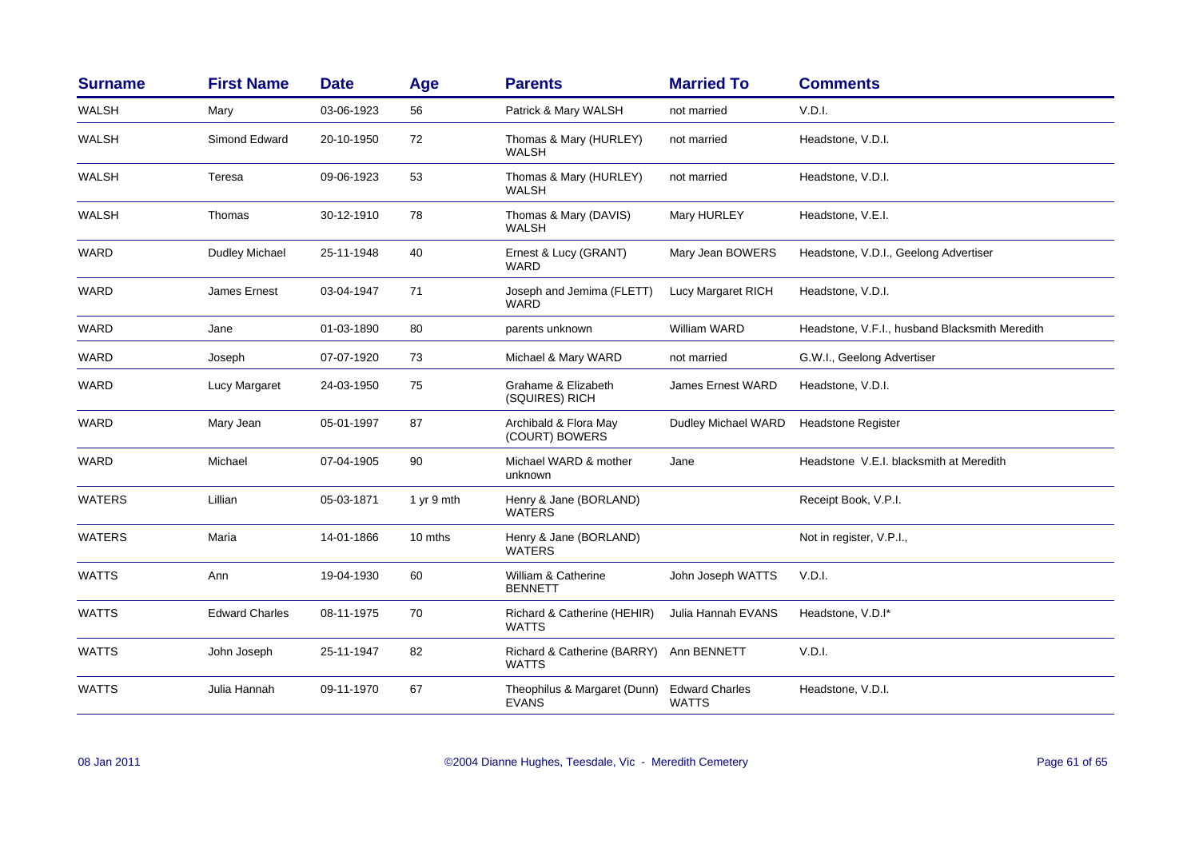| Surname | First Name | Date | Age | Parents | Married To | Comments |
|---|---|---|---|---|---|---|
| WALSH | Mary | 03-06-1923 | 56 | Patrick & Mary WALSH | not married | V.D.I. |
| WALSH | Simond Edward | 20-10-1950 | 72 | Thomas & Mary (HURLEY) WALSH | not married | Headstone, V.D.I. |
| WALSH | Teresa | 09-06-1923 | 53 | Thomas & Mary (HURLEY) WALSH | not married | Headstone, V.D.I. |
| WALSH | Thomas | 30-12-1910 | 78 | Thomas & Mary (DAVIS) WALSH | Mary HURLEY | Headstone, V.E.I. |
| WARD | Dudley Michael | 25-11-1948 | 40 | Ernest & Lucy (GRANT) WARD | Mary Jean BOWERS | Headstone, V.D.I., Geelong Advertiser |
| WARD | James Ernest | 03-04-1947 | 71 | Joseph and Jemima (FLETT) WARD | Lucy Margaret RICH | Headstone, V.D.I. |
| WARD | Jane | 01-03-1890 | 80 | parents unknown | William WARD | Headstone, V.F.I., husband Blacksmith Meredith |
| WARD | Joseph | 07-07-1920 | 73 | Michael & Mary WARD | not married | G.W.I., Geelong Advertiser |
| WARD | Lucy Margaret | 24-03-1950 | 75 | Grahame & Elizabeth (SQUIRES) RICH | James Ernest WARD | Headstone, V.D.I. |
| WARD | Mary Jean | 05-01-1997 | 87 | Archibald & Flora May (COURT) BOWERS | Dudley Michael WARD | Headstone Register |
| WARD | Michael | 07-04-1905 | 90 | Michael WARD & mother unknown | Jane | Headstone V.E.I. blacksmith at Meredith |
| WATERS | Lillian | 05-03-1871 | 1 yr 9 mth | Henry & Jane (BORLAND) WATERS | | Receipt Book, V.P.I. |
| WATERS | Maria | 14-01-1866 | 10 mths | Henry & Jane (BORLAND) WATERS | | Not in register, V.P.I., |
| WATTS | Ann | 19-04-1930 | 60 | William & Catherine BENNETT | John Joseph WATTS | V.D.I. |
| WATTS | Edward Charles | 08-11-1975 | 70 | Richard & Catherine (HEHIR) WATTS | Julia Hannah EVANS | Headstone, V.D.I* |
| WATTS | John Joseph | 25-11-1947 | 82 | Richard & Catherine (BARRY) WATTS | Ann BENNETT | V.D.I. |
| WATTS | Julia Hannah | 09-11-1970 | 67 | Theophilus & Margaret (Dunn) EVANS | Edward Charles WATTS | Headstone, V.D.I. |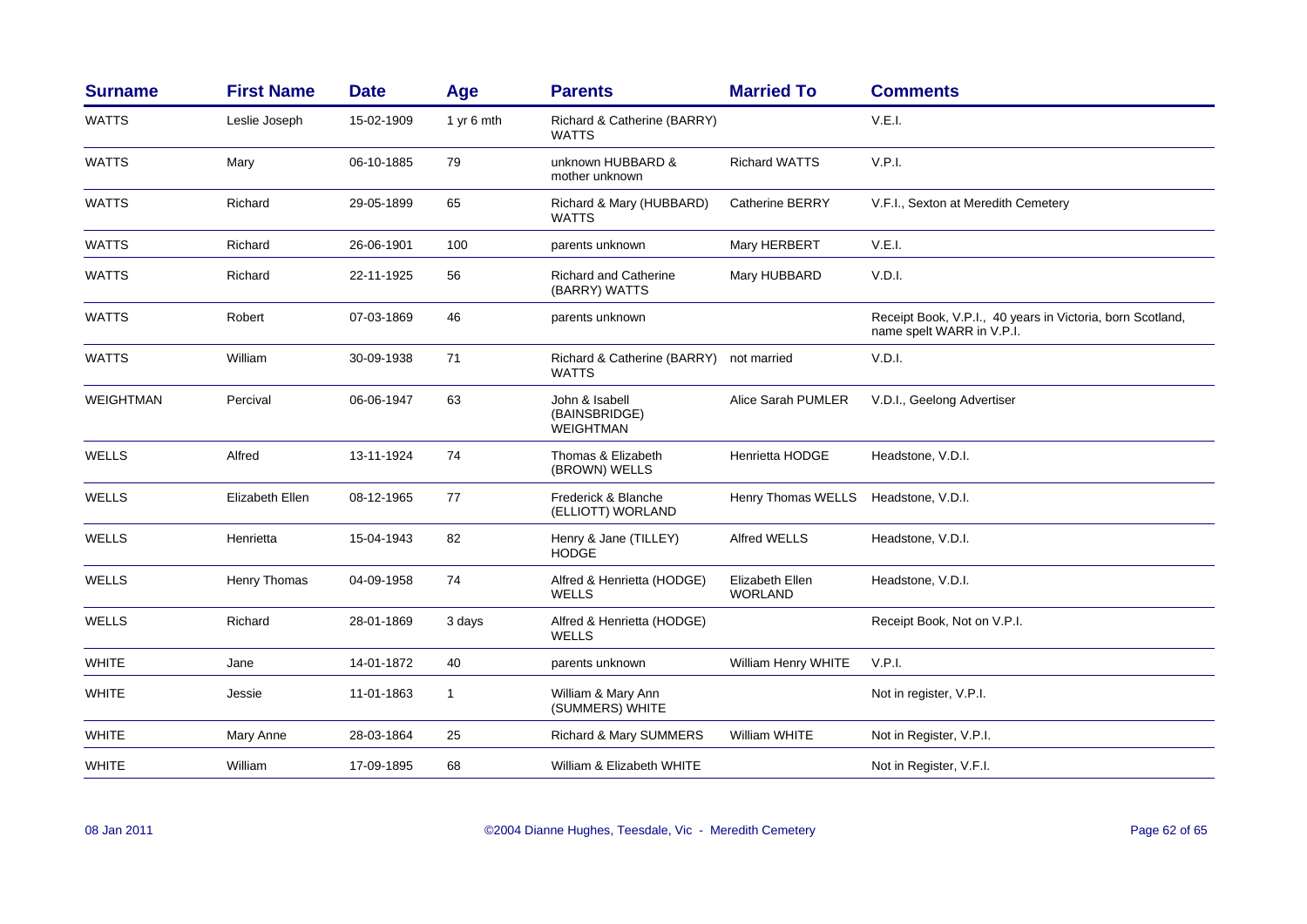| Surname | First Name | Date | Age | Parents | Married To | Comments |
|---|---|---|---|---|---|---|
| WATTS | Leslie Joseph | 15-02-1909 | 1 yr 6 mth | Richard & Catherine (BARRY) WATTS | | V.E.I. |
| WATTS | Mary | 06-10-1885 | 79 | unknown HUBBARD & mother unknown | Richard WATTS | V.P.I. |
| WATTS | Richard | 29-05-1899 | 65 | Richard & Mary (HUBBARD) WATTS | Catherine BERRY | V.F.I., Sexton at Meredith Cemetery |
| WATTS | Richard | 26-06-1901 | 100 | parents unknown | Mary HERBERT | V.E.I. |
| WATTS | Richard | 22-11-1925 | 56 | Richard and Catherine (BARRY) WATTS | Mary HUBBARD | V.D.I. |
| WATTS | Robert | 07-03-1869 | 46 | parents unknown | | Receipt Book, V.P.I., 40 years in Victoria, born Scotland, name spelt WARR in V.P.I. |
| WATTS | William | 30-09-1938 | 71 | Richard & Catherine (BARRY) WATTS | not married | V.D.I. |
| WEIGHTMAN | Percival | 06-06-1947 | 63 | John & Isabell (BAINSBRIDGE) WEIGHTMAN | Alice Sarah PUMLER | V.D.I., Geelong Advertiser |
| WELLS | Alfred | 13-11-1924 | 74 | Thomas & Elizabeth (BROWN) WELLS | Henrietta HODGE | Headstone, V.D.I. |
| WELLS | Elizabeth Ellen | 08-12-1965 | 77 | Frederick & Blanche (ELLIOTT) WORLAND | Henry Thomas WELLS | Headstone, V.D.I. |
| WELLS | Henrietta | 15-04-1943 | 82 | Henry & Jane (TILLEY) HODGE | Alfred WELLS | Headstone, V.D.I. |
| WELLS | Henry Thomas | 04-09-1958 | 74 | Alfred & Henrietta (HODGE) WELLS | Elizabeth Ellen WORLAND | Headstone, V.D.I. |
| WELLS | Richard | 28-01-1869 | 3 days | Alfred & Henrietta (HODGE) WELLS | | Receipt Book, Not on V.P.I. |
| WHITE | Jane | 14-01-1872 | 40 | parents unknown | William Henry WHITE | V.P.I. |
| WHITE | Jessie | 11-01-1863 | 1 | William & Mary Ann (SUMMERS) WHITE | | Not in register, V.P.I. |
| WHITE | Mary Anne | 28-03-1864 | 25 | Richard & Mary SUMMERS | William WHITE | Not in Register, V.P.I. |
| WHITE | William | 17-09-1895 | 68 | William & Elizabeth WHITE | | Not in Register, V.F.I. |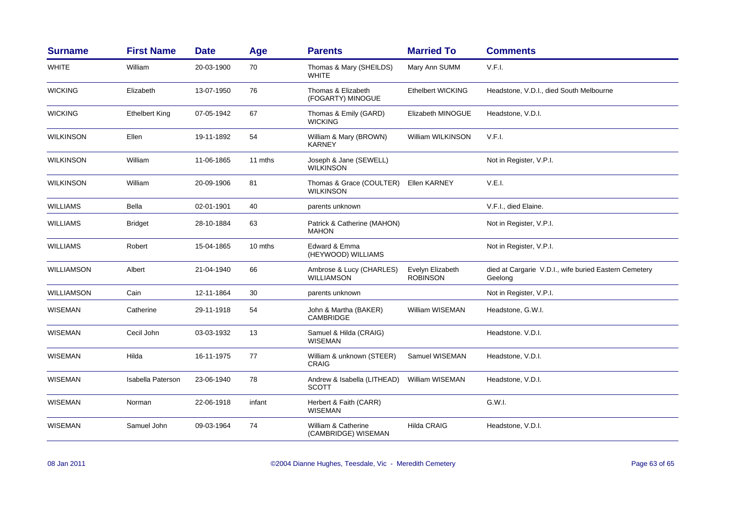| Surname | First Name | Date | Age | Parents | Married To | Comments |
|---|---|---|---|---|---|---|
| WHITE | William | 20-03-1900 | 70 | Thomas & Mary (SHEILDS) WHITE | Mary Ann SUMM | V.F.I. |
| WICKING | Elizabeth | 13-07-1950 | 76 | Thomas & Elizabeth (FOGARTY) MINOGUE | Ethelbert WICKING | Headstone, V.D.I., died South Melbourne |
| WICKING | Ethelbert King | 07-05-1942 | 67 | Thomas & Emily (GARD) WICKING | Elizabeth MINOGUE | Headstone, V.D.I. |
| WILKINSON | Ellen | 19-11-1892 | 54 | William & Mary (BROWN) KARNEY | William WILKINSON | V.F.I. |
| WILKINSON | William | 11-06-1865 | 11 mths | Joseph & Jane (SEWELL) WILKINSON | | Not in Register, V.P.I. |
| WILKINSON | William | 20-09-1906 | 81 | Thomas & Grace (COULTER) WILKINSON | Ellen KARNEY | V.E.I. |
| WILLIAMS | Bella | 02-01-1901 | 40 | parents unknown | | V.F.I., died Elaine. |
| WILLIAMS | Bridget | 28-10-1884 | 63 | Patrick & Catherine (MAHON) MAHON | | Not in Register, V.P.I. |
| WILLIAMS | Robert | 15-04-1865 | 10 mths | Edward & Emma (HEYWOOD) WILLIAMS | | Not in Register, V.P.I. |
| WILLIAMSON | Albert | 21-04-1940 | 66 | Ambrose & Lucy (CHARLES) WILLIAMSON | Evelyn Elizabeth ROBINSON | died at Cargarie V.D.I., wife buried Eastern Cemetery Geelong |
| WILLIAMSON | Cain | 12-11-1864 | 30 | parents unknown | | Not in Register, V.P.I. |
| WISEMAN | Catherine | 29-11-1918 | 54 | John & Martha (BAKER) CAMBRIDGE | William WISEMAN | Headstone, G.W.I. |
| WISEMAN | Cecil John | 03-03-1932 | 13 | Samuel & Hilda (CRAIG) WISEMAN | | Headstone. V.D.I. |
| WISEMAN | Hilda | 16-11-1975 | 77 | William & unknown (STEER) CRAIG | Samuel WISEMAN | Headstone, V.D.I. |
| WISEMAN | Isabella Paterson | 23-06-1940 | 78 | Andrew & Isabella (LITHEAD) SCOTT | William WISEMAN | Headstone, V.D.I. |
| WISEMAN | Norman | 22-06-1918 | infant | Herbert & Faith (CARR) WISEMAN | | G.W.I. |
| WISEMAN | Samuel John | 09-03-1964 | 74 | William & Catherine (CAMBRIDGE) WISEMAN | Hilda CRAIG | Headstone, V.D.I. |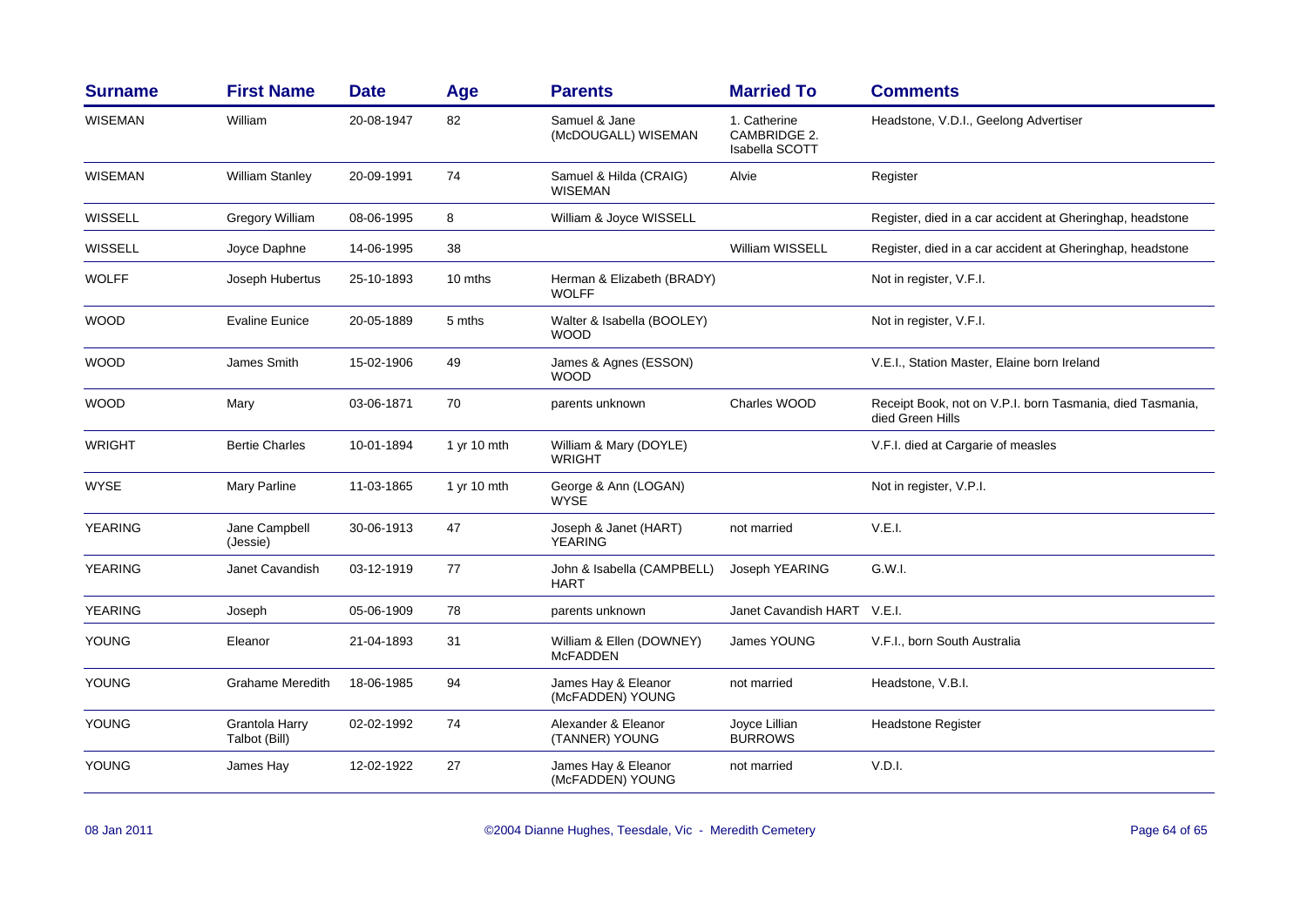| Surname | First Name | Date | Age | Parents | Married To | Comments |
|---|---|---|---|---|---|---|
| WISEMAN | William | 20-08-1947 | 82 | Samuel & Jane (McDOUGALL) WISEMAN | 1. Catherine CAMBRIDGE 2. Isabella SCOTT | Headstone, V.D.I., Geelong Advertiser |
| WISEMAN | William Stanley | 20-09-1991 | 74 | Samuel & Hilda (CRAIG) WISEMAN | Alvie | Register |
| WISSELL | Gregory William | 08-06-1995 | 8 | William & Joyce WISSELL | | Register, died in a car accident at Gheringhap, headstone |
| WISSELL | Joyce Daphne | 14-06-1995 | 38 | | William WISSELL | Register, died in a car accident at Gheringhap, headstone |
| WOLFF | Joseph Hubertus | 25-10-1893 | 10 mths | Herman & Elizabeth (BRADY) WOLFF | | Not in register, V.F.I. |
| WOOD | Evaline Eunice | 20-05-1889 | 5 mths | Walter & Isabella (BOOLEY) WOOD | | Not in register, V.F.I. |
| WOOD | James Smith | 15-02-1906 | 49 | James & Agnes (ESSON) WOOD | | V.E.I., Station Master, Elaine born Ireland |
| WOOD | Mary | 03-06-1871 | 70 | parents unknown | Charles WOOD | Receipt Book, not on V.P.I. born Tasmania, died Tasmania, died Green Hills |
| WRIGHT | Bertie Charles | 10-01-1894 | 1 yr 10 mth | William & Mary (DOYLE) WRIGHT | | V.F.I. died at Cargarie of measles |
| WYSE | Mary Parline | 11-03-1865 | 1 yr 10 mth | George & Ann (LOGAN) WYSE | | Not in register, V.P.I. |
| YEARING | Jane Campbell (Jessie) | 30-06-1913 | 47 | Joseph & Janet (HART) YEARING | not married | V.E.I. |
| YEARING | Janet Cavandish | 03-12-1919 | 77 | John & Isabella (CAMPBELL) HART | Joseph YEARING | G.W.I. |
| YEARING | Joseph | 05-06-1909 | 78 | parents unknown | Janet Cavandish HART | V.E.I. |
| YOUNG | Eleanor | 21-04-1893 | 31 | William & Ellen (DOWNEY) McFADDEN | James YOUNG | V.F.I., born South Australia |
| YOUNG | Grahame Meredith | 18-06-1985 | 94 | James Hay & Eleanor (McFADDEN) YOUNG | not married | Headstone, V.B.I. |
| YOUNG | Grantola Harry Talbot (Bill) | 02-02-1992 | 74 | Alexander & Eleanor (TANNER) YOUNG | Joyce Lillian BURROWS | Headstone Register |
| YOUNG | James Hay | 12-02-1922 | 27 | James Hay & Eleanor (McFADDEN) YOUNG | not married | V.D.I. |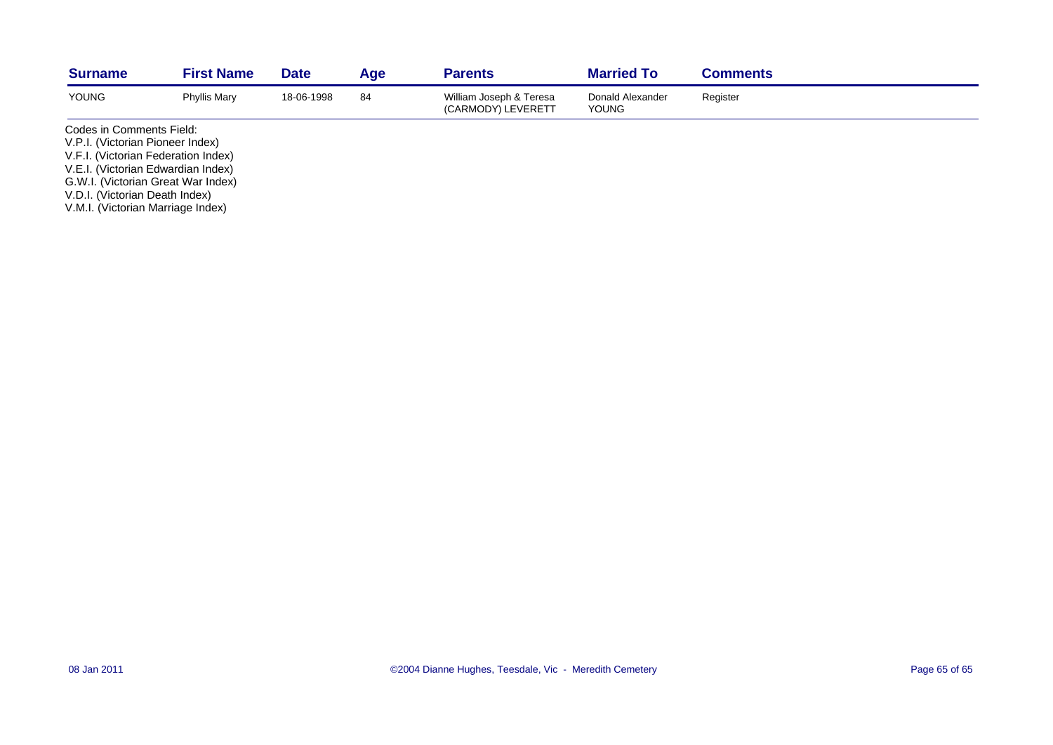| Surname | First Name | Date | Age | Parents | Married To | Comments |
|---|---|---|---|---|---|---|
| YOUNG | Phyllis Mary | 18-06-1998 | 84 | William Joseph & Teresa (CARMODY) LEVERETT | Donald Alexander YOUNG | Register |

Codes in Comments Field:
V.P.I. (Victorian Pioneer Index)
V.F.I. (Victorian Federation Index)
V.E.I. (Victorian Edwardian Index)
G.W.I. (Victorian Great War Index)
V.D.I. (Victorian Death Index)
V.M.I. (Victorian Marriage Index)